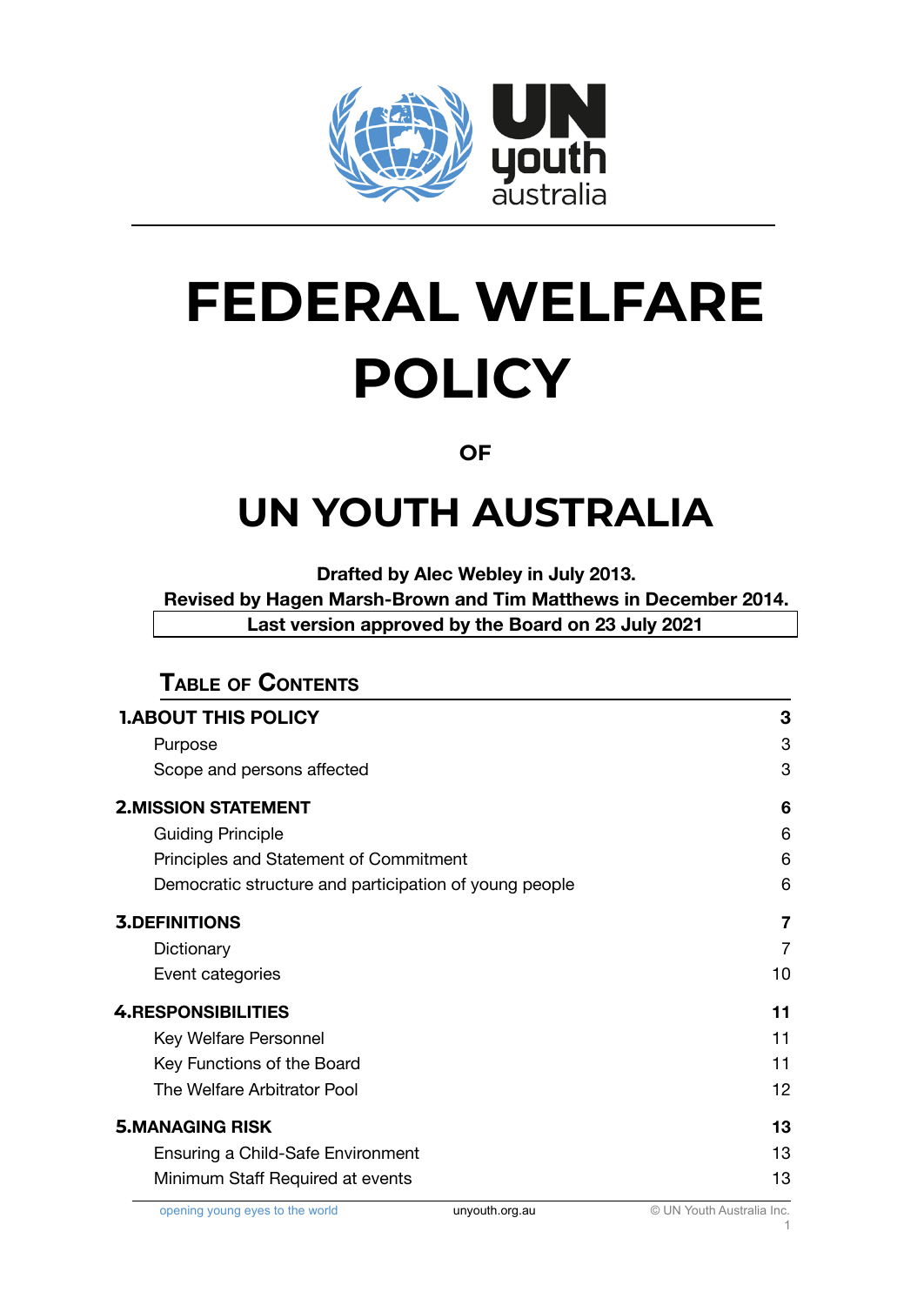# FEDERAL WELFARE POLICY

**OF**

# UN YOUTH AUSTRALIA

**Drafted by Alec Webley in July 2013.**
**Revised by Hagen Marsh-Brown and Tim Matthews in December 2014.**
**Last version approved by the Board on 23 July 2021**

## Table of Contents

| | |
|---|---|
| **1.ABOUT THIS POLICY** | **3** |
| Purpose | 3 |
| Scope and persons affected | 3 |
| **2.MISSION STATEMENT** | **6** |
| Guiding Principle | 6 |
| Principles and Statement of Commitment | 6 |
| Democratic structure and participation of young people | 6 |
| **3.DEFINITIONS** | **7** |
| Dictionary | 7 |
| Event categories | 10 |
| **4.RESPONSIBILITIES** | **11** |
| Key Welfare Personnel | 11 |
| Key Functions of the Board | 11 |
| The Welfare Arbitrator Pool | 12 |
| **5.MANAGING RISK** | **13** |
| Ensuring a Child-Safe Environment | 13 |
| Minimum Staff Required at events | 13 |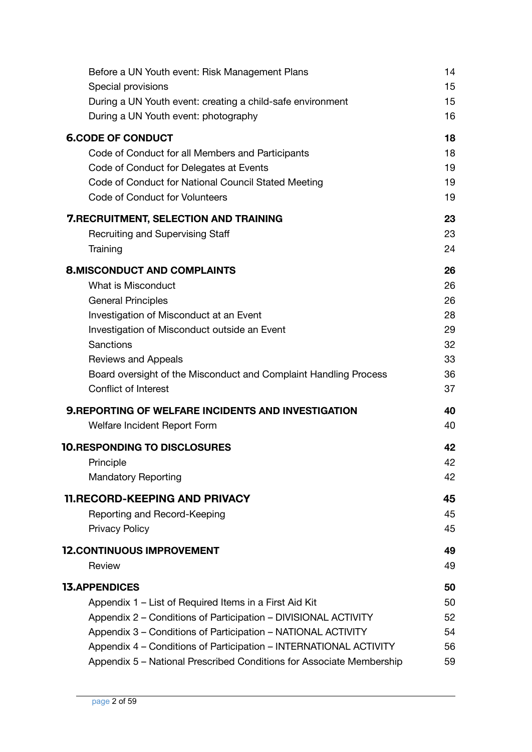| | |
|---|---|
| Before a UN Youth event: Risk Management Plans | 14 |
| Special provisions | 15 |
| During a UN Youth event: creating a child-safe environment | 15 |
| During a UN Youth event: photography | 16 |
| **6.CODE OF CONDUCT** | **18** |
| Code of Conduct for all Members and Participants | 18 |
| Code of Conduct for Delegates at Events | 19 |
| Code of Conduct for National Council Stated Meeting | 19 |
| Code of Conduct for Volunteers | 19 |
| **7.RECRUITMENT, SELECTION AND TRAINING** | **23** |
| Recruiting and Supervising Staff | 23 |
| Training | 24 |
| **8.MISCONDUCT AND COMPLAINTS** | **26** |
| What is Misconduct | 26 |
| General Principles | 26 |
| Investigation of Misconduct at an Event | 28 |
| Investigation of Misconduct outside an Event | 29 |
| Sanctions | 32 |
| Reviews and Appeals | 33 |
| Board oversight of the Misconduct and Complaint Handling Process | 36 |
| Conflict of Interest | 37 |
| **9.REPORTING OF WELFARE INCIDENTS AND INVESTIGATION** | **40** |
| Welfare Incident Report Form | 40 |
| **10.RESPONDING TO DISCLOSURES** | **42** |
| Principle | 42 |
| Mandatory Reporting | 42 |
| **11.RECORD-KEEPING AND PRIVACY** | **45** |
| Reporting and Record-Keeping | 45 |
| Privacy Policy | 45 |
| **12.CONTINUOUS IMPROVEMENT** | **49** |
| Review | 49 |
| **13.APPENDICES** | **50** |
| Appendix 1 – List of Required Items in a First Aid Kit | 50 |
| Appendix 2 – Conditions of Participation – DIVISIONAL ACTIVITY | 52 |
| Appendix 3 – Conditions of Participation – NATIONAL ACTIVITY | 54 |
| Appendix 4 – Conditions of Participation – INTERNATIONAL ACTIVITY | 56 |
| Appendix 5 – National Prescribed Conditions for Associate Membership | 59 |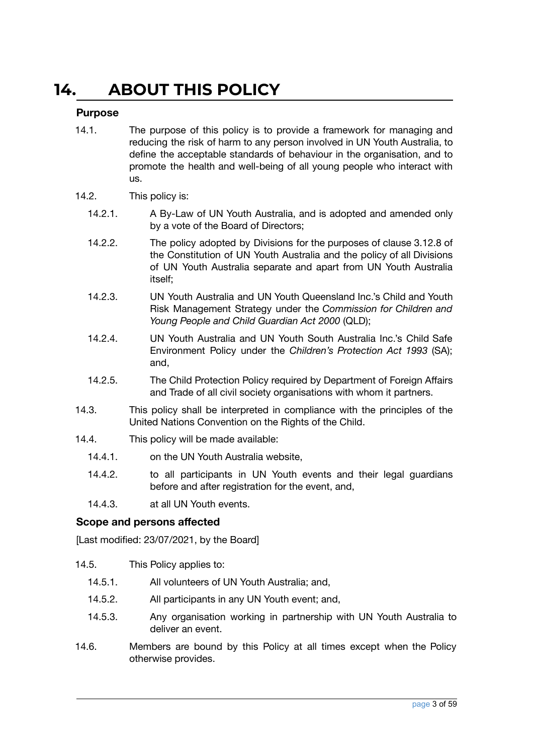# 14. ABOUT THIS POLICY

### Purpose

14.1. The purpose of this policy is to provide a framework for managing and reducing the risk of harm to any person involved in UN Youth Australia, to define the acceptable standards of behaviour in the organisation, and to promote the health and well-being of all young people who interact with us.

14.2. This policy is:

- 14.2.1. A By-Law of UN Youth Australia, and is adopted and amended only by a vote of the Board of Directors;
- 14.2.2. The policy adopted by Divisions for the purposes of clause 3.12.8 of the Constitution of UN Youth Australia and the policy of all Divisions of UN Youth Australia separate and apart from UN Youth Australia itself;
- 14.2.3. UN Youth Australia and UN Youth Queensland Inc.'s Child and Youth Risk Management Strategy under the *Commission for Children and Young People and Child Guardian Act 2000* (QLD);
- 14.2.4. UN Youth Australia and UN Youth South Australia Inc.'s Child Safe Environment Policy under the *Children's Protection Act 1993* (SA); and,
- 14.2.5. The Child Protection Policy required by Department of Foreign Affairs and Trade of all civil society organisations with whom it partners.

14.3. This policy shall be interpreted in compliance with the principles of the United Nations Convention on the Rights of the Child.

14.4. This policy will be made available:

- 14.4.1. on the UN Youth Australia website,
- 14.4.2. to all participants in UN Youth events and their legal guardians before and after registration for the event, and,
- 14.4.3. at all UN Youth events.

### Scope and persons affected

[Last modified: 23/07/2021, by the Board]

14.5. This Policy applies to:

- 14.5.1. All volunteers of UN Youth Australia; and,
- 14.5.2. All participants in any UN Youth event; and,
- 14.5.3. Any organisation working in partnership with UN Youth Australia to deliver an event.

14.6. Members are bound by this Policy at all times except when the Policy otherwise provides.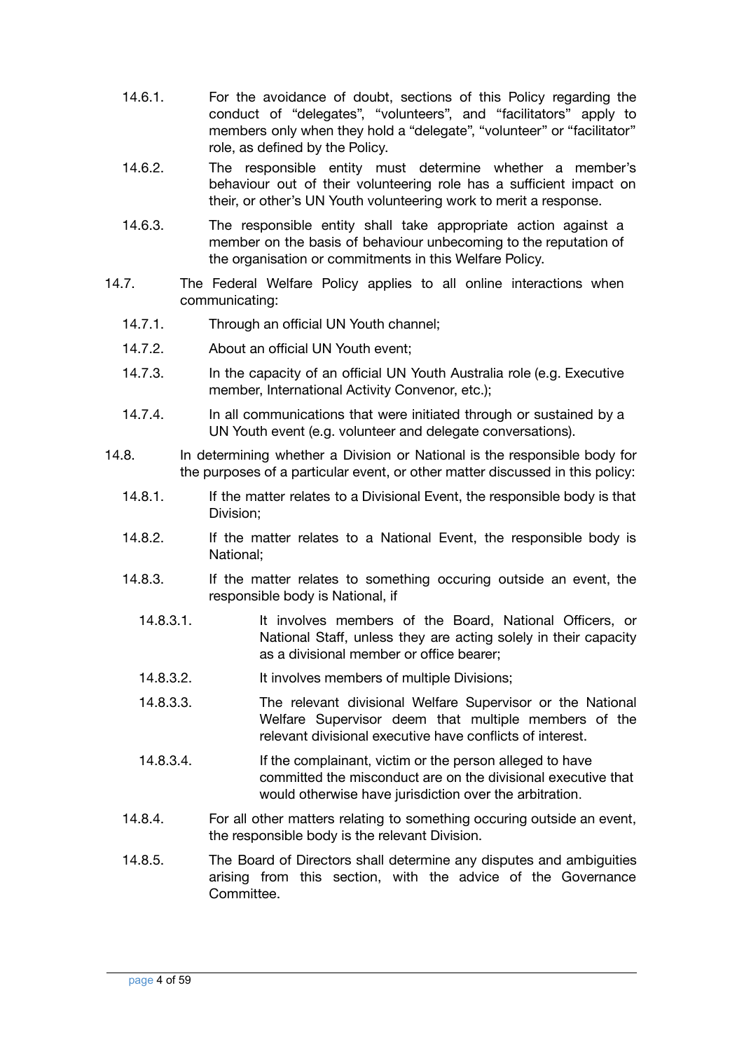14.6.1. For the avoidance of doubt, sections of this Policy regarding the conduct of "delegates", "volunteers", and "facilitators" apply to members only when they hold a "delegate", "volunteer" or "facilitator" role, as defined by the Policy.

14.6.2. The responsible entity must determine whether a member's behaviour out of their volunteering role has a sufficient impact on their, or other's UN Youth volunteering work to merit a response.

14.6.3. The responsible entity shall take appropriate action against a member on the basis of behaviour unbecoming to the reputation of the organisation or commitments in this Welfare Policy.

14.7. The Federal Welfare Policy applies to all online interactions when communicating:

14.7.1. Through an official UN Youth channel;

14.7.2. About an official UN Youth event;

14.7.3. In the capacity of an official UN Youth Australia role (e.g. Executive member, International Activity Convenor, etc.);

14.7.4. In all communications that were initiated through or sustained by a UN Youth event (e.g. volunteer and delegate conversations).

14.8. In determining whether a Division or National is the responsible body for the purposes of a particular event, or other matter discussed in this policy:

14.8.1. If the matter relates to a Divisional Event, the responsible body is that Division;

14.8.2. If the matter relates to a National Event, the responsible body is National;

14.8.3. If the matter relates to something occuring outside an event, the responsible body is National, if

14.8.3.1. It involves members of the Board, National Officers, or National Staff, unless they are acting solely in their capacity as a divisional member or office bearer;

14.8.3.2. It involves members of multiple Divisions;

14.8.3.3. The relevant divisional Welfare Supervisor or the National Welfare Supervisor deem that multiple members of the relevant divisional executive have conflicts of interest.

14.8.3.4. If the complainant, victim or the person alleged to have committed the misconduct are on the divisional executive that would otherwise have jurisdiction over the arbitration.

14.8.4. For all other matters relating to something occuring outside an event, the responsible body is the relevant Division.

14.8.5. The Board of Directors shall determine any disputes and ambiguities arising from this section, with the advice of the Governance Committee.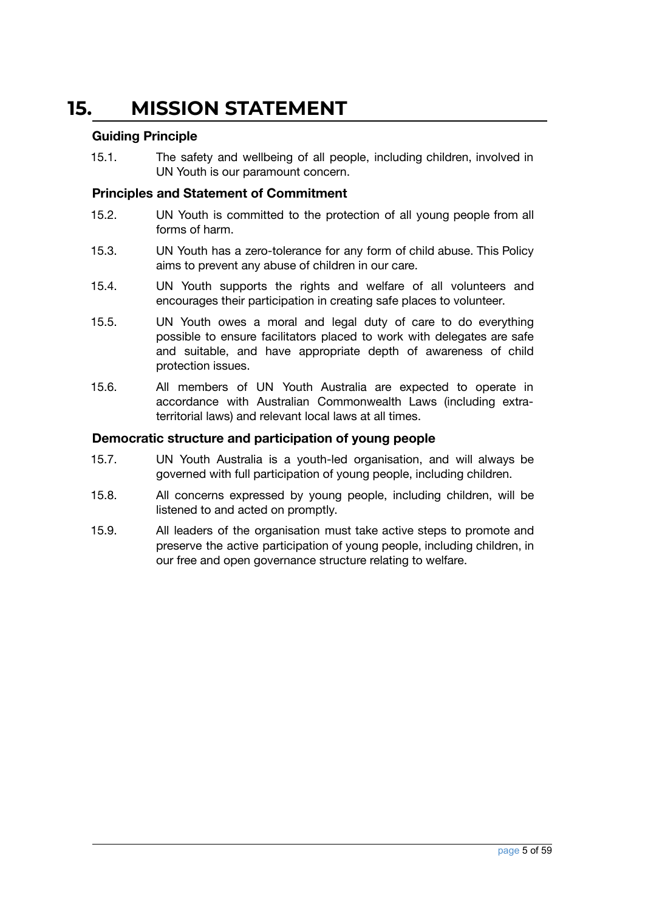# 15. MISSION STATEMENT

### Guiding Principle

15.1. The safety and wellbeing of all people, including children, involved in UN Youth is our paramount concern.

### Principles and Statement of Commitment

15.2. UN Youth is committed to the protection of all young people from all forms of harm.

15.3. UN Youth has a zero-tolerance for any form of child abuse. This Policy aims to prevent any abuse of children in our care.

15.4. UN Youth supports the rights and welfare of all volunteers and encourages their participation in creating safe places to volunteer.

15.5. UN Youth owes a moral and legal duty of care to do everything possible to ensure facilitators placed to work with delegates are safe and suitable, and have appropriate depth of awareness of child protection issues.

15.6. All members of UN Youth Australia are expected to operate in accordance with Australian Commonwealth Laws (including extra-territorial laws) and relevant local laws at all times.

### Democratic structure and participation of young people

15.7. UN Youth Australia is a youth-led organisation, and will always be governed with full participation of young people, including children.

15.8. All concerns expressed by young people, including children, will be listened to and acted on promptly.

15.9. All leaders of the organisation must take active steps to promote and preserve the active participation of young people, including children, in our free and open governance structure relating to welfare.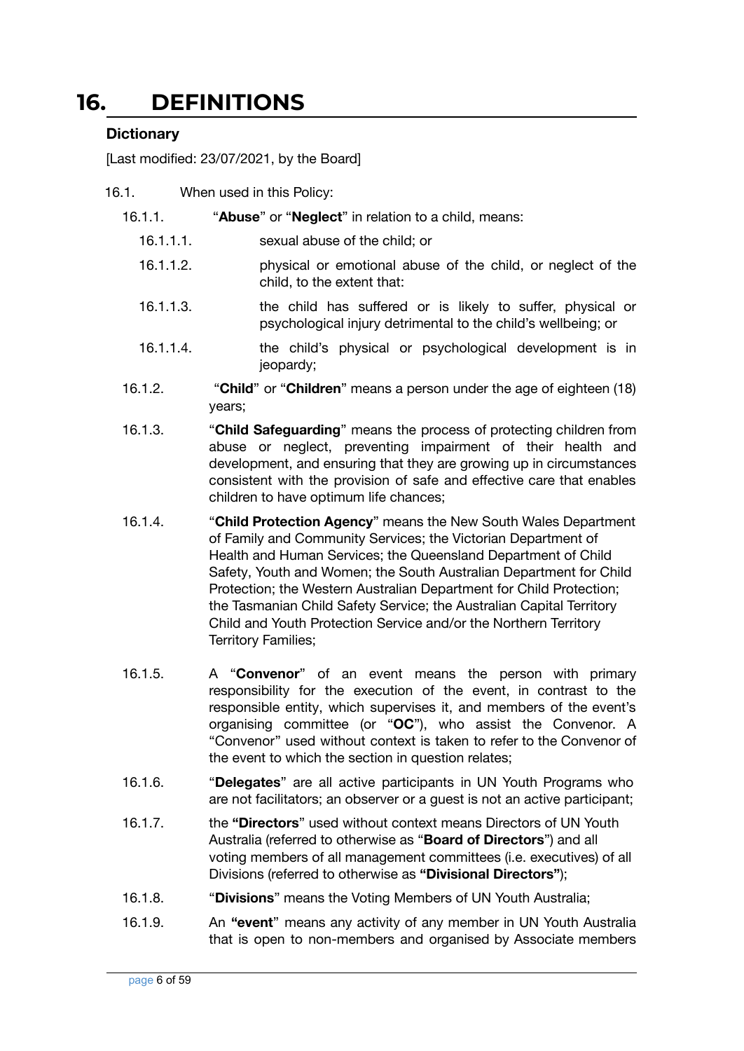# 16. DEFINITIONS

**Dictionary**

[Last modified: 23/07/2021, by the Board]

16.1. When used in this Policy:

16.1.1. "**Abuse**" or "**Neglect**" in relation to a child, means:

16.1.1.1. sexual abuse of the child; or

16.1.1.2. physical or emotional abuse of the child, or neglect of the child, to the extent that:

16.1.1.3. the child has suffered or is likely to suffer, physical or psychological injury detrimental to the child's wellbeing; or

16.1.1.4. the child's physical or psychological development is in jeopardy;

16.1.2. "**Child**" or "**Children**" means a person under the age of eighteen (18) years;

16.1.3. "**Child Safeguarding**" means the process of protecting children from abuse or neglect, preventing impairment of their health and development, and ensuring that they are growing up in circumstances consistent with the provision of safe and effective care that enables children to have optimum life chances;

16.1.4. "**Child Protection Agency**" means the New South Wales Department of Family and Community Services; the Victorian Department of Health and Human Services; the Queensland Department of Child Safety, Youth and Women; the South Australian Department for Child Protection; the Western Australian Department for Child Protection; the Tasmanian Child Safety Service; the Australian Capital Territory Child and Youth Protection Service and/or the Northern Territory Territory Families;

16.1.5. A "**Convenor**" of an event means the person with primary responsibility for the execution of the event, in contrast to the responsible entity, which supervises it, and members of the event's organising committee (or "**OC**"), who assist the Convenor. A "Convenor" used without context is taken to refer to the Convenor of the event to which the section in question relates;

16.1.6. "**Delegates**" are all active participants in UN Youth Programs who are not facilitators; an observer or a guest is not an active participant;

16.1.7. the **"Directors**" used without context means Directors of UN Youth Australia (referred to otherwise as "**Board of Directors**") and all voting members of all management committees (i.e. executives) of all Divisions (referred to otherwise as **"Divisional Directors"**);

16.1.8. "**Divisions**" means the Voting Members of UN Youth Australia;

16.1.9. An **"event**" means any activity of any member in UN Youth Australia that is open to non-members and organised by Associate members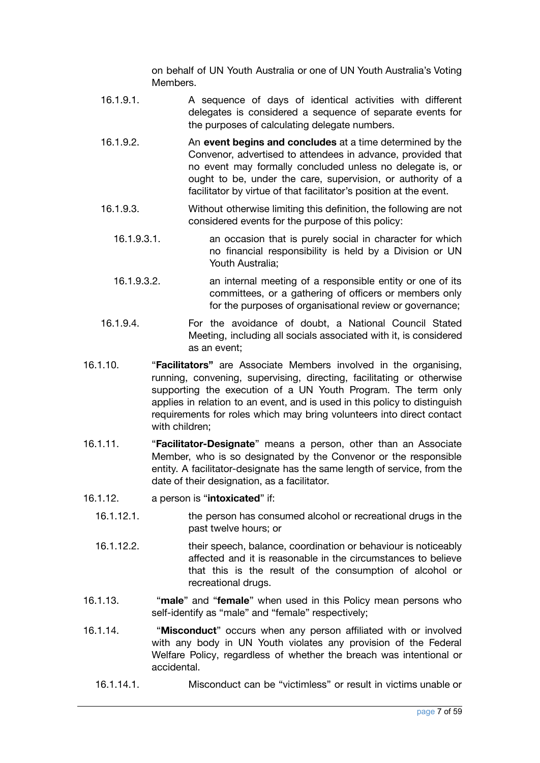on behalf of UN Youth Australia or one of UN Youth Australia's Voting Members.

16.1.9.1. A sequence of days of identical activities with different delegates is considered a sequence of separate events for the purposes of calculating delegate numbers.

16.1.9.2. An **event begins and concludes** at a time determined by the Convenor, advertised to attendees in advance, provided that no event may formally concluded unless no delegate is, or ought to be, under the care, supervision, or authority of a facilitator by virtue of that facilitator's position at the event.

16.1.9.3. Without otherwise limiting this definition, the following are not considered events for the purpose of this policy:

16.1.9.3.1. an occasion that is purely social in character for which no financial responsibility is held by a Division or UN Youth Australia;

16.1.9.3.2. an internal meeting of a responsible entity or one of its committees, or a gathering of officers or members only for the purposes of organisational review or governance;

16.1.9.4. For the avoidance of doubt, a National Council Stated Meeting, including all socials associated with it, is considered as an event;

16.1.10. "**Facilitators"** are Associate Members involved in the organising, running, convening, supervising, directing, facilitating or otherwise supporting the execution of a UN Youth Program. The term only applies in relation to an event, and is used in this policy to distinguish requirements for roles which may bring volunteers into direct contact with children;

16.1.11. "**Facilitator-Designate**" means a person, other than an Associate Member, who is so designated by the Convenor or the responsible entity. A facilitator-designate has the same length of service, from the date of their designation, as a facilitator.

16.1.12. a person is "**intoxicated**" if:

16.1.12.1. the person has consumed alcohol or recreational drugs in the past twelve hours; or

16.1.12.2. their speech, balance, coordination or behaviour is noticeably affected and it is reasonable in the circumstances to believe that this is the result of the consumption of alcohol or recreational drugs.

16.1.13. "**male**" and "**female**" when used in this Policy mean persons who self-identify as "male" and "female" respectively;

16.1.14. "**Misconduct**" occurs when any person affiliated with or involved with any body in UN Youth violates any provision of the Federal Welfare Policy, regardless of whether the breach was intentional or accidental.

16.1.14.1. Misconduct can be "victimless" or result in victims unable or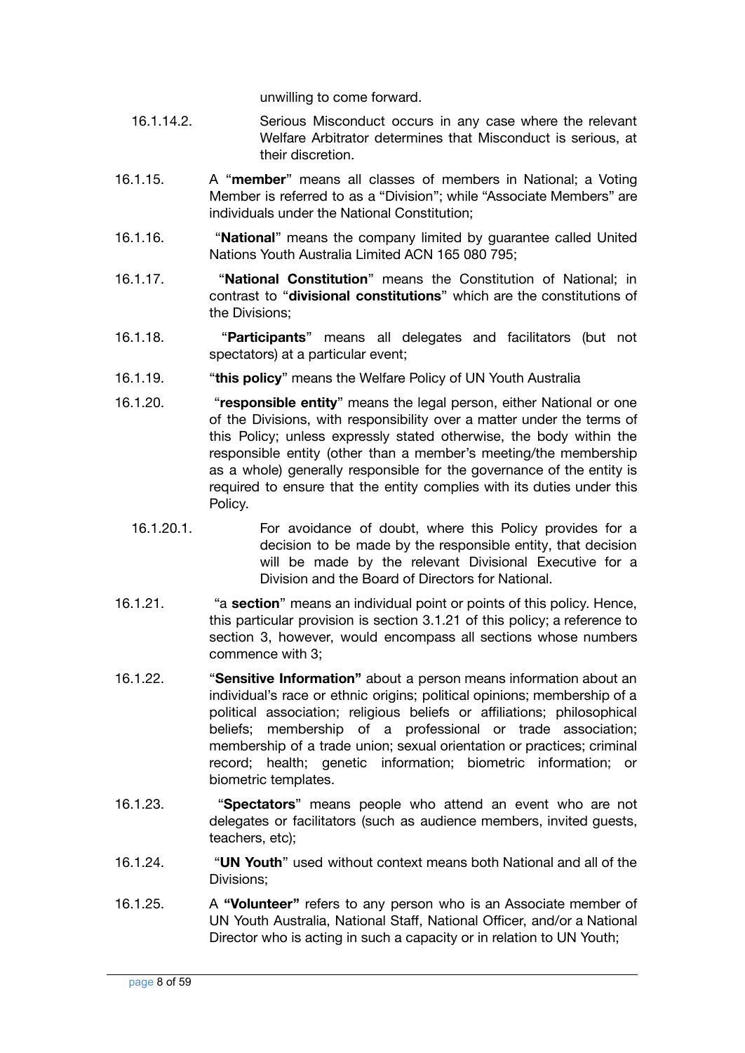unwilling to come forward.

16.1.14.2. Serious Misconduct occurs in any case where the relevant Welfare Arbitrator determines that Misconduct is serious, at their discretion.

16.1.15. A "**member**" means all classes of members in National; a Voting Member is referred to as a "Division"; while "Associate Members" are individuals under the National Constitution;

16.1.16. "**National**" means the company limited by guarantee called United Nations Youth Australia Limited ACN 165 080 795;

16.1.17. "**National Constitution**" means the Constitution of National; in contrast to "**divisional constitutions**" which are the constitutions of the Divisions;

16.1.18. "**Participants**" means all delegates and facilitators (but not spectators) at a particular event;

16.1.19. "**this policy**" means the Welfare Policy of UN Youth Australia

16.1.20. "**responsible entity**" means the legal person, either National or one of the Divisions, with responsibility over a matter under the terms of this Policy; unless expressly stated otherwise, the body within the responsible entity (other than a member's meeting/the membership as a whole) generally responsible for the governance of the entity is required to ensure that the entity complies with its duties under this Policy.

16.1.20.1. For avoidance of doubt, where this Policy provides for a decision to be made by the responsible entity, that decision will be made by the relevant Divisional Executive for a Division and the Board of Directors for National.

16.1.21. "a **section**" means an individual point or points of this policy. Hence, this particular provision is section 3.1.21 of this policy; a reference to section 3, however, would encompass all sections whose numbers commence with 3;

16.1.22. "**Sensitive Information"** about a person means information about an individual's race or ethnic origins; political opinions; membership of a political association; religious beliefs or affiliations; philosophical beliefs; membership of a professional or trade association; membership of a trade union; sexual orientation or practices; criminal record; health; genetic information; biometric information; or biometric templates.

16.1.23. "**Spectators**" means people who attend an event who are not delegates or facilitators (such as audience members, invited guests, teachers, etc);

16.1.24. "**UN Youth**" used without context means both National and all of the Divisions;

16.1.25. A **"Volunteer"** refers to any person who is an Associate member of UN Youth Australia, National Staff, National Officer, and/or a National Director who is acting in such a capacity or in relation to UN Youth;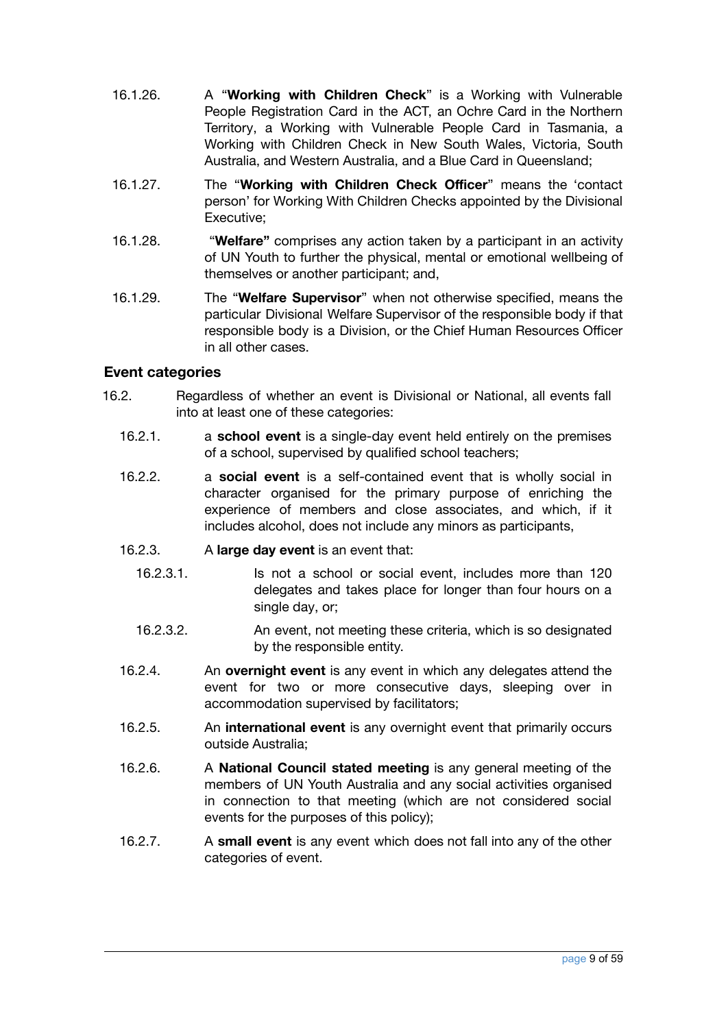16.1.26. A "**Working with Children Check**" is a Working with Vulnerable People Registration Card in the ACT, an Ochre Card in the Northern Territory, a Working with Vulnerable People Card in Tasmania, a Working with Children Check in New South Wales, Victoria, South Australia, and Western Australia, and a Blue Card in Queensland;

16.1.27. The "**Working with Children Check Officer**" means the 'contact person' for Working With Children Checks appointed by the Divisional Executive;

16.1.28. "**Welfare"** comprises any action taken by a participant in an activity of UN Youth to further the physical, mental or emotional wellbeing of themselves or another participant; and,

16.1.29. The "**Welfare Supervisor**" when not otherwise specified, means the particular Divisional Welfare Supervisor of the responsible body if that responsible body is a Division, or the Chief Human Resources Officer in all other cases.

### Event categories

16.2. Regardless of whether an event is Divisional or National, all events fall into at least one of these categories:

16.2.1. a **school event** is a single-day event held entirely on the premises of a school, supervised by qualified school teachers;

16.2.2. a **social event** is a self-contained event that is wholly social in character organised for the primary purpose of enriching the experience of members and close associates, and which, if it includes alcohol, does not include any minors as participants,

16.2.3. A **large day event** is an event that:

16.2.3.1. Is not a school or social event, includes more than 120 delegates and takes place for longer than four hours on a single day, or;

16.2.3.2. An event, not meeting these criteria, which is so designated by the responsible entity.

16.2.4. An **overnight event** is any event in which any delegates attend the event for two or more consecutive days, sleeping over in accommodation supervised by facilitators;

16.2.5. An **international event** is any overnight event that primarily occurs outside Australia;

16.2.6. A **National Council stated meeting** is any general meeting of the members of UN Youth Australia and any social activities organised in connection to that meeting (which are not considered social events for the purposes of this policy);

16.2.7. A **small event** is any event which does not fall into any of the other categories of event.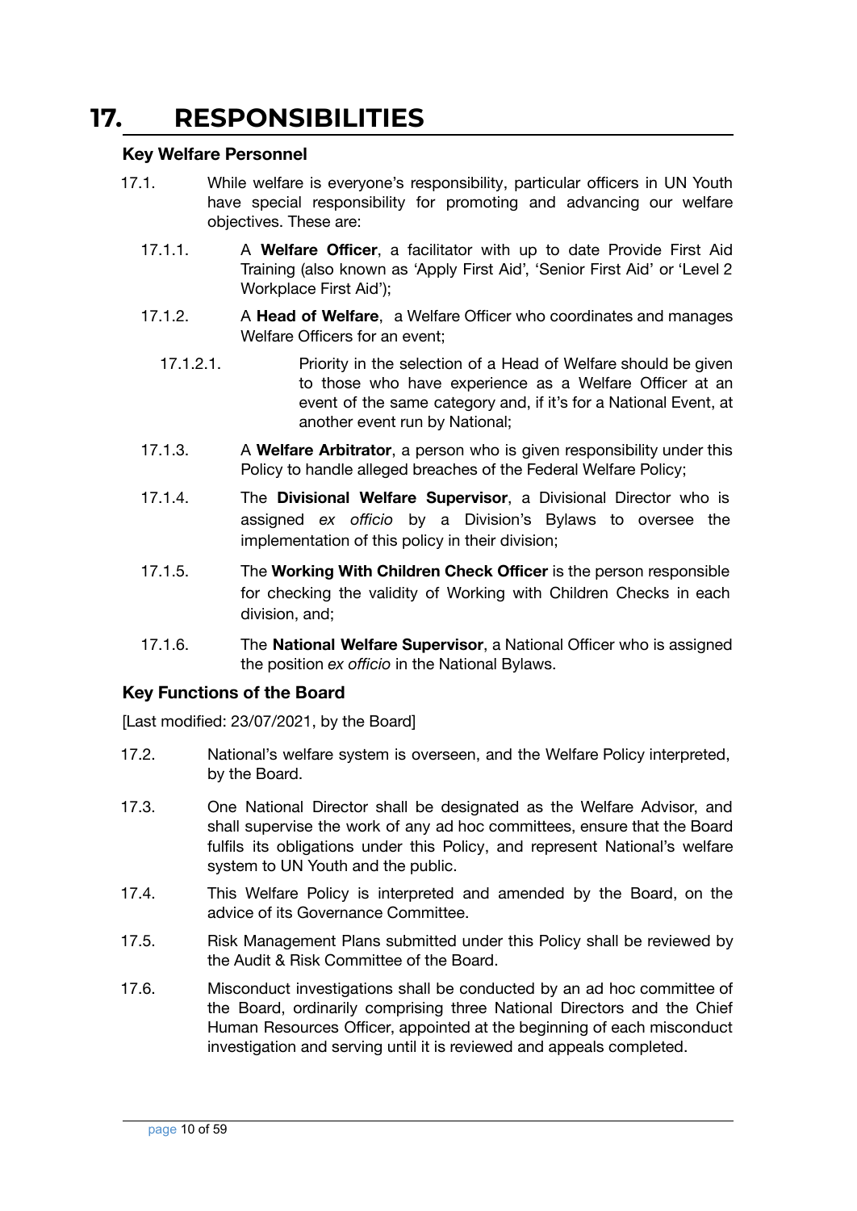# 17. RESPONSIBILITIES

### Key Welfare Personnel

17.1. While welfare is everyone's responsibility, particular officers in UN Youth have special responsibility for promoting and advancing our welfare objectives. These are:

17.1.1. A **Welfare Officer**, a facilitator with up to date Provide First Aid Training (also known as 'Apply First Aid', 'Senior First Aid' or 'Level 2 Workplace First Aid');

17.1.2. A **Head of Welfare**, a Welfare Officer who coordinates and manages Welfare Officers for an event;

17.1.2.1. Priority in the selection of a Head of Welfare should be given to those who have experience as a Welfare Officer at an event of the same category and, if it's for a National Event, at another event run by National;

17.1.3. A **Welfare Arbitrator**, a person who is given responsibility under this Policy to handle alleged breaches of the Federal Welfare Policy;

17.1.4. The **Divisional Welfare Supervisor**, a Divisional Director who is assigned *ex officio* by a Division's Bylaws to oversee the implementation of this policy in their division;

17.1.5. The **Working With Children Check Officer** is the person responsible for checking the validity of Working with Children Checks in each division, and;

17.1.6. The **National Welfare Supervisor**, a National Officer who is assigned the position *ex officio* in the National Bylaws.

### Key Functions of the Board

[Last modified: 23/07/2021, by the Board]

17.2. National's welfare system is overseen, and the Welfare Policy interpreted, by the Board.

17.3. One National Director shall be designated as the Welfare Advisor, and shall supervise the work of any ad hoc committees, ensure that the Board fulfils its obligations under this Policy, and represent National's welfare system to UN Youth and the public.

17.4. This Welfare Policy is interpreted and amended by the Board, on the advice of its Governance Committee.

17.5. Risk Management Plans submitted under this Policy shall be reviewed by the Audit & Risk Committee of the Board.

17.6. Misconduct investigations shall be conducted by an ad hoc committee of the Board, ordinarily comprising three National Directors and the Chief Human Resources Officer, appointed at the beginning of each misconduct investigation and serving until it is reviewed and appeals completed.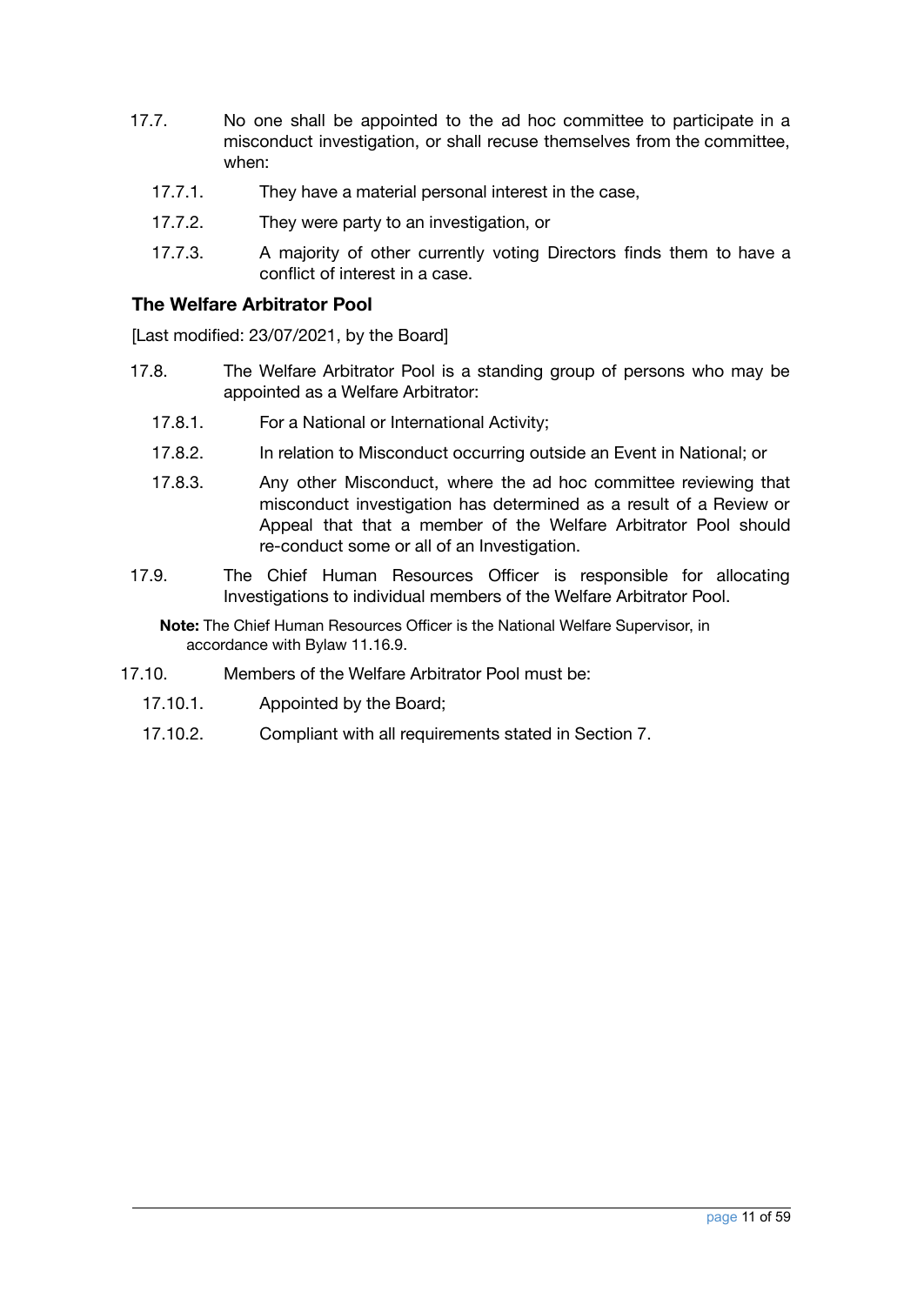17.7. No one shall be appointed to the ad hoc committee to participate in a misconduct investigation, or shall recuse themselves from the committee, when:

17.7.1. They have a material personal interest in the case,

17.7.2. They were party to an investigation, or

17.7.3. A majority of other currently voting Directors finds them to have a conflict of interest in a case.

### The Welfare Arbitrator Pool

[Last modified: 23/07/2021, by the Board]

17.8. The Welfare Arbitrator Pool is a standing group of persons who may be appointed as a Welfare Arbitrator:

17.8.1. For a National or International Activity;

17.8.2. In relation to Misconduct occurring outside an Event in National; or

17.8.3. Any other Misconduct, where the ad hoc committee reviewing that misconduct investigation has determined as a result of a Review or Appeal that that a member of the Welfare Arbitrator Pool should re-conduct some or all of an Investigation.

17.9. The Chief Human Resources Officer is responsible for allocating Investigations to individual members of the Welfare Arbitrator Pool.

**Note:** The Chief Human Resources Officer is the National Welfare Supervisor, in accordance with Bylaw 11.16.9.

17.10. Members of the Welfare Arbitrator Pool must be:

17.10.1. Appointed by the Board;

17.10.2. Compliant with all requirements stated in Section 7.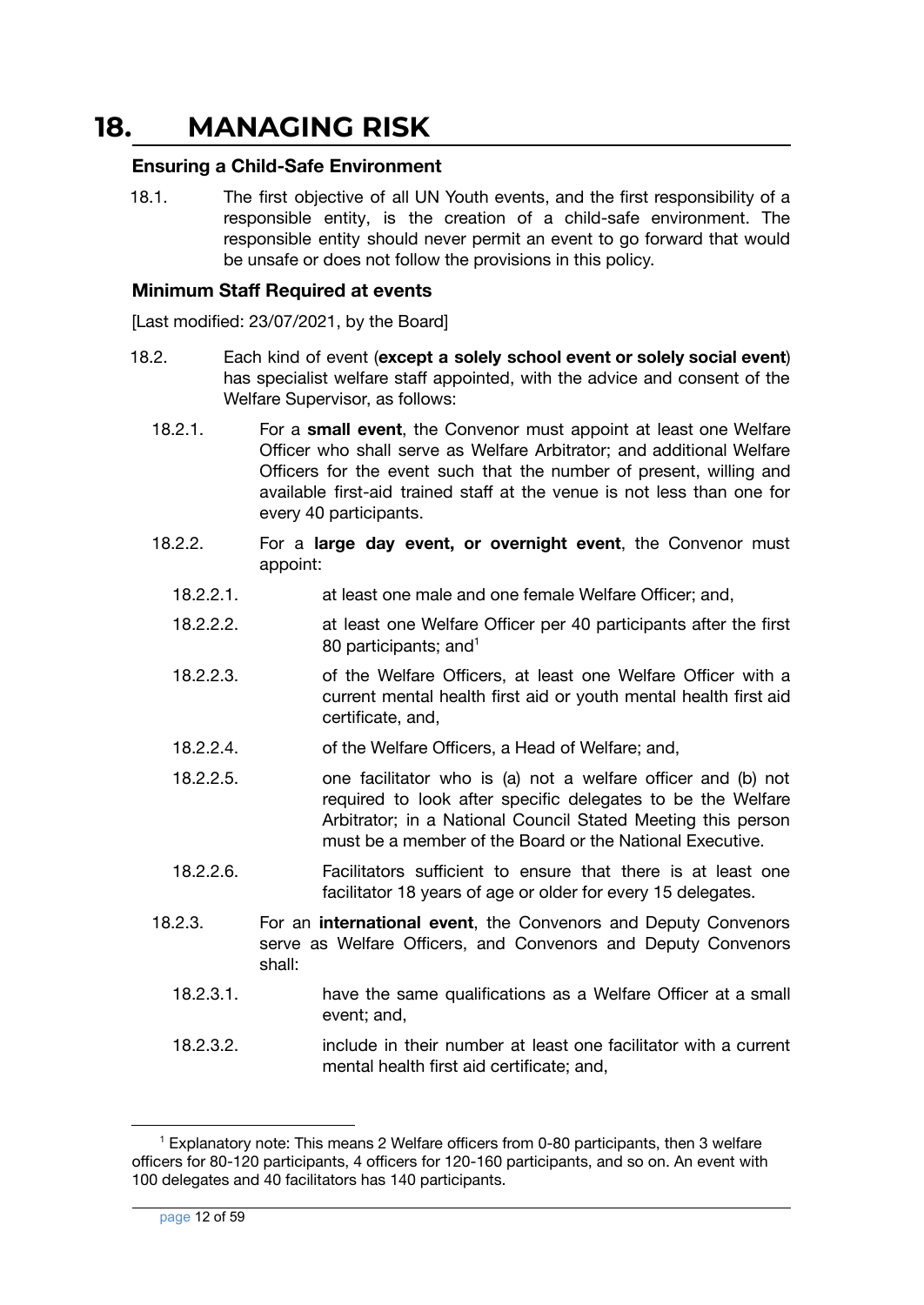# 18. MANAGING RISK

### Ensuring a Child-Safe Environment

18.1. The first objective of all UN Youth events, and the first responsibility of a responsible entity, is the creation of a child-safe environment. The responsible entity should never permit an event to go forward that would be unsafe or does not follow the provisions in this policy.

### Minimum Staff Required at events

[Last modified: 23/07/2021, by the Board]

18.2. Each kind of event (**except a solely school event or solely social event**) has specialist welfare staff appointed, with the advice and consent of the Welfare Supervisor, as follows:

- 18.2.1. For a **small event**, the Convenor must appoint at least one Welfare Officer who shall serve as Welfare Arbitrator; and additional Welfare Officers for the event such that the number of present, willing and available first-aid trained staff at the venue is not less than one for every 40 participants.
- 18.2.2. For a **large day event, or overnight event**, the Convenor must appoint:
  - 18.2.2.1. at least one male and one female Welfare Officer; and,
  - 18.2.2.2. at least one Welfare Officer per 40 participants after the first 80 participants; and[1]
  - 18.2.2.3. of the Welfare Officers, at least one Welfare Officer with a current mental health first aid or youth mental health first aid certificate, and,
  - 18.2.2.4. of the Welfare Officers, a Head of Welfare; and,
  - 18.2.2.5. one facilitator who is (a) not a welfare officer and (b) not required to look after specific delegates to be the Welfare Arbitrator; in a National Council Stated Meeting this person must be a member of the Board or the National Executive.
  - 18.2.2.6. Facilitators sufficient to ensure that there is at least one facilitator 18 years of age or older for every 15 delegates.
- 18.2.3. For an **international event**, the Convenors and Deputy Convenors serve as Welfare Officers, and Convenors and Deputy Convenors shall:
  - 18.2.3.1. have the same qualifications as a Welfare Officer at a small event; and,
  - 18.2.3.2. include in their number at least one facilitator with a current mental health first aid certificate; and,

---

[1] Explanatory note: This means 2 Welfare officers from 0-80 participants, then 3 welfare officers for 80-120 participants, 4 officers for 120-160 participants, and so on. An event with 100 delegates and 40 facilitators has 140 participants.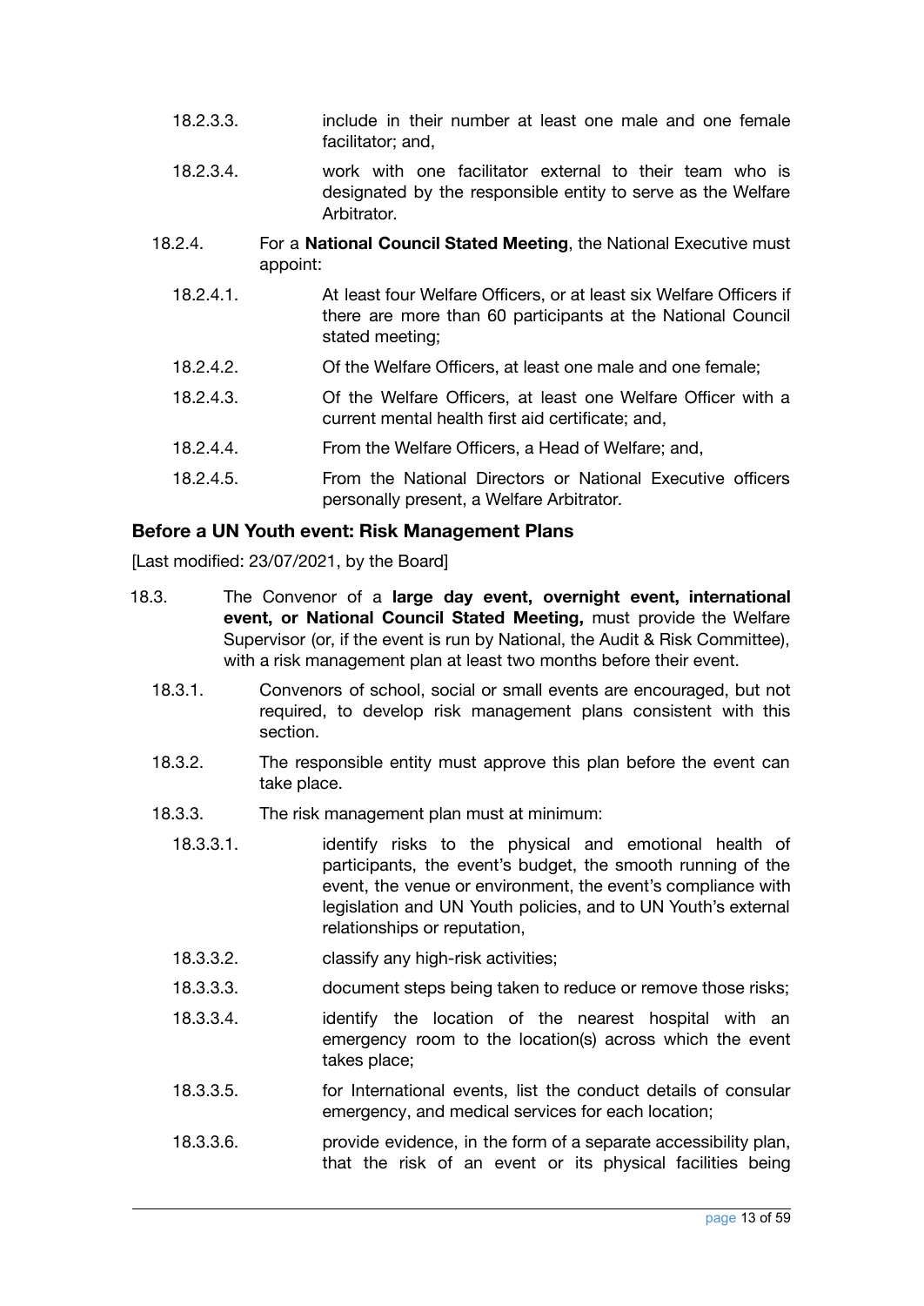18.2.3.3. include in their number at least one male and one female facilitator; and,

18.2.3.4. work with one facilitator external to their team who is designated by the responsible entity to serve as the Welfare Arbitrator.

18.2.4. For a **National Council Stated Meeting**, the National Executive must appoint:

18.2.4.1. At least four Welfare Officers, or at least six Welfare Officers if there are more than 60 participants at the National Council stated meeting;

18.2.4.2. Of the Welfare Officers, at least one male and one female;

18.2.4.3. Of the Welfare Officers, at least one Welfare Officer with a current mental health first aid certificate; and,

18.2.4.4. From the Welfare Officers, a Head of Welfare; and,

18.2.4.5. From the National Directors or National Executive officers personally present, a Welfare Arbitrator.

### Before a UN Youth event: Risk Management Plans

[Last modified: 23/07/2021, by the Board]

18.3. The Convenor of a **large day event, overnight event, international event, or National Council Stated Meeting,** must provide the Welfare Supervisor (or, if the event is run by National, the Audit & Risk Committee), with a risk management plan at least two months before their event.

18.3.1. Convenors of school, social or small events are encouraged, but not required, to develop risk management plans consistent with this section.

18.3.2. The responsible entity must approve this plan before the event can take place.

18.3.3. The risk management plan must at minimum:

18.3.3.1. identify risks to the physical and emotional health of participants, the event's budget, the smooth running of the event, the venue or environment, the event's compliance with legislation and UN Youth policies, and to UN Youth's external relationships or reputation,

18.3.3.2. classify any high-risk activities;

18.3.3.3. document steps being taken to reduce or remove those risks;

18.3.3.4. identify the location of the nearest hospital with an emergency room to the location(s) across which the event takes place;

18.3.3.5. for International events, list the conduct details of consular emergency, and medical services for each location;

18.3.3.6. provide evidence, in the form of a separate accessibility plan, that the risk of an event or its physical facilities being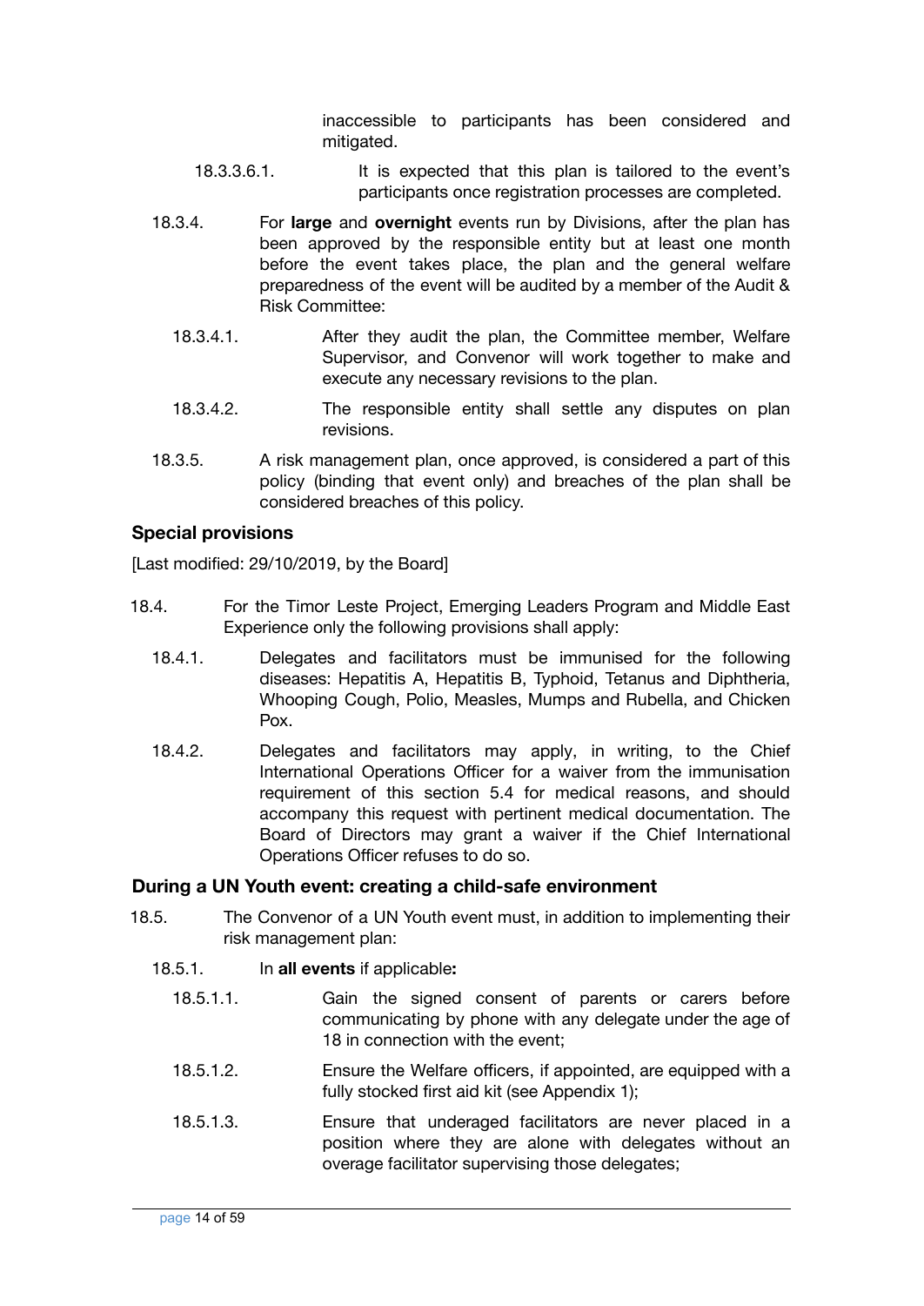inaccessible to participants has been considered and mitigated.

18.3.3.6.1. It is expected that this plan is tailored to the event's participants once registration processes are completed.

18.3.4. For **large** and **overnight** events run by Divisions, after the plan has been approved by the responsible entity but at least one month before the event takes place, the plan and the general welfare preparedness of the event will be audited by a member of the Audit & Risk Committee:

18.3.4.1. After they audit the plan, the Committee member, Welfare Supervisor, and Convenor will work together to make and execute any necessary revisions to the plan.

18.3.4.2. The responsible entity shall settle any disputes on plan revisions.

18.3.5. A risk management plan, once approved, is considered a part of this policy (binding that event only) and breaches of the plan shall be considered breaches of this policy.

### Special provisions

[Last modified: 29/10/2019, by the Board]

18.4. For the Timor Leste Project, Emerging Leaders Program and Middle East Experience only the following provisions shall apply:

18.4.1. Delegates and facilitators must be immunised for the following diseases: Hepatitis A, Hepatitis B, Typhoid, Tetanus and Diphtheria, Whooping Cough, Polio, Measles, Mumps and Rubella, and Chicken Pox.

18.4.2. Delegates and facilitators may apply, in writing, to the Chief International Operations Officer for a waiver from the immunisation requirement of this section 5.4 for medical reasons, and should accompany this request with pertinent medical documentation. The Board of Directors may grant a waiver if the Chief International Operations Officer refuses to do so.

### During a UN Youth event: creating a child-safe environment

18.5. The Convenor of a UN Youth event must, in addition to implementing their risk management plan:

18.5.1. In **all events** if applicable**:**

18.5.1.1. Gain the signed consent of parents or carers before communicating by phone with any delegate under the age of 18 in connection with the event;

18.5.1.2. Ensure the Welfare officers, if appointed, are equipped with a fully stocked first aid kit (see Appendix 1);

18.5.1.3. Ensure that underaged facilitators are never placed in a position where they are alone with delegates without an overage facilitator supervising those delegates;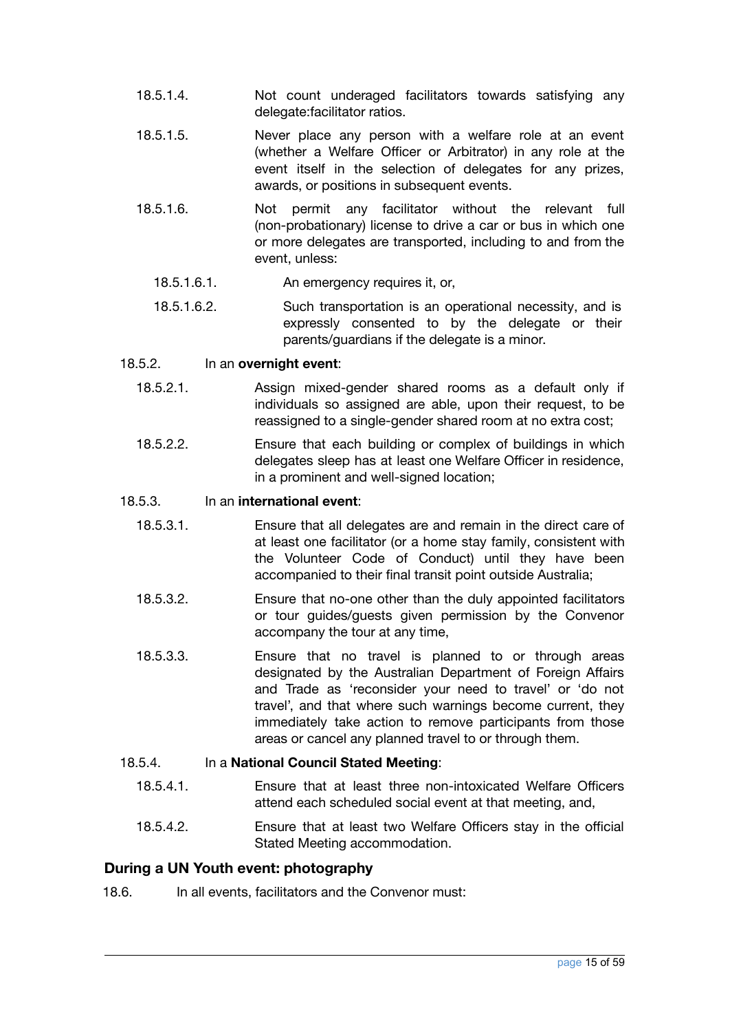18.5.1.4. Not count underaged facilitators towards satisfying any delegate:facilitator ratios.

18.5.1.5. Never place any person with a welfare role at an event (whether a Welfare Officer or Arbitrator) in any role at the event itself in the selection of delegates for any prizes, awards, or positions in subsequent events.

18.5.1.6. Not permit any facilitator without the relevant full (non-probationary) license to drive a car or bus in which one or more delegates are transported, including to and from the event, unless:

18.5.1.6.1. An emergency requires it, or,

18.5.1.6.2. Such transportation is an operational necessity, and is expressly consented to by the delegate or their parents/guardians if the delegate is a minor.

18.5.2. In an **overnight event**:

18.5.2.1. Assign mixed-gender shared rooms as a default only if individuals so assigned are able, upon their request, to be reassigned to a single-gender shared room at no extra cost;

18.5.2.2. Ensure that each building or complex of buildings in which delegates sleep has at least one Welfare Officer in residence, in a prominent and well-signed location;

18.5.3. In an **international event**:

18.5.3.1. Ensure that all delegates are and remain in the direct care of at least one facilitator (or a home stay family, consistent with the Volunteer Code of Conduct) until they have been accompanied to their final transit point outside Australia;

18.5.3.2. Ensure that no-one other than the duly appointed facilitators or tour guides/guests given permission by the Convenor accompany the tour at any time,

18.5.3.3. Ensure that no travel is planned to or through areas designated by the Australian Department of Foreign Affairs and Trade as 'reconsider your need to travel' or 'do not travel', and that where such warnings become current, they immediately take action to remove participants from those areas or cancel any planned travel to or through them.

18.5.4. In a **National Council Stated Meeting**:

18.5.4.1. Ensure that at least three non-intoxicated Welfare Officers attend each scheduled social event at that meeting, and,

18.5.4.2. Ensure that at least two Welfare Officers stay in the official Stated Meeting accommodation.

### During a UN Youth event: photography

18.6. In all events, facilitators and the Convenor must: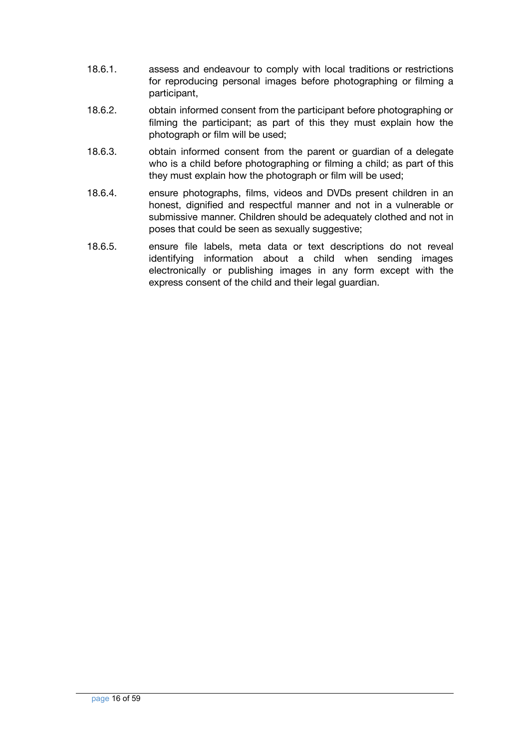18.6.1. assess and endeavour to comply with local traditions or restrictions for reproducing personal images before photographing or filming a participant,

18.6.2. obtain informed consent from the participant before photographing or filming the participant; as part of this they must explain how the photograph or film will be used;

18.6.3. obtain informed consent from the parent or guardian of a delegate who is a child before photographing or filming a child; as part of this they must explain how the photograph or film will be used;

18.6.4. ensure photographs, films, videos and DVDs present children in an honest, dignified and respectful manner and not in a vulnerable or submissive manner. Children should be adequately clothed and not in poses that could be seen as sexually suggestive;

18.6.5. ensure file labels, meta data or text descriptions do not reveal identifying information about a child when sending images electronically or publishing images in any form except with the express consent of the child and their legal guardian.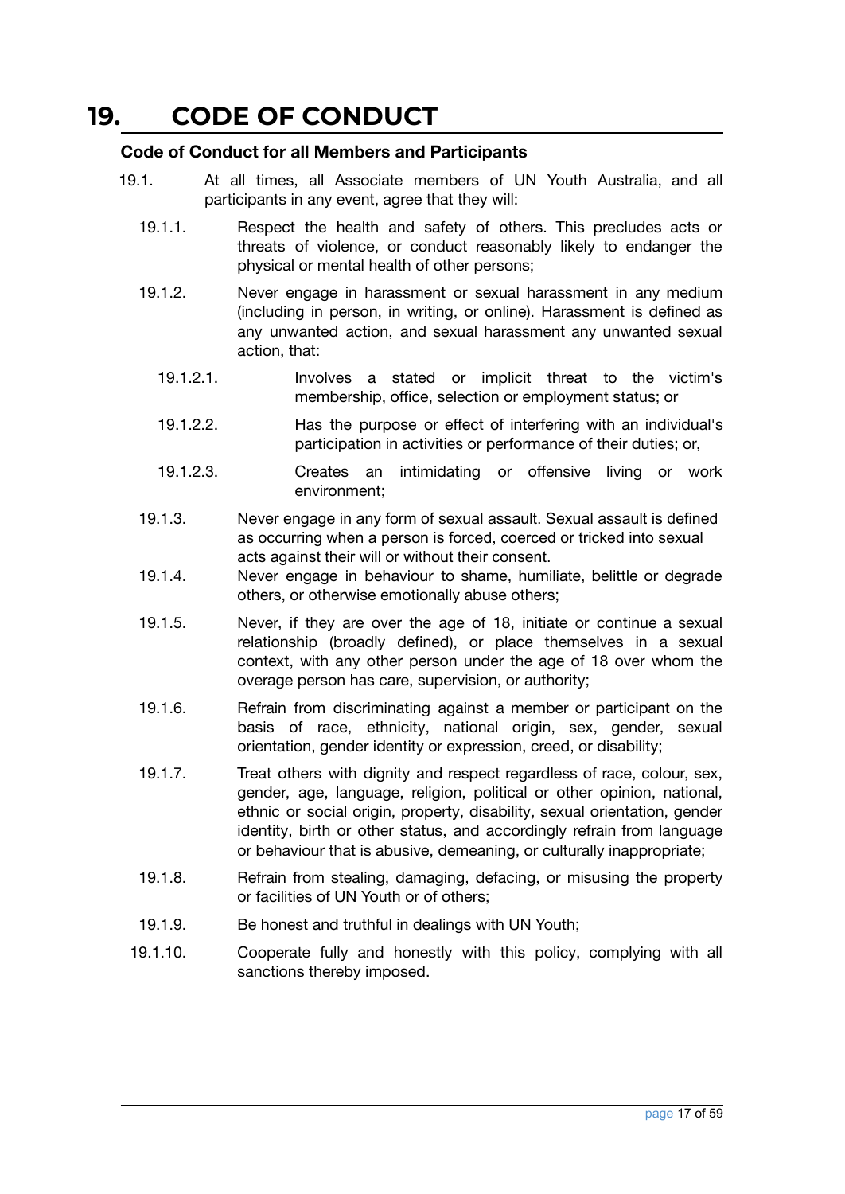# 19. CODE OF CONDUCT

### Code of Conduct for all Members and Participants

19.1. At all times, all Associate members of UN Youth Australia, and all participants in any event, agree that they will:

- 19.1.1. Respect the health and safety of others. This precludes acts or threats of violence, or conduct reasonably likely to endanger the physical or mental health of other persons;
- 19.1.2. Never engage in harassment or sexual harassment in any medium (including in person, in writing, or online). Harassment is defined as any unwanted action, and sexual harassment any unwanted sexual action, that:
  - 19.1.2.1. Involves a stated or implicit threat to the victim's membership, office, selection or employment status; or
  - 19.1.2.2. Has the purpose or effect of interfering with an individual's participation in activities or performance of their duties; or,
  - 19.1.2.3. Creates an intimidating or offensive living or work environment;
- 19.1.3. Never engage in any form of sexual assault. Sexual assault is defined as occurring when a person is forced, coerced or tricked into sexual acts against their will or without their consent.
- 19.1.4. Never engage in behaviour to shame, humiliate, belittle or degrade others, or otherwise emotionally abuse others;
- 19.1.5. Never, if they are over the age of 18, initiate or continue a sexual relationship (broadly defined), or place themselves in a sexual context, with any other person under the age of 18 over whom the overage person has care, supervision, or authority;
- 19.1.6. Refrain from discriminating against a member or participant on the basis of race, ethnicity, national origin, sex, gender, sexual orientation, gender identity or expression, creed, or disability;
- 19.1.7. Treat others with dignity and respect regardless of race, colour, sex, gender, age, language, religion, political or other opinion, national, ethnic or social origin, property, disability, sexual orientation, gender identity, birth or other status, and accordingly refrain from language or behaviour that is abusive, demeaning, or culturally inappropriate;
- 19.1.8. Refrain from stealing, damaging, defacing, or misusing the property or facilities of UN Youth or of others;
- 19.1.9. Be honest and truthful in dealings with UN Youth;
- 19.1.10. Cooperate fully and honestly with this policy, complying with all sanctions thereby imposed.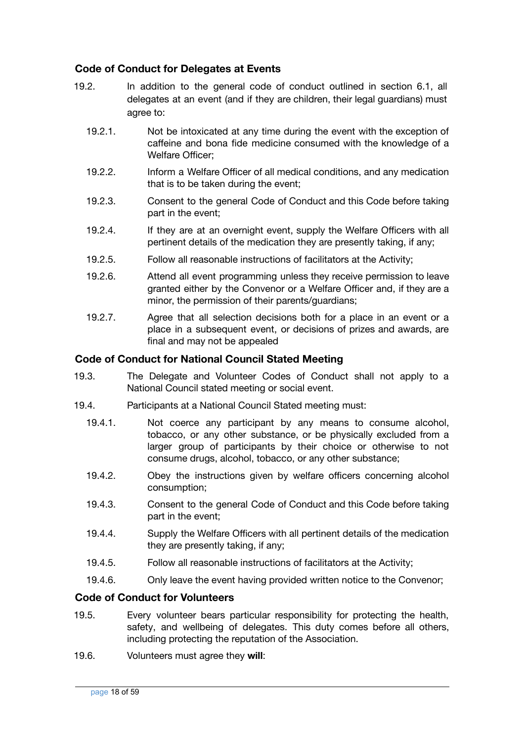### Code of Conduct for Delegates at Events

19.2. In addition to the general code of conduct outlined in section 6.1, all delegates at an event (and if they are children, their legal guardians) must agree to:

19.2.1. Not be intoxicated at any time during the event with the exception of caffeine and bona fide medicine consumed with the knowledge of a Welfare Officer;

19.2.2. Inform a Welfare Officer of all medical conditions, and any medication that is to be taken during the event;

19.2.3. Consent to the general Code of Conduct and this Code before taking part in the event;

19.2.4. If they are at an overnight event, supply the Welfare Officers with all pertinent details of the medication they are presently taking, if any;

19.2.5. Follow all reasonable instructions of facilitators at the Activity;

19.2.6. Attend all event programming unless they receive permission to leave granted either by the Convenor or a Welfare Officer and, if they are a minor, the permission of their parents/guardians;

19.2.7. Agree that all selection decisions both for a place in an event or a place in a subsequent event, or decisions of prizes and awards, are final and may not be appealed

### Code of Conduct for National Council Stated Meeting

19.3. The Delegate and Volunteer Codes of Conduct shall not apply to a National Council stated meeting or social event.

19.4. Participants at a National Council Stated meeting must:

19.4.1. Not coerce any participant by any means to consume alcohol, tobacco, or any other substance, or be physically excluded from a larger group of participants by their choice or otherwise to not consume drugs, alcohol, tobacco, or any other substance;

19.4.2. Obey the instructions given by welfare officers concerning alcohol consumption;

19.4.3. Consent to the general Code of Conduct and this Code before taking part in the event;

19.4.4. Supply the Welfare Officers with all pertinent details of the medication they are presently taking, if any;

19.4.5. Follow all reasonable instructions of facilitators at the Activity;

19.4.6. Only leave the event having provided written notice to the Convenor;

### Code of Conduct for Volunteers

19.5. Every volunteer bears particular responsibility for protecting the health, safety, and wellbeing of delegates. This duty comes before all others, including protecting the reputation of the Association.

19.6. Volunteers must agree they **will**: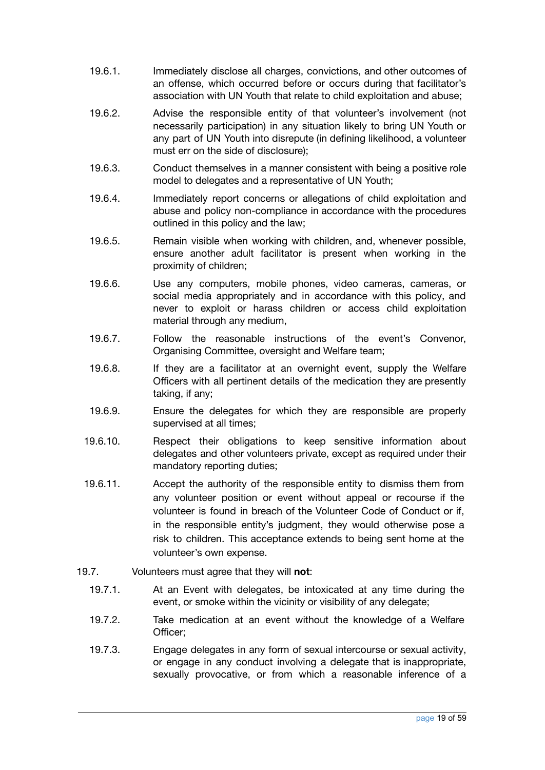19.6.1. Immediately disclose all charges, convictions, and other outcomes of an offense, which occurred before or occurs during that facilitator's association with UN Youth that relate to child exploitation and abuse;

19.6.2. Advise the responsible entity of that volunteer's involvement (not necessarily participation) in any situation likely to bring UN Youth or any part of UN Youth into disrepute (in defining likelihood, a volunteer must err on the side of disclosure);

19.6.3. Conduct themselves in a manner consistent with being a positive role model to delegates and a representative of UN Youth;

19.6.4. Immediately report concerns or allegations of child exploitation and abuse and policy non-compliance in accordance with the procedures outlined in this policy and the law;

19.6.5. Remain visible when working with children, and, whenever possible, ensure another adult facilitator is present when working in the proximity of children;

19.6.6. Use any computers, mobile phones, video cameras, cameras, or social media appropriately and in accordance with this policy, and never to exploit or harass children or access child exploitation material through any medium,

19.6.7. Follow the reasonable instructions of the event's Convenor, Organising Committee, oversight and Welfare team;

19.6.8. If they are a facilitator at an overnight event, supply the Welfare Officers with all pertinent details of the medication they are presently taking, if any;

19.6.9. Ensure the delegates for which they are responsible are properly supervised at all times;

19.6.10. Respect their obligations to keep sensitive information about delegates and other volunteers private, except as required under their mandatory reporting duties;

19.6.11. Accept the authority of the responsible entity to dismiss them from any volunteer position or event without appeal or recourse if the volunteer is found in breach of the Volunteer Code of Conduct or if, in the responsible entity's judgment, they would otherwise pose a risk to children. This acceptance extends to being sent home at the volunteer's own expense.

19.7. Volunteers must agree that they will **not**:

19.7.1. At an Event with delegates, be intoxicated at any time during the event, or smoke within the vicinity or visibility of any delegate;

19.7.2. Take medication at an event without the knowledge of a Welfare Officer;

19.7.3. Engage delegates in any form of sexual intercourse or sexual activity, or engage in any conduct involving a delegate that is inappropriate, sexually provocative, or from which a reasonable inference of a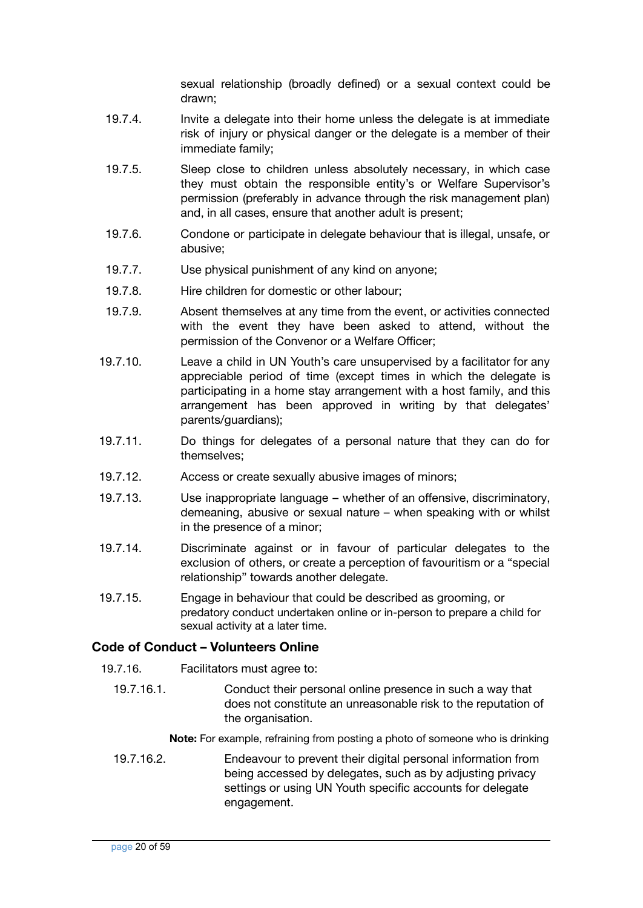sexual relationship (broadly defined) or a sexual context could be drawn;

19.7.4. Invite a delegate into their home unless the delegate is at immediate risk of injury or physical danger or the delegate is a member of their immediate family;

19.7.5. Sleep close to children unless absolutely necessary, in which case they must obtain the responsible entity's or Welfare Supervisor's permission (preferably in advance through the risk management plan) and, in all cases, ensure that another adult is present;

19.7.6. Condone or participate in delegate behaviour that is illegal, unsafe, or abusive;

19.7.7. Use physical punishment of any kind on anyone;

19.7.8. Hire children for domestic or other labour;

19.7.9. Absent themselves at any time from the event, or activities connected with the event they have been asked to attend, without the permission of the Convenor or a Welfare Officer;

19.7.10. Leave a child in UN Youth's care unsupervised by a facilitator for any appreciable period of time (except times in which the delegate is participating in a home stay arrangement with a host family, and this arrangement has been approved in writing by that delegates' parents/guardians);

19.7.11. Do things for delegates of a personal nature that they can do for themselves;

19.7.12. Access or create sexually abusive images of minors;

19.7.13. Use inappropriate language – whether of an offensive, discriminatory, demeaning, abusive or sexual nature – when speaking with or whilst in the presence of a minor;

19.7.14. Discriminate against or in favour of particular delegates to the exclusion of others, or create a perception of favouritism or a "special relationship" towards another delegate.

19.7.15. Engage in behaviour that could be described as grooming, or predatory conduct undertaken online or in-person to prepare a child for sexual activity at a later time.

### Code of Conduct – Volunteers Online

19.7.16. Facilitators must agree to:

19.7.16.1. Conduct their personal online presence in such a way that does not constitute an unreasonable risk to the reputation of the organisation.

**Note:** For example, refraining from posting a photo of someone who is drinking

19.7.16.2. Endeavour to prevent their digital personal information from being accessed by delegates, such as by adjusting privacy settings or using UN Youth specific accounts for delegate engagement.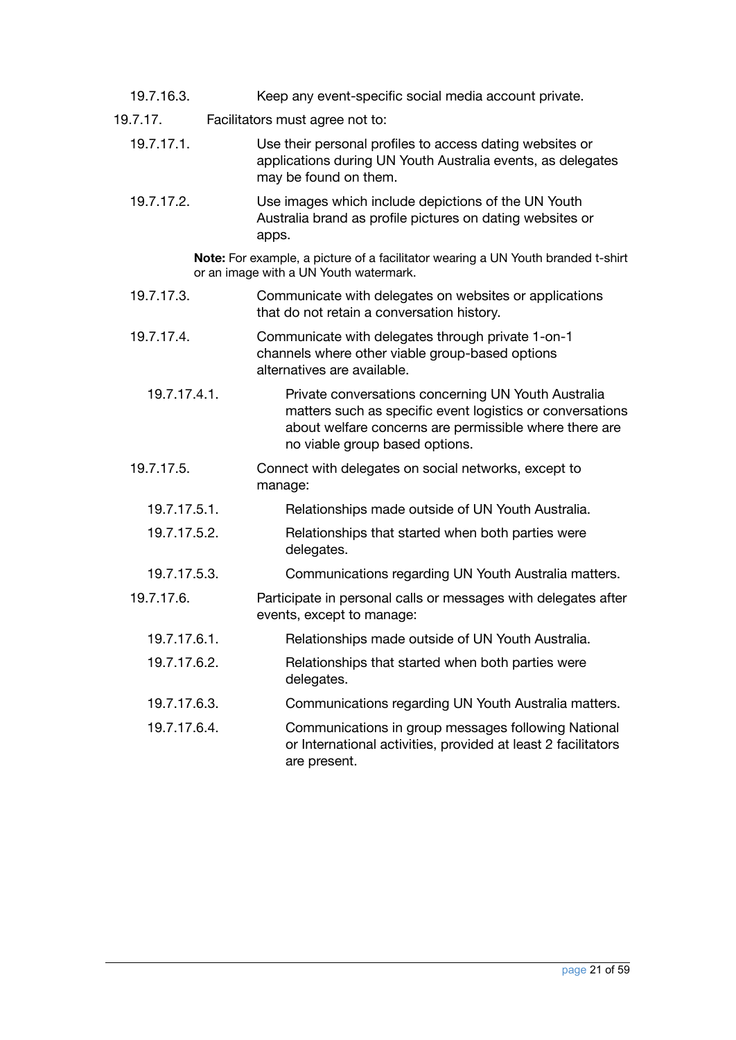19.7.16.3. Keep any event-specific social media account private.

19.7.17. Facilitators must agree not to:

19.7.17.1. Use their personal profiles to access dating websites or applications during UN Youth Australia events, as delegates may be found on them.

19.7.17.2. Use images which include depictions of the UN Youth Australia brand as profile pictures on dating websites or apps.

**Note:** For example, a picture of a facilitator wearing a UN Youth branded t-shirt or an image with a UN Youth watermark.

19.7.17.3. Communicate with delegates on websites or applications that do not retain a conversation history.

19.7.17.4. Communicate with delegates through private 1-on-1 channels where other viable group-based options alternatives are available.

19.7.17.4.1. Private conversations concerning UN Youth Australia matters such as specific event logistics or conversations about welfare concerns are permissible where there are no viable group based options.

19.7.17.5. Connect with delegates on social networks, except to manage:

19.7.17.5.1. Relationships made outside of UN Youth Australia.

19.7.17.5.2. Relationships that started when both parties were delegates.

19.7.17.5.3. Communications regarding UN Youth Australia matters.

19.7.17.6. Participate in personal calls or messages with delegates after events, except to manage:

19.7.17.6.1. Relationships made outside of UN Youth Australia.

19.7.17.6.2. Relationships that started when both parties were delegates.

19.7.17.6.3. Communications regarding UN Youth Australia matters.

19.7.17.6.4. Communications in group messages following National or International activities, provided at least 2 facilitators are present.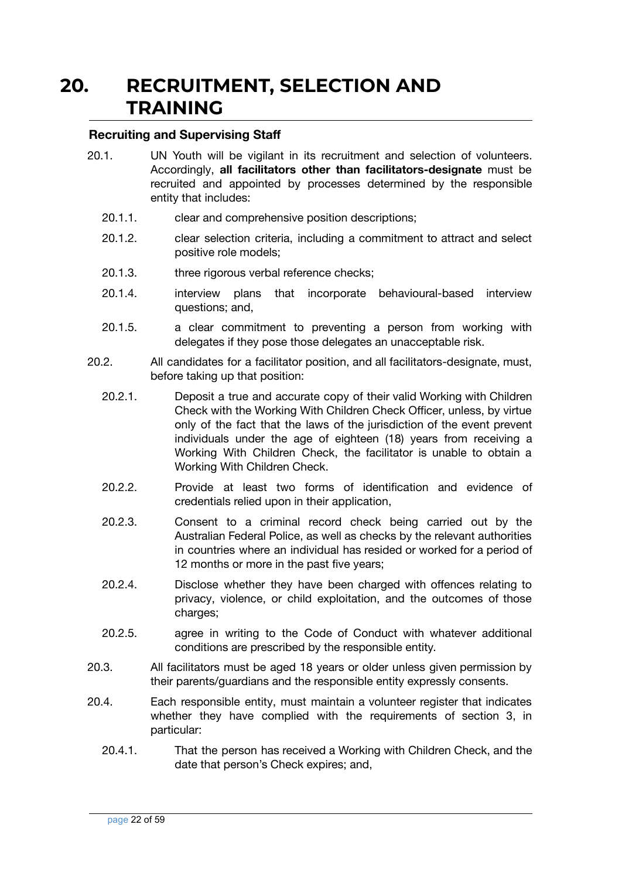# 20. RECRUITMENT, SELECTION AND TRAINING

### Recruiting and Supervising Staff

20.1. UN Youth will be vigilant in its recruitment and selection of volunteers. Accordingly, **all facilitators other than facilitators-designate** must be recruited and appointed by processes determined by the responsible entity that includes:

- 20.1.1. clear and comprehensive position descriptions;
- 20.1.2. clear selection criteria, including a commitment to attract and select positive role models;
- 20.1.3. three rigorous verbal reference checks;
- 20.1.4. interview plans that incorporate behavioural-based interview questions; and,
- 20.1.5. a clear commitment to preventing a person from working with delegates if they pose those delegates an unacceptable risk.

20.2. All candidates for a facilitator position, and all facilitators-designate, must, before taking up that position:

- 20.2.1. Deposit a true and accurate copy of their valid Working with Children Check with the Working With Children Check Officer, unless, by virtue only of the fact that the laws of the jurisdiction of the event prevent individuals under the age of eighteen (18) years from receiving a Working With Children Check, the facilitator is unable to obtain a Working With Children Check.
- 20.2.2. Provide at least two forms of identification and evidence of credentials relied upon in their application,
- 20.2.3. Consent to a criminal record check being carried out by the Australian Federal Police, as well as checks by the relevant authorities in countries where an individual has resided or worked for a period of 12 months or more in the past five years;
- 20.2.4. Disclose whether they have been charged with offences relating to privacy, violence, or child exploitation, and the outcomes of those charges;
- 20.2.5. agree in writing to the Code of Conduct with whatever additional conditions are prescribed by the responsible entity.

20.3. All facilitators must be aged 18 years or older unless given permission by their parents/guardians and the responsible entity expressly consents.

20.4. Each responsible entity, must maintain a volunteer register that indicates whether they have complied with the requirements of section 3, in particular:

- 20.4.1. That the person has received a Working with Children Check, and the date that person's Check expires; and,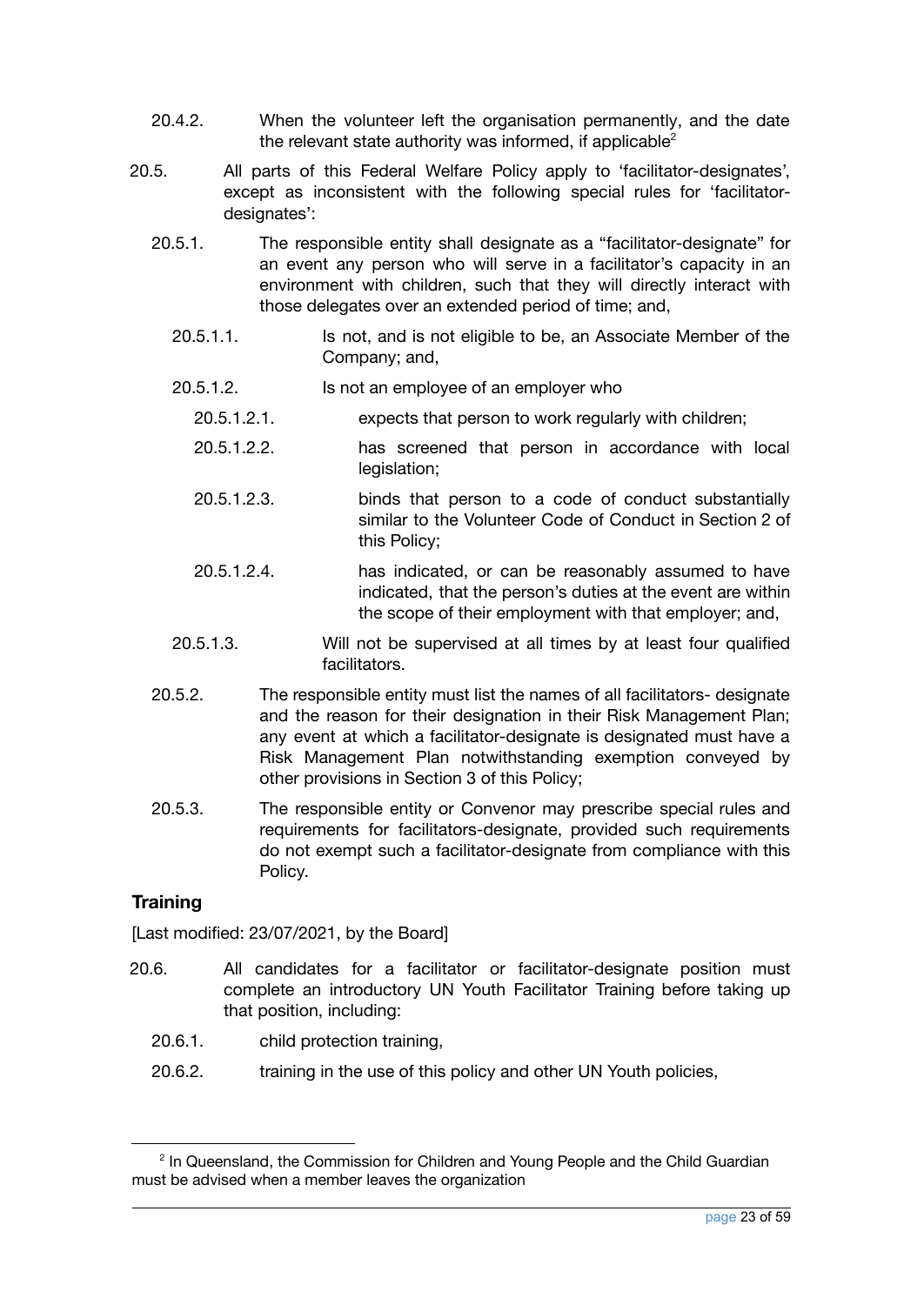20.4.2. When the volunteer left the organisation permanently, and the date the relevant state authority was informed, if applicable[2]

20.5. All parts of this Federal Welfare Policy apply to 'facilitator-designates', except as inconsistent with the following special rules for 'facilitator-designates':

20.5.1. The responsible entity shall designate as a "facilitator-designate" for an event any person who will serve in a facilitator's capacity in an environment with children, such that they will directly interact with those delegates over an extended period of time; and,

20.5.1.1. Is not, and is not eligible to be, an Associate Member of the Company; and,

20.5.1.2. Is not an employee of an employer who

20.5.1.2.1. expects that person to work regularly with children;

20.5.1.2.2. has screened that person in accordance with local legislation;

20.5.1.2.3. binds that person to a code of conduct substantially similar to the Volunteer Code of Conduct in Section 2 of this Policy;

20.5.1.2.4. has indicated, or can be reasonably assumed to have indicated, that the person's duties at the event are within the scope of their employment with that employer; and,

20.5.1.3. Will not be supervised at all times by at least four qualified facilitators.

20.5.2. The responsible entity must list the names of all facilitators- designate and the reason for their designation in their Risk Management Plan; any event at which a facilitator-designate is designated must have a Risk Management Plan notwithstanding exemption conveyed by other provisions in Section 3 of this Policy;

20.5.3. The responsible entity or Convenor may prescribe special rules and requirements for facilitators-designate, provided such requirements do not exempt such a facilitator-designate from compliance with this Policy.

### Training

[Last modified: 23/07/2021, by the Board]

20.6. All candidates for a facilitator or facilitator-designate position must complete an introductory UN Youth Facilitator Training before taking up that position, including:

20.6.1. child protection training,

20.6.2. training in the use of this policy and other UN Youth policies,

---

[2] In Queensland, the Commission for Children and Young People and the Child Guardian must be advised when a member leaves the organization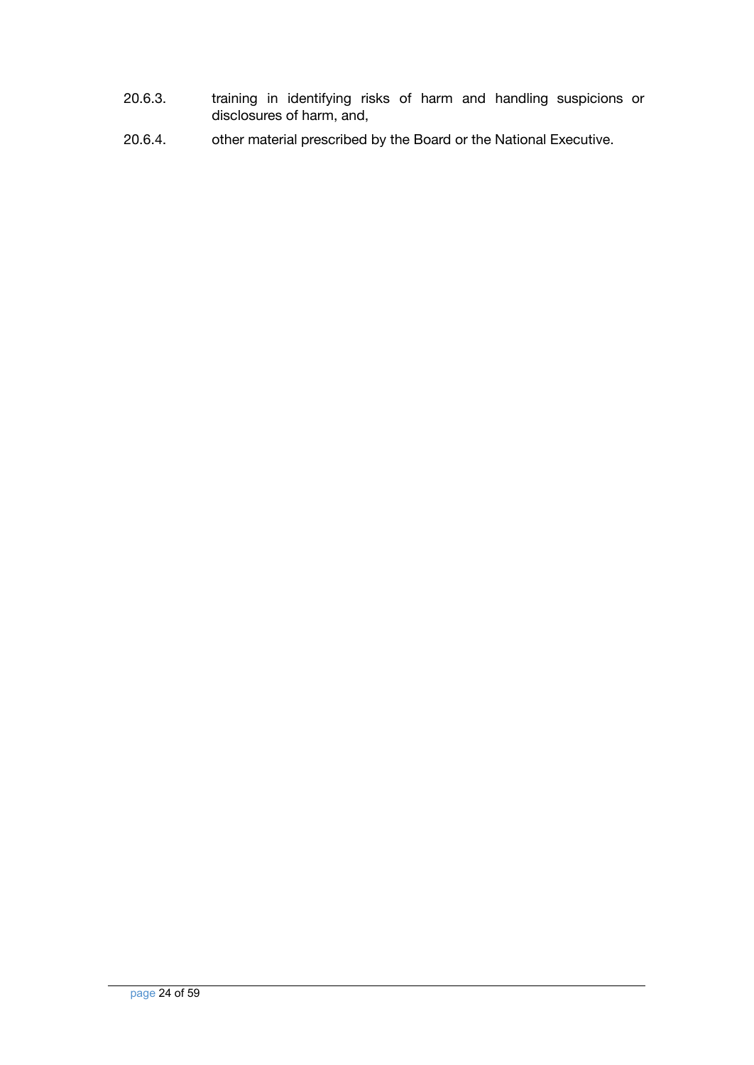20.6.3. training in identifying risks of harm and handling suspicions or disclosures of harm, and,

20.6.4. other material prescribed by the Board or the National Executive.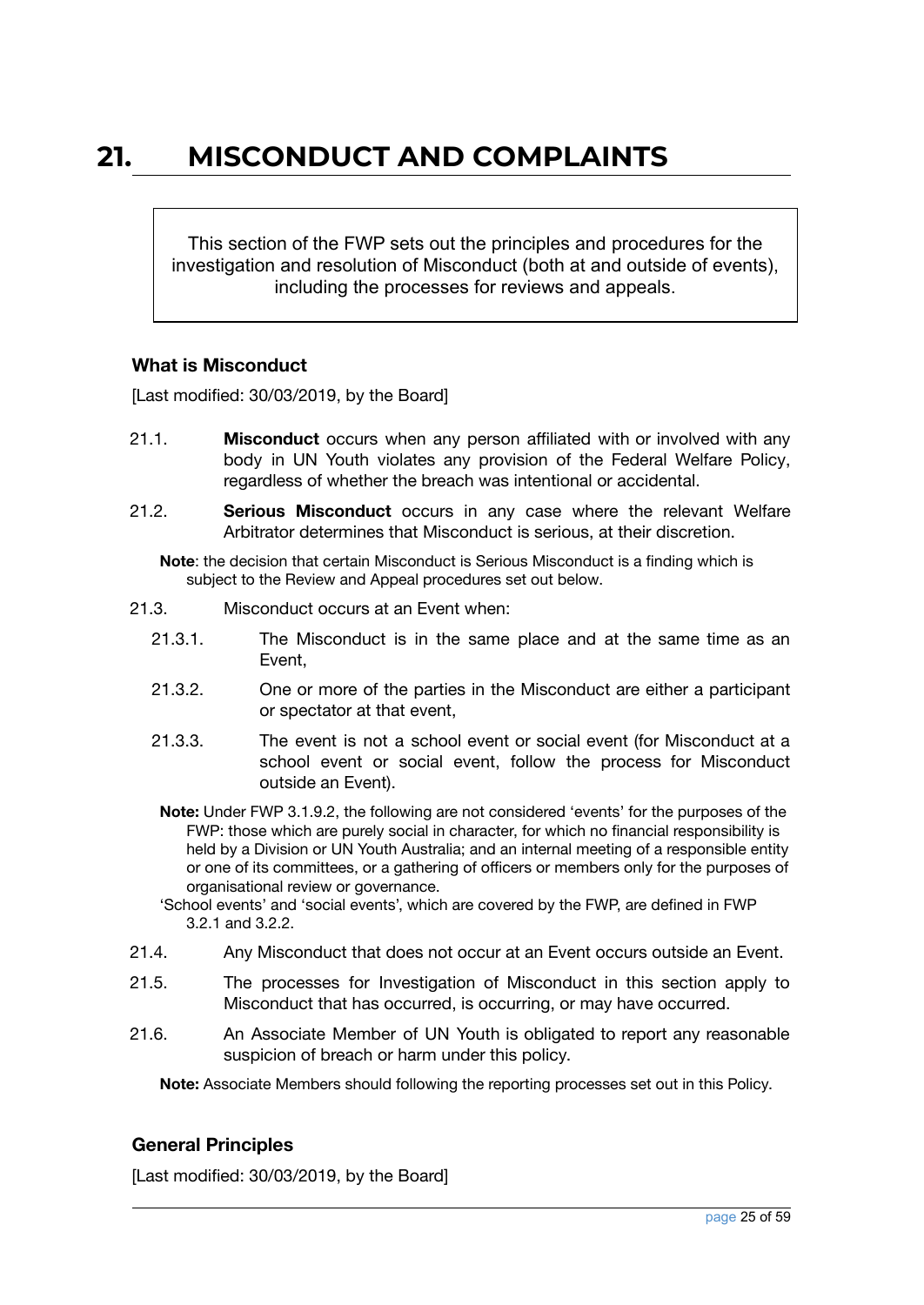# 21. MISCONDUCT AND COMPLAINTS

> This section of the FWP sets out the principles and procedures for the investigation and resolution of Misconduct (both at and outside of events), including the processes for reviews and appeals.

### What is Misconduct

[Last modified: 30/03/2019, by the Board]

21.1. **Misconduct** occurs when any person affiliated with or involved with any body in UN Youth violates any provision of the Federal Welfare Policy, regardless of whether the breach was intentional or accidental.

21.2. **Serious Misconduct** occurs in any case where the relevant Welfare Arbitrator determines that Misconduct is serious, at their discretion.

**Note**: the decision that certain Misconduct is Serious Misconduct is a finding which is subject to the Review and Appeal procedures set out below.

21.3. Misconduct occurs at an Event when:

- 21.3.1. The Misconduct is in the same place and at the same time as an Event,
- 21.3.2. One or more of the parties in the Misconduct are either a participant or spectator at that event,
- 21.3.3. The event is not a school event or social event (for Misconduct at a school event or social event, follow the process for Misconduct outside an Event).

**Note:** Under FWP 3.1.9.2, the following are not considered 'events' for the purposes of the FWP: those which are purely social in character, for which no financial responsibility is held by a Division or UN Youth Australia; and an internal meeting of a responsible entity or one of its committees, or a gathering of officers or members only for the purposes of organisational review or governance.

'School events' and 'social events', which are covered by the FWP, are defined in FWP 3.2.1 and 3.2.2.

21.4. Any Misconduct that does not occur at an Event occurs outside an Event.

21.5. The processes for Investigation of Misconduct in this section apply to Misconduct that has occurred, is occurring, or may have occurred.

21.6. An Associate Member of UN Youth is obligated to report any reasonable suspicion of breach or harm under this policy.

**Note:** Associate Members should following the reporting processes set out in this Policy.

### General Principles

[Last modified: 30/03/2019, by the Board]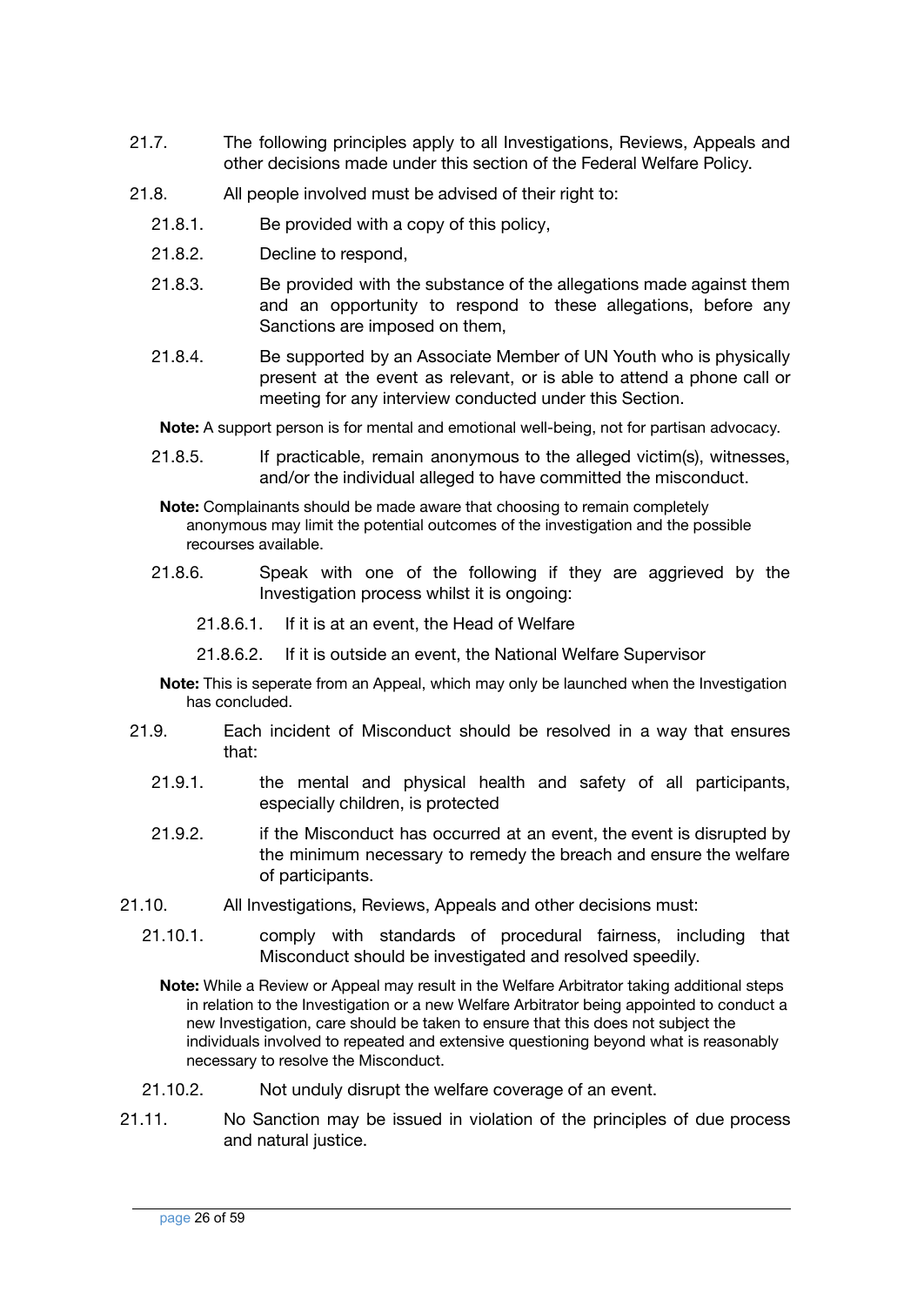21.7. The following principles apply to all Investigations, Reviews, Appeals and other decisions made under this section of the Federal Welfare Policy.

21.8. All people involved must be advised of their right to:

- 21.8.1. Be provided with a copy of this policy,
- 21.8.2. Decline to respond,
- 21.8.3. Be provided with the substance of the allegations made against them and an opportunity to respond to these allegations, before any Sanctions are imposed on them,
- 21.8.4. Be supported by an Associate Member of UN Youth who is physically present at the event as relevant, or is able to attend a phone call or meeting for any interview conducted under this Section.

  **Note:** A support person is for mental and emotional well-being, not for partisan advocacy.

- 21.8.5. If practicable, remain anonymous to the alleged victim(s), witnesses, and/or the individual alleged to have committed the misconduct.

  **Note:** Complainants should be made aware that choosing to remain completely anonymous may limit the potential outcomes of the investigation and the possible recourses available.

- 21.8.6. Speak with one of the following if they are aggrieved by the Investigation process whilst it is ongoing:
  - 21.8.6.1. If it is at an event, the Head of Welfare
  - 21.8.6.2. If it is outside an event, the National Welfare Supervisor

  **Note:** This is seperate from an Appeal, which may only be launched when the Investigation has concluded.

21.9. Each incident of Misconduct should be resolved in a way that ensures that:

- 21.9.1. the mental and physical health and safety of all participants, especially children, is protected
- 21.9.2. if the Misconduct has occurred at an event, the event is disrupted by the minimum necessary to remedy the breach and ensure the welfare of participants.

21.10. All Investigations, Reviews, Appeals and other decisions must:

- 21.10.1. comply with standards of procedural fairness, including that Misconduct should be investigated and resolved speedily.

  **Note:** While a Review or Appeal may result in the Welfare Arbitrator taking additional steps in relation to the Investigation or a new Welfare Arbitrator being appointed to conduct a new Investigation, care should be taken to ensure that this does not subject the individuals involved to repeated and extensive questioning beyond what is reasonably necessary to resolve the Misconduct.

- 21.10.2. Not unduly disrupt the welfare coverage of an event.

21.11. No Sanction may be issued in violation of the principles of due process and natural justice.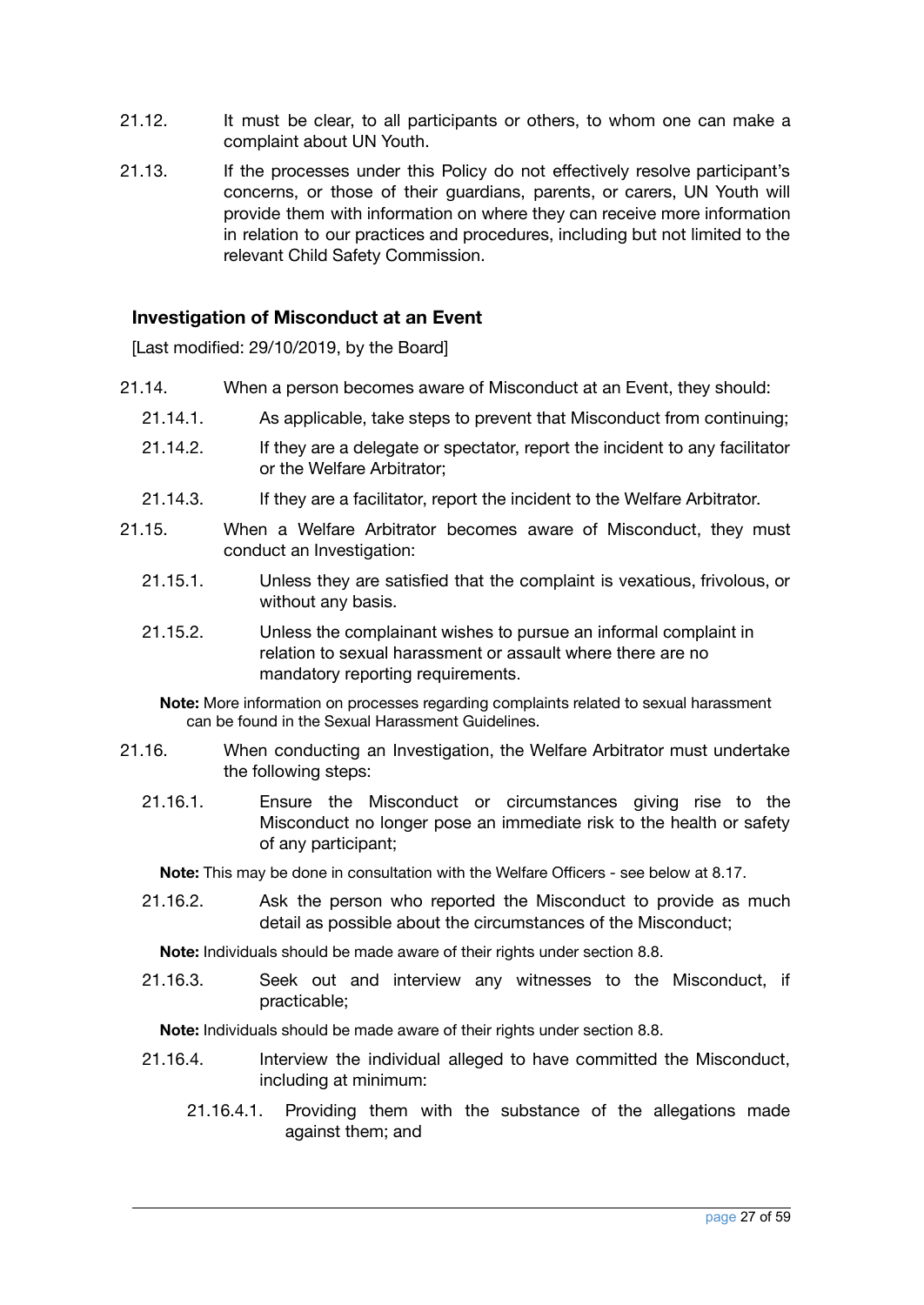21.12. It must be clear, to all participants or others, to whom one can make a complaint about UN Youth.

21.13. If the processes under this Policy do not effectively resolve participant's concerns, or those of their guardians, parents, or carers, UN Youth will provide them with information on where they can receive more information in relation to our practices and procedures, including but not limited to the relevant Child Safety Commission.

### Investigation of Misconduct at an Event

[Last modified: 29/10/2019, by the Board]

21.14. When a person becomes aware of Misconduct at an Event, they should:

- 21.14.1. As applicable, take steps to prevent that Misconduct from continuing;
- 21.14.2. If they are a delegate or spectator, report the incident to any facilitator or the Welfare Arbitrator;
- 21.14.3. If they are a facilitator, report the incident to the Welfare Arbitrator.

21.15. When a Welfare Arbitrator becomes aware of Misconduct, they must conduct an Investigation:

- 21.15.1. Unless they are satisfied that the complaint is vexatious, frivolous, or without any basis.
- 21.15.2. Unless the complainant wishes to pursue an informal complaint in relation to sexual harassment or assault where there are no mandatory reporting requirements.

**Note:** More information on processes regarding complaints related to sexual harassment can be found in the Sexual Harassment Guidelines.

21.16. When conducting an Investigation, the Welfare Arbitrator must undertake the following steps:

- 21.16.1. Ensure the Misconduct or circumstances giving rise to the Misconduct no longer pose an immediate risk to the health or safety of any participant;

  **Note:** This may be done in consultation with the Welfare Officers - see below at 8.17.

- 21.16.2. Ask the person who reported the Misconduct to provide as much detail as possible about the circumstances of the Misconduct;

  **Note:** Individuals should be made aware of their rights under section 8.8.

- 21.16.3. Seek out and interview any witnesses to the Misconduct, if practicable;

  **Note:** Individuals should be made aware of their rights under section 8.8.

- 21.16.4. Interview the individual alleged to have committed the Misconduct, including at minimum:
  - 21.16.4.1. Providing them with the substance of the allegations made against them; and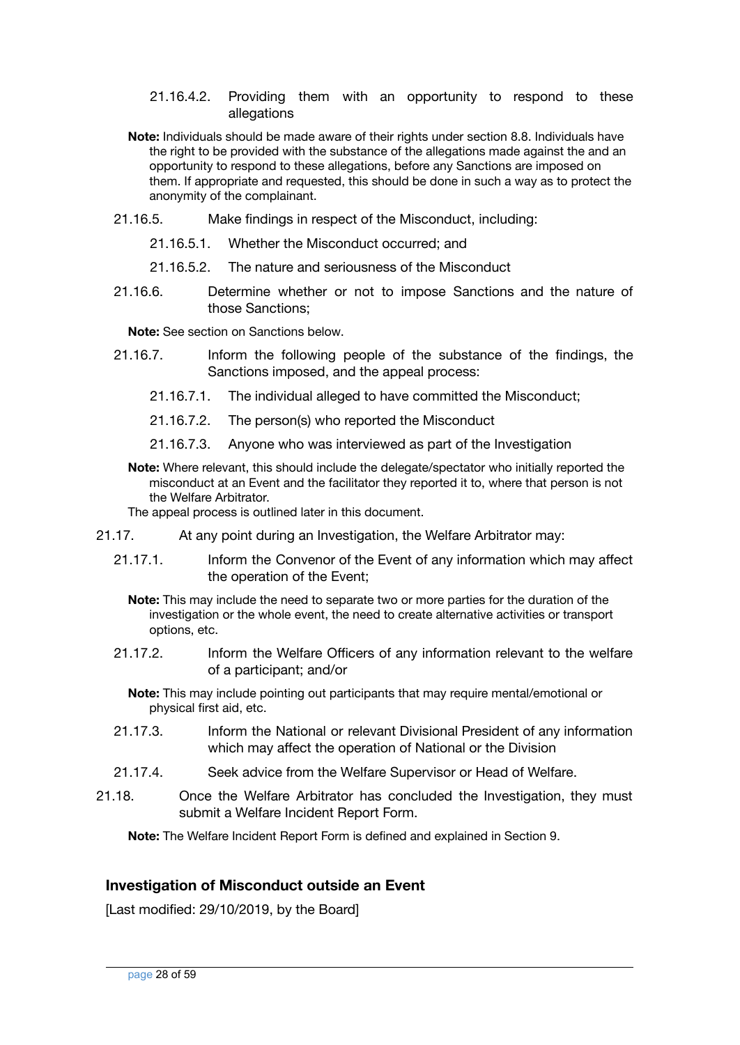21.16.4.2. Providing them with an opportunity to respond to these allegations

**Note:** Individuals should be made aware of their rights under section 8.8. Individuals have the right to be provided with the substance of the allegations made against the and an opportunity to respond to these allegations, before any Sanctions are imposed on them. If appropriate and requested, this should be done in such a way as to protect the anonymity of the complainant.

21.16.5. Make findings in respect of the Misconduct, including:

21.16.5.1. Whether the Misconduct occurred; and

21.16.5.2. The nature and seriousness of the Misconduct

21.16.6. Determine whether or not to impose Sanctions and the nature of those Sanctions;

**Note:** See section on Sanctions below.

21.16.7. Inform the following people of the substance of the findings, the Sanctions imposed, and the appeal process:

21.16.7.1. The individual alleged to have committed the Misconduct;

21.16.7.2. The person(s) who reported the Misconduct

21.16.7.3. Anyone who was interviewed as part of the Investigation

**Note:** Where relevant, this should include the delegate/spectator who initially reported the misconduct at an Event and the facilitator they reported it to, where that person is not the Welfare Arbitrator.
The appeal process is outlined later in this document.

21.17. At any point during an Investigation, the Welfare Arbitrator may:

21.17.1. Inform the Convenor of the Event of any information which may affect the operation of the Event;

**Note:** This may include the need to separate two or more parties for the duration of the investigation or the whole event, the need to create alternative activities or transport options, etc.

21.17.2. Inform the Welfare Officers of any information relevant to the welfare of a participant; and/or

**Note:** This may include pointing out participants that may require mental/emotional or physical first aid, etc.

21.17.3. Inform the National or relevant Divisional President of any information which may affect the operation of National or the Division

21.17.4. Seek advice from the Welfare Supervisor or Head of Welfare.

21.18. Once the Welfare Arbitrator has concluded the Investigation, they must submit a Welfare Incident Report Form.

**Note:** The Welfare Incident Report Form is defined and explained in Section 9.

### Investigation of Misconduct outside an Event

[Last modified: 29/10/2019, by the Board]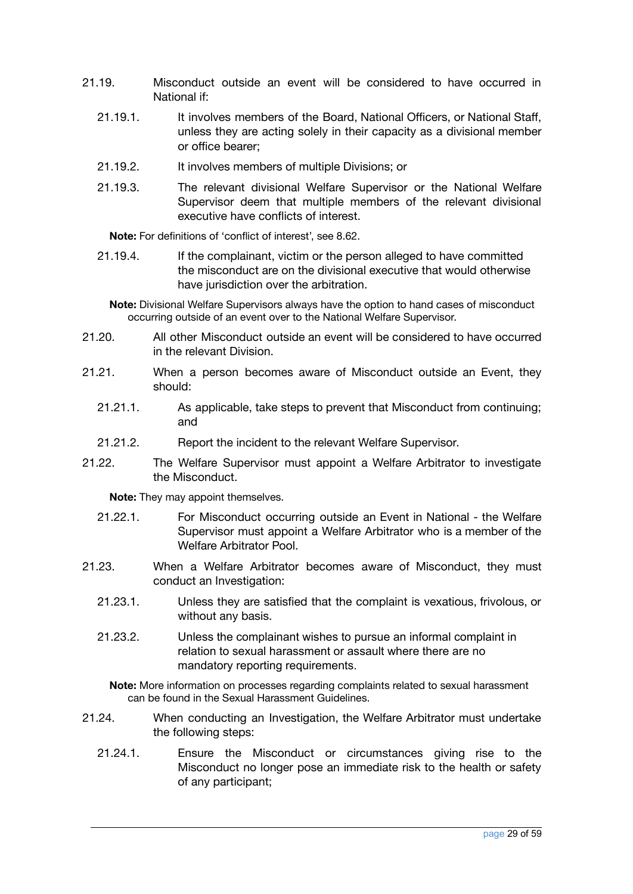21.19. Misconduct outside an event will be considered to have occurred in National if:

21.19.1. It involves members of the Board, National Officers, or National Staff, unless they are acting solely in their capacity as a divisional member or office bearer;

21.19.2. It involves members of multiple Divisions; or

21.19.3. The relevant divisional Welfare Supervisor or the National Welfare Supervisor deem that multiple members of the relevant divisional executive have conflicts of interest.

**Note:** For definitions of 'conflict of interest', see 8.62.

21.19.4. If the complainant, victim or the person alleged to have committed the misconduct are on the divisional executive that would otherwise have jurisdiction over the arbitration.

**Note:** Divisional Welfare Supervisors always have the option to hand cases of misconduct occurring outside of an event over to the National Welfare Supervisor.

21.20. All other Misconduct outside an event will be considered to have occurred in the relevant Division.

21.21. When a person becomes aware of Misconduct outside an Event, they should:

21.21.1. As applicable, take steps to prevent that Misconduct from continuing; and

21.21.2. Report the incident to the relevant Welfare Supervisor.

21.22. The Welfare Supervisor must appoint a Welfare Arbitrator to investigate the Misconduct.

**Note:** They may appoint themselves.

21.22.1. For Misconduct occurring outside an Event in National - the Welfare Supervisor must appoint a Welfare Arbitrator who is a member of the Welfare Arbitrator Pool.

21.23. When a Welfare Arbitrator becomes aware of Misconduct, they must conduct an Investigation:

21.23.1. Unless they are satisfied that the complaint is vexatious, frivolous, or without any basis.

21.23.2. Unless the complainant wishes to pursue an informal complaint in relation to sexual harassment or assault where there are no mandatory reporting requirements.

**Note:** More information on processes regarding complaints related to sexual harassment can be found in the Sexual Harassment Guidelines.

21.24. When conducting an Investigation, the Welfare Arbitrator must undertake the following steps:

21.24.1. Ensure the Misconduct or circumstances giving rise to the Misconduct no longer pose an immediate risk to the health or safety of any participant;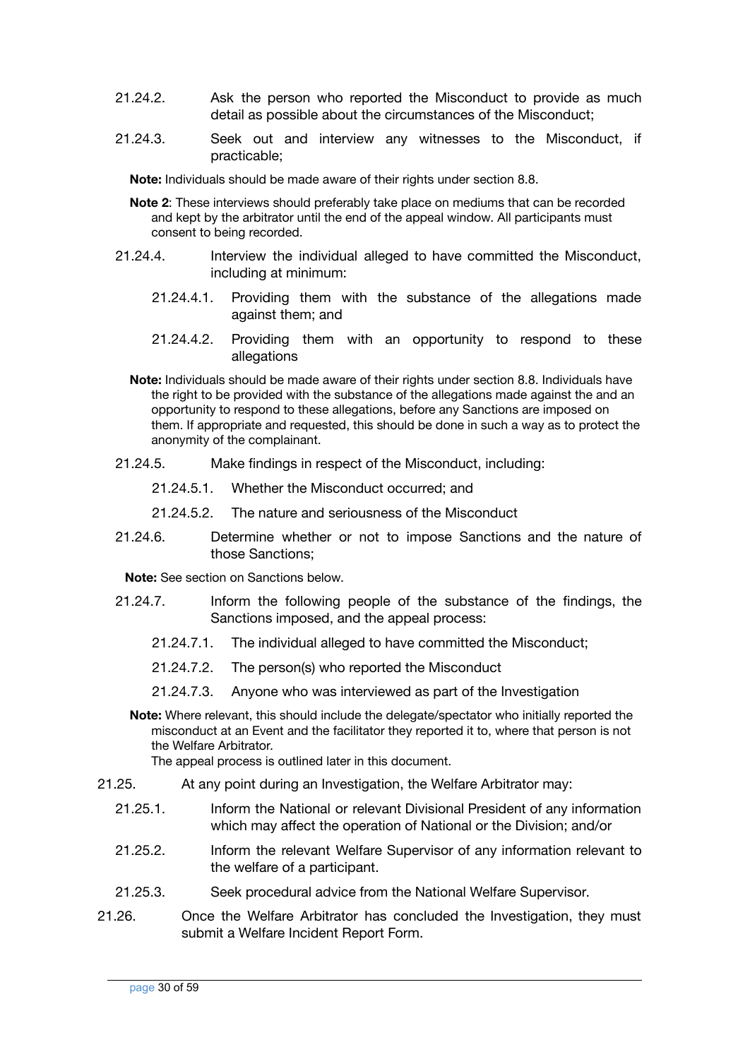21.24.2. Ask the person who reported the Misconduct to provide as much detail as possible about the circumstances of the Misconduct;

21.24.3. Seek out and interview any witnesses to the Misconduct, if practicable;

**Note:** Individuals should be made aware of their rights under section 8.8.

**Note 2**: These interviews should preferably take place on mediums that can be recorded and kept by the arbitrator until the end of the appeal window. All participants must consent to being recorded.

21.24.4. Interview the individual alleged to have committed the Misconduct, including at minimum:

21.24.4.1. Providing them with the substance of the allegations made against them; and

21.24.4.2. Providing them with an opportunity to respond to these allegations

**Note:** Individuals should be made aware of their rights under section 8.8. Individuals have the right to be provided with the substance of the allegations made against the and an opportunity to respond to these allegations, before any Sanctions are imposed on them. If appropriate and requested, this should be done in such a way as to protect the anonymity of the complainant.

21.24.5. Make findings in respect of the Misconduct, including:

21.24.5.1. Whether the Misconduct occurred; and

21.24.5.2. The nature and seriousness of the Misconduct

21.24.6. Determine whether or not to impose Sanctions and the nature of those Sanctions;

**Note:** See section on Sanctions below.

21.24.7. Inform the following people of the substance of the findings, the Sanctions imposed, and the appeal process:

21.24.7.1. The individual alleged to have committed the Misconduct;

21.24.7.2. The person(s) who reported the Misconduct

21.24.7.3. Anyone who was interviewed as part of the Investigation

**Note:** Where relevant, this should include the delegate/spectator who initially reported the misconduct at an Event and the facilitator they reported it to, where that person is not the Welfare Arbitrator.
The appeal process is outlined later in this document.

21.25. At any point during an Investigation, the Welfare Arbitrator may:

21.25.1. Inform the National or relevant Divisional President of any information which may affect the operation of National or the Division; and/or

21.25.2. Inform the relevant Welfare Supervisor of any information relevant to the welfare of a participant.

21.25.3. Seek procedural advice from the National Welfare Supervisor.

21.26. Once the Welfare Arbitrator has concluded the Investigation, they must submit a Welfare Incident Report Form.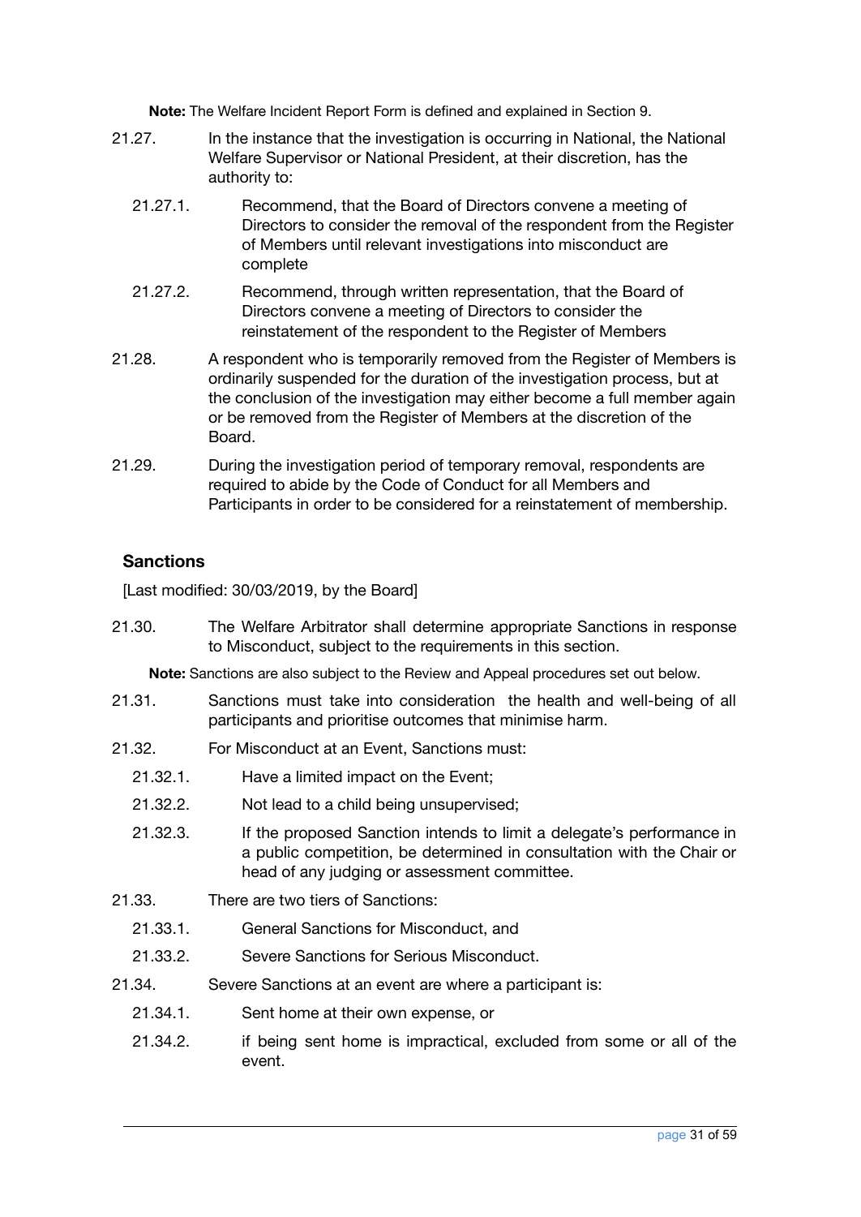**Note:** The Welfare Incident Report Form is defined and explained in Section 9.

21.27. In the instance that the investigation is occurring in National, the National Welfare Supervisor or National President, at their discretion, has the authority to:

- 21.27.1. Recommend, that the Board of Directors convene a meeting of Directors to consider the removal of the respondent from the Register of Members until relevant investigations into misconduct are complete
- 21.27.2. Recommend, through written representation, that the Board of Directors convene a meeting of Directors to consider the reinstatement of the respondent to the Register of Members

21.28. A respondent who is temporarily removed from the Register of Members is ordinarily suspended for the duration of the investigation process, but at the conclusion of the investigation may either become a full member again or be removed from the Register of Members at the discretion of the Board.

21.29. During the investigation period of temporary removal, respondents are required to abide by the Code of Conduct for all Members and Participants in order to be considered for a reinstatement of membership.

### Sanctions

[Last modified: 30/03/2019, by the Board]

21.30. The Welfare Arbitrator shall determine appropriate Sanctions in response to Misconduct, subject to the requirements in this section.

**Note:** Sanctions are also subject to the Review and Appeal procedures set out below.

21.31. Sanctions must take into consideration the health and well-being of all participants and prioritise outcomes that minimise harm.

21.32. For Misconduct at an Event, Sanctions must:

- 21.32.1. Have a limited impact on the Event;
- 21.32.2. Not lead to a child being unsupervised;
- 21.32.3. If the proposed Sanction intends to limit a delegate's performance in a public competition, be determined in consultation with the Chair or head of any judging or assessment committee.

21.33. There are two tiers of Sanctions:

- 21.33.1. General Sanctions for Misconduct, and
- 21.33.2. Severe Sanctions for Serious Misconduct.

21.34. Severe Sanctions at an event are where a participant is:

- 21.34.1. Sent home at their own expense, or
- 21.34.2. if being sent home is impractical, excluded from some or all of the event.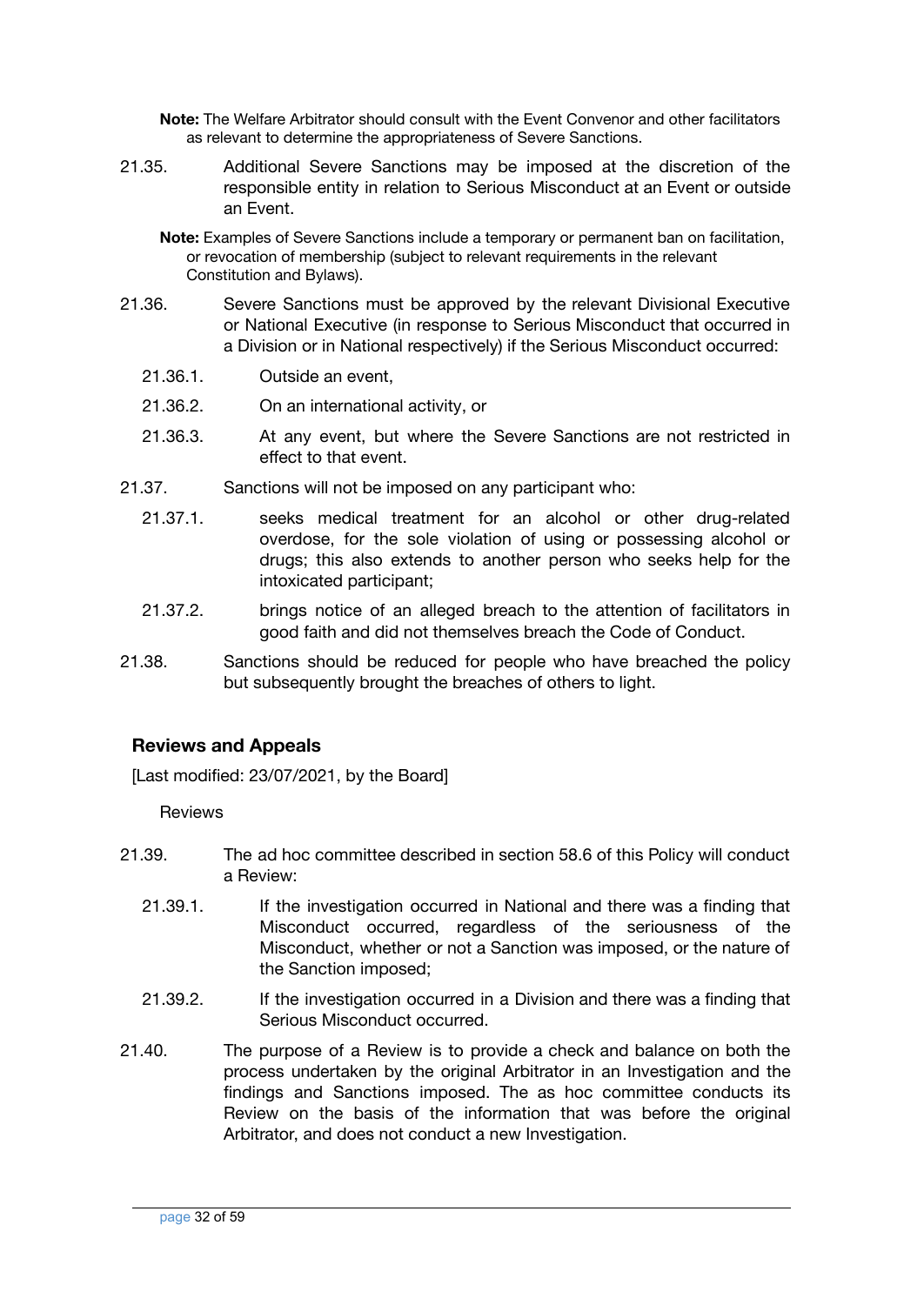**Note:** The Welfare Arbitrator should consult with the Event Convenor and other facilitators as relevant to determine the appropriateness of Severe Sanctions.

21.35. Additional Severe Sanctions may be imposed at the discretion of the responsible entity in relation to Serious Misconduct at an Event or outside an Event.

**Note:** Examples of Severe Sanctions include a temporary or permanent ban on facilitation, or revocation of membership (subject to relevant requirements in the relevant Constitution and Bylaws).

21.36. Severe Sanctions must be approved by the relevant Divisional Executive or National Executive (in response to Serious Misconduct that occurred in a Division or in National respectively) if the Serious Misconduct occurred:

- 21.36.1. Outside an event,
- 21.36.2. On an international activity, or
- 21.36.3. At any event, but where the Severe Sanctions are not restricted in effect to that event.

21.37. Sanctions will not be imposed on any participant who:

- 21.37.1. seeks medical treatment for an alcohol or other drug-related overdose, for the sole violation of using or possessing alcohol or drugs; this also extends to another person who seeks help for the intoxicated participant;
- 21.37.2. brings notice of an alleged breach to the attention of facilitators in good faith and did not themselves breach the Code of Conduct.

21.38. Sanctions should be reduced for people who have breached the policy but subsequently brought the breaches of others to light.

### Reviews and Appeals

[Last modified: 23/07/2021, by the Board]

Reviews

21.39. The ad hoc committee described in section 58.6 of this Policy will conduct a Review:

- 21.39.1. If the investigation occurred in National and there was a finding that Misconduct occurred, regardless of the seriousness of the Misconduct, whether or not a Sanction was imposed, or the nature of the Sanction imposed;
- 21.39.2. If the investigation occurred in a Division and there was a finding that Serious Misconduct occurred.

21.40. The purpose of a Review is to provide a check and balance on both the process undertaken by the original Arbitrator in an Investigation and the findings and Sanctions imposed. The as hoc committee conducts its Review on the basis of the information that was before the original Arbitrator, and does not conduct a new Investigation.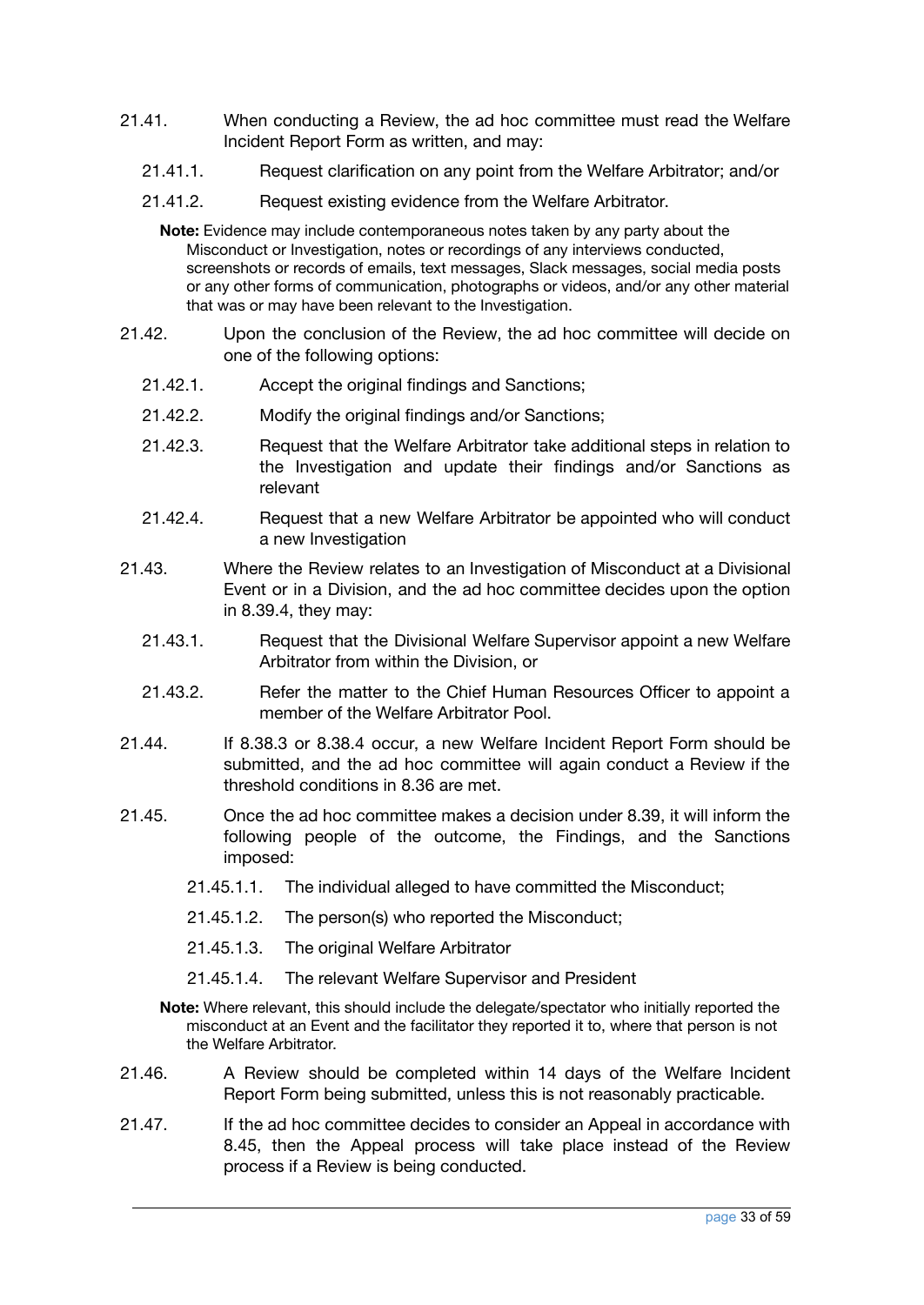21.41. When conducting a Review, the ad hoc committee must read the Welfare Incident Report Form as written, and may:

21.41.1. Request clarification on any point from the Welfare Arbitrator; and/or

21.41.2. Request existing evidence from the Welfare Arbitrator.

**Note:** Evidence may include contemporaneous notes taken by any party about the Misconduct or Investigation, notes or recordings of any interviews conducted, screenshots or records of emails, text messages, Slack messages, social media posts or any other forms of communication, photographs or videos, and/or any other material that was or may have been relevant to the Investigation.

21.42. Upon the conclusion of the Review, the ad hoc committee will decide on one of the following options:

21.42.1. Accept the original findings and Sanctions;

21.42.2. Modify the original findings and/or Sanctions;

21.42.3. Request that the Welfare Arbitrator take additional steps in relation to the Investigation and update their findings and/or Sanctions as relevant

21.42.4. Request that a new Welfare Arbitrator be appointed who will conduct a new Investigation

21.43. Where the Review relates to an Investigation of Misconduct at a Divisional Event or in a Division, and the ad hoc committee decides upon the option in 8.39.4, they may:

21.43.1. Request that the Divisional Welfare Supervisor appoint a new Welfare Arbitrator from within the Division, or

21.43.2. Refer the matter to the Chief Human Resources Officer to appoint a member of the Welfare Arbitrator Pool.

21.44. If 8.38.3 or 8.38.4 occur, a new Welfare Incident Report Form should be submitted, and the ad hoc committee will again conduct a Review if the threshold conditions in 8.36 are met.

21.45. Once the ad hoc committee makes a decision under 8.39, it will inform the following people of the outcome, the Findings, and the Sanctions imposed:

21.45.1.1. The individual alleged to have committed the Misconduct;

21.45.1.2. The person(s) who reported the Misconduct;

21.45.1.3. The original Welfare Arbitrator

21.45.1.4. The relevant Welfare Supervisor and President

**Note:** Where relevant, this should include the delegate/spectator who initially reported the misconduct at an Event and the facilitator they reported it to, where that person is not the Welfare Arbitrator.

21.46. A Review should be completed within 14 days of the Welfare Incident Report Form being submitted, unless this is not reasonably practicable.

21.47. If the ad hoc committee decides to consider an Appeal in accordance with 8.45, then the Appeal process will take place instead of the Review process if a Review is being conducted.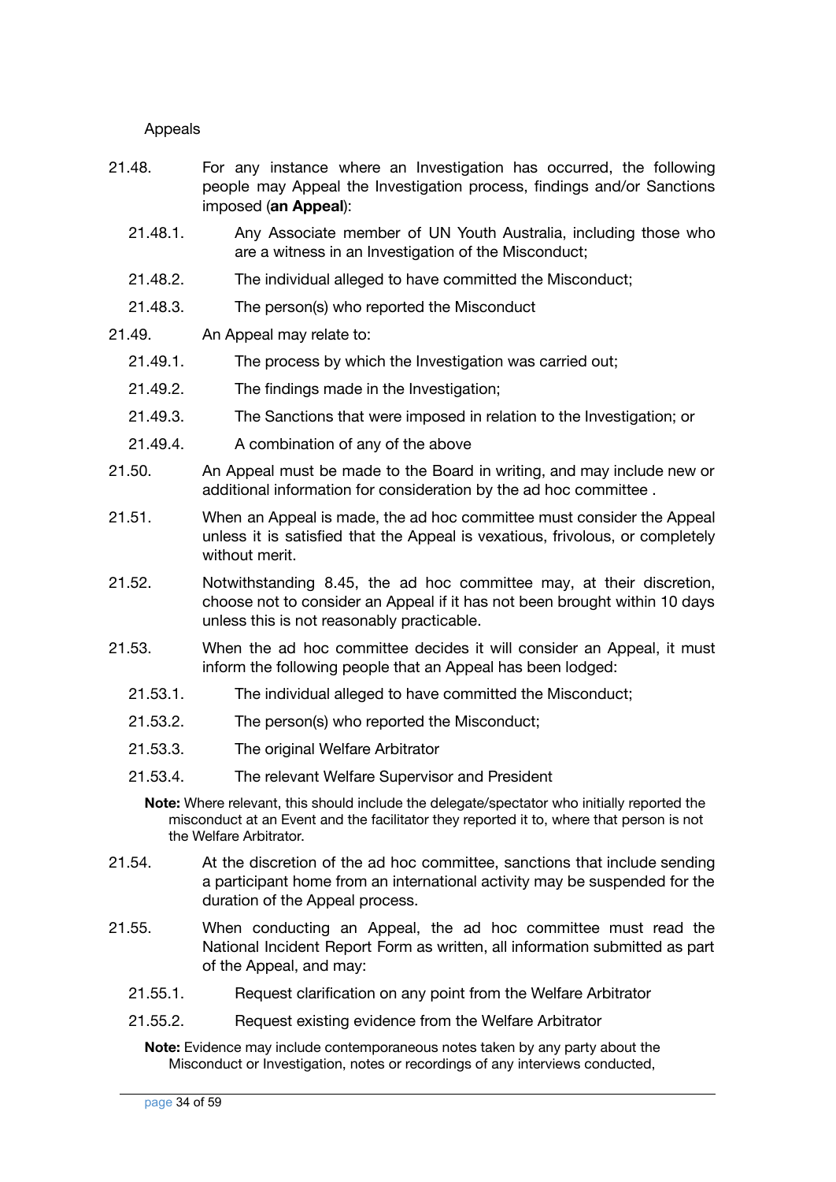### Appeals

21.48. For any instance where an Investigation has occurred, the following people may Appeal the Investigation process, findings and/or Sanctions imposed (**an Appeal**):

- 21.48.1. Any Associate member of UN Youth Australia, including those who are a witness in an Investigation of the Misconduct;
- 21.48.2. The individual alleged to have committed the Misconduct;
- 21.48.3. The person(s) who reported the Misconduct

21.49. An Appeal may relate to:

- 21.49.1. The process by which the Investigation was carried out;
- 21.49.2. The findings made in the Investigation;
- 21.49.3. The Sanctions that were imposed in relation to the Investigation; or
- 21.49.4. A combination of any of the above

21.50. An Appeal must be made to the Board in writing, and may include new or additional information for consideration by the ad hoc committee .

21.51. When an Appeal is made, the ad hoc committee must consider the Appeal unless it is satisfied that the Appeal is vexatious, frivolous, or completely without merit.

21.52. Notwithstanding 8.45, the ad hoc committee may, at their discretion, choose not to consider an Appeal if it has not been brought within 10 days unless this is not reasonably practicable.

21.53. When the ad hoc committee decides it will consider an Appeal, it must inform the following people that an Appeal has been lodged:

- 21.53.1. The individual alleged to have committed the Misconduct;
- 21.53.2. The person(s) who reported the Misconduct;
- 21.53.3. The original Welfare Arbitrator
- 21.53.4. The relevant Welfare Supervisor and President

**Note:** Where relevant, this should include the delegate/spectator who initially reported the misconduct at an Event and the facilitator they reported it to, where that person is not the Welfare Arbitrator.

21.54. At the discretion of the ad hoc committee, sanctions that include sending a participant home from an international activity may be suspended for the duration of the Appeal process.

21.55. When conducting an Appeal, the ad hoc committee must read the National Incident Report Form as written, all information submitted as part of the Appeal, and may:

- 21.55.1. Request clarification on any point from the Welfare Arbitrator
- 21.55.2. Request existing evidence from the Welfare Arbitrator

**Note:** Evidence may include contemporaneous notes taken by any party about the Misconduct or Investigation, notes or recordings of any interviews conducted,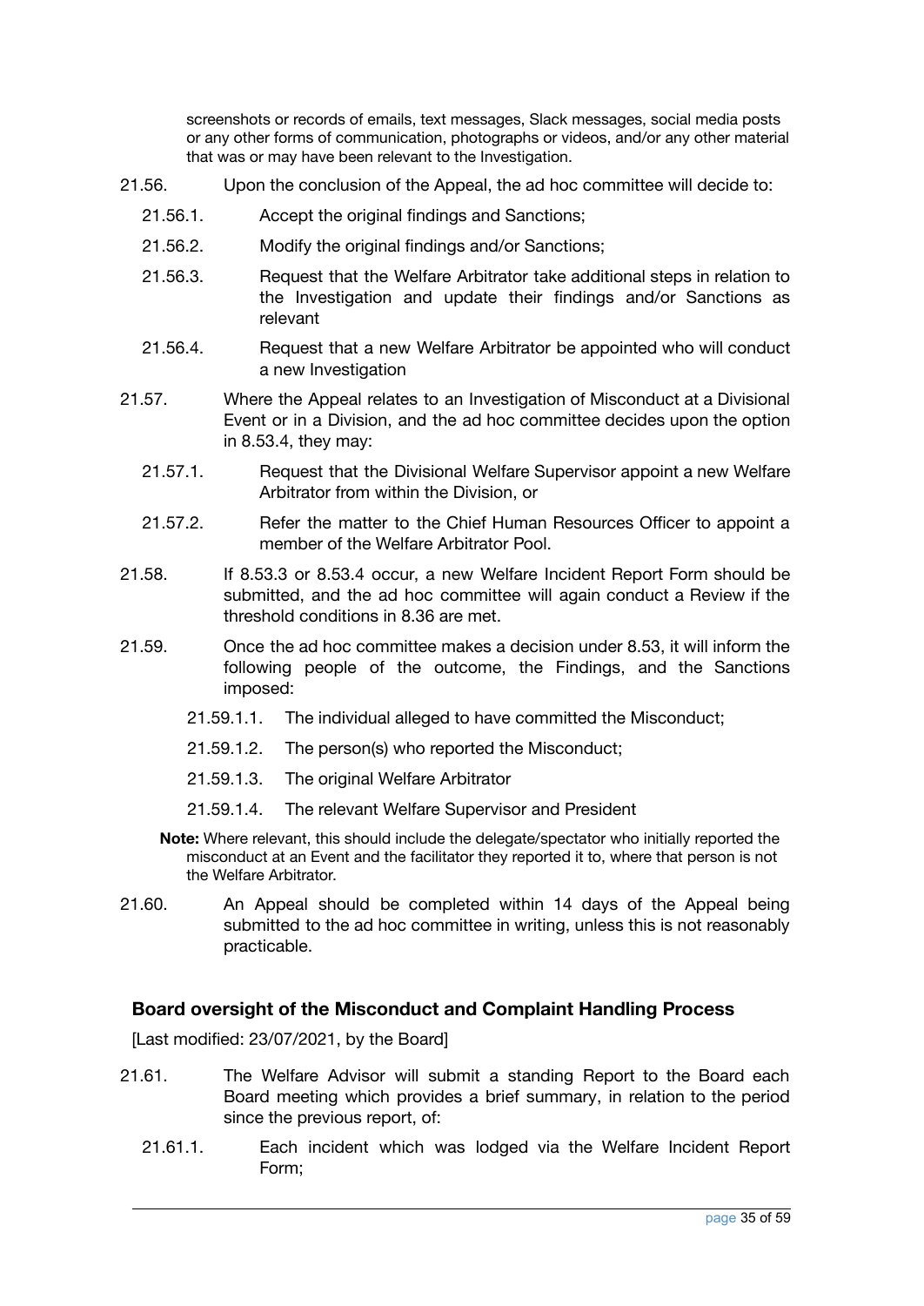screenshots or records of emails, text messages, Slack messages, social media posts or any other forms of communication, photographs or videos, and/or any other material that was or may have been relevant to the Investigation.

21.56. Upon the conclusion of the Appeal, the ad hoc committee will decide to:

- 21.56.1. Accept the original findings and Sanctions;
- 21.56.2. Modify the original findings and/or Sanctions;
- 21.56.3. Request that the Welfare Arbitrator take additional steps in relation to the Investigation and update their findings and/or Sanctions as relevant
- 21.56.4. Request that a new Welfare Arbitrator be appointed who will conduct a new Investigation

21.57. Where the Appeal relates to an Investigation of Misconduct at a Divisional Event or in a Division, and the ad hoc committee decides upon the option in 8.53.4, they may:

- 21.57.1. Request that the Divisional Welfare Supervisor appoint a new Welfare Arbitrator from within the Division, or
- 21.57.2. Refer the matter to the Chief Human Resources Officer to appoint a member of the Welfare Arbitrator Pool.

21.58. If 8.53.3 or 8.53.4 occur, a new Welfare Incident Report Form should be submitted, and the ad hoc committee will again conduct a Review if the threshold conditions in 8.36 are met.

21.59. Once the ad hoc committee makes a decision under 8.53, it will inform the following people of the outcome, the Findings, and the Sanctions imposed:

- 21.59.1.1. The individual alleged to have committed the Misconduct;
- 21.59.1.2. The person(s) who reported the Misconduct;
- 21.59.1.3. The original Welfare Arbitrator
- 21.59.1.4. The relevant Welfare Supervisor and President

**Note:** Where relevant, this should include the delegate/spectator who initially reported the misconduct at an Event and the facilitator they reported it to, where that person is not the Welfare Arbitrator.

21.60. An Appeal should be completed within 14 days of the Appeal being submitted to the ad hoc committee in writing, unless this is not reasonably practicable.

### Board oversight of the Misconduct and Complaint Handling Process

[Last modified: 23/07/2021, by the Board]

21.61. The Welfare Advisor will submit a standing Report to the Board each Board meeting which provides a brief summary, in relation to the period since the previous report, of:

- 21.61.1. Each incident which was lodged via the Welfare Incident Report Form;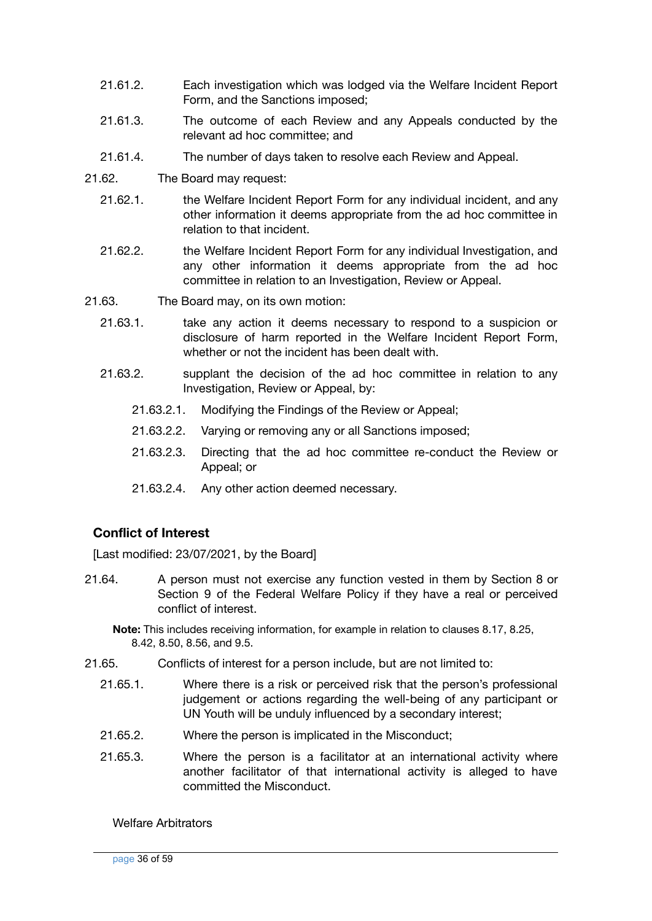21.61.2. Each investigation which was lodged via the Welfare Incident Report Form, and the Sanctions imposed;

21.61.3. The outcome of each Review and any Appeals conducted by the relevant ad hoc committee; and

21.61.4. The number of days taken to resolve each Review and Appeal.

21.62. The Board may request:

21.62.1. the Welfare Incident Report Form for any individual incident, and any other information it deems appropriate from the ad hoc committee in relation to that incident.

21.62.2. the Welfare Incident Report Form for any individual Investigation, and any other information it deems appropriate from the ad hoc committee in relation to an Investigation, Review or Appeal.

21.63. The Board may, on its own motion:

21.63.1. take any action it deems necessary to respond to a suspicion or disclosure of harm reported in the Welfare Incident Report Form, whether or not the incident has been dealt with.

21.63.2. supplant the decision of the ad hoc committee in relation to any Investigation, Review or Appeal, by:

21.63.2.1. Modifying the Findings of the Review or Appeal;

21.63.2.2. Varying or removing any or all Sanctions imposed;

21.63.2.3. Directing that the ad hoc committee re-conduct the Review or Appeal; or

21.63.2.4. Any other action deemed necessary.

### Conflict of Interest

[Last modified: 23/07/2021, by the Board]

21.64. A person must not exercise any function vested in them by Section 8 or Section 9 of the Federal Welfare Policy if they have a real or perceived conflict of interest.

**Note:** This includes receiving information, for example in relation to clauses 8.17, 8.25, 8.42, 8.50, 8.56, and 9.5.

21.65. Conflicts of interest for a person include, but are not limited to:

21.65.1. Where there is a risk or perceived risk that the person's professional judgement or actions regarding the well-being of any participant or UN Youth will be unduly influenced by a secondary interest;

21.65.2. Where the person is implicated in the Misconduct;

21.65.3. Where the person is a facilitator at an international activity where another facilitator of that international activity is alleged to have committed the Misconduct.

Welfare Arbitrators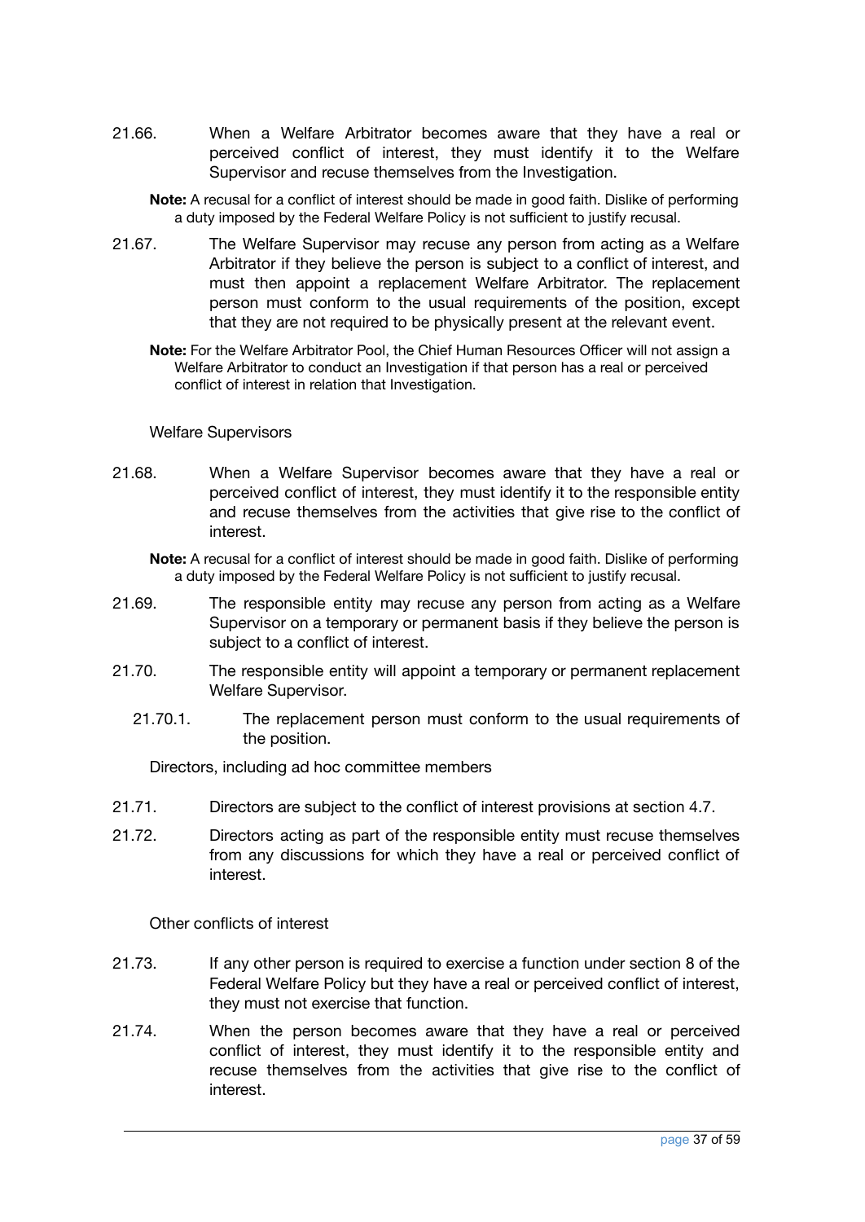21.66. When a Welfare Arbitrator becomes aware that they have a real or perceived conflict of interest, they must identify it to the Welfare Supervisor and recuse themselves from the Investigation.

**Note:** A recusal for a conflict of interest should be made in good faith. Dislike of performing a duty imposed by the Federal Welfare Policy is not sufficient to justify recusal.

21.67. The Welfare Supervisor may recuse any person from acting as a Welfare Arbitrator if they believe the person is subject to a conflict of interest, and must then appoint a replacement Welfare Arbitrator. The replacement person must conform to the usual requirements of the position, except that they are not required to be physically present at the relevant event.

**Note:** For the Welfare Arbitrator Pool, the Chief Human Resources Officer will not assign a Welfare Arbitrator to conduct an Investigation if that person has a real or perceived conflict of interest in relation that Investigation.

### Welfare Supervisors

21.68. When a Welfare Supervisor becomes aware that they have a real or perceived conflict of interest, they must identify it to the responsible entity and recuse themselves from the activities that give rise to the conflict of interest.

**Note:** A recusal for a conflict of interest should be made in good faith. Dislike of performing a duty imposed by the Federal Welfare Policy is not sufficient to justify recusal.

21.69. The responsible entity may recuse any person from acting as a Welfare Supervisor on a temporary or permanent basis if they believe the person is subject to a conflict of interest.

21.70. The responsible entity will appoint a temporary or permanent replacement Welfare Supervisor.

- 21.70.1. The replacement person must conform to the usual requirements of the position.

### Directors, including ad hoc committee members

21.71. Directors are subject to the conflict of interest provisions at section 4.7.

21.72. Directors acting as part of the responsible entity must recuse themselves from any discussions for which they have a real or perceived conflict of interest.

### Other conflicts of interest

21.73. If any other person is required to exercise a function under section 8 of the Federal Welfare Policy but they have a real or perceived conflict of interest, they must not exercise that function.

21.74. When the person becomes aware that they have a real or perceived conflict of interest, they must identify it to the responsible entity and recuse themselves from the activities that give rise to the conflict of interest.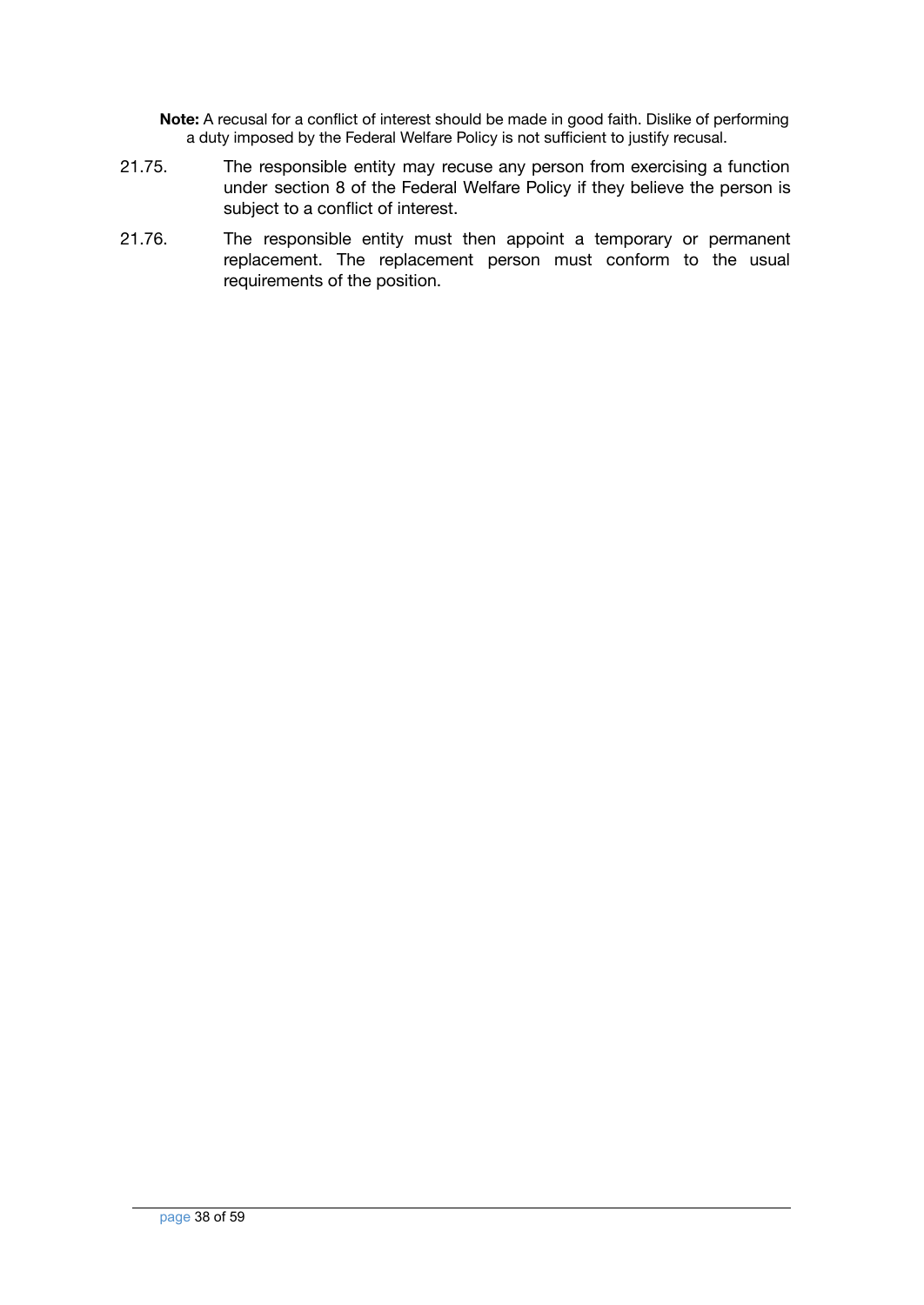**Note:** A recusal for a conflict of interest should be made in good faith. Dislike of performing a duty imposed by the Federal Welfare Policy is not sufficient to justify recusal.

21.75. The responsible entity may recuse any person from exercising a function under section 8 of the Federal Welfare Policy if they believe the person is subject to a conflict of interest.

21.76. The responsible entity must then appoint a temporary or permanent replacement. The replacement person must conform to the usual requirements of the position.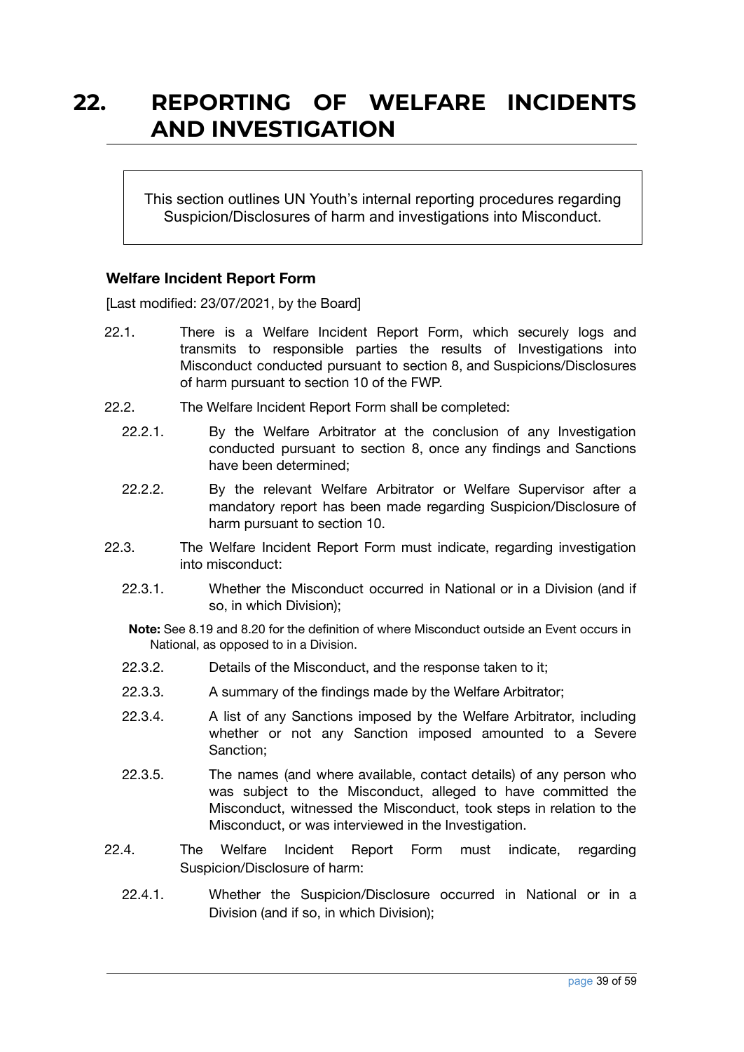# 22. REPORTING OF WELFARE INCIDENTS AND INVESTIGATION

> This section outlines UN Youth's internal reporting procedures regarding Suspicion/Disclosures of harm and investigations into Misconduct.

### Welfare Incident Report Form

[Last modified: 23/07/2021, by the Board]

22.1. There is a Welfare Incident Report Form, which securely logs and transmits to responsible parties the results of Investigations into Misconduct conducted pursuant to section 8, and Suspicions/Disclosures of harm pursuant to section 10 of the FWP.

22.2. The Welfare Incident Report Form shall be completed:

- 22.2.1. By the Welfare Arbitrator at the conclusion of any Investigation conducted pursuant to section 8, once any findings and Sanctions have been determined;
- 22.2.2. By the relevant Welfare Arbitrator or Welfare Supervisor after a mandatory report has been made regarding Suspicion/Disclosure of harm pursuant to section 10.

22.3. The Welfare Incident Report Form must indicate, regarding investigation into misconduct:

- 22.3.1. Whether the Misconduct occurred in National or in a Division (and if so, in which Division);

  **Note:** See 8.19 and 8.20 for the definition of where Misconduct outside an Event occurs in National, as opposed to in a Division.

- 22.3.2. Details of the Misconduct, and the response taken to it;
- 22.3.3. A summary of the findings made by the Welfare Arbitrator;
- 22.3.4. A list of any Sanctions imposed by the Welfare Arbitrator, including whether or not any Sanction imposed amounted to a Severe Sanction;
- 22.3.5. The names (and where available, contact details) of any person who was subject to the Misconduct, alleged to have committed the Misconduct, witnessed the Misconduct, took steps in relation to the Misconduct, or was interviewed in the Investigation.

22.4. The Welfare Incident Report Form must indicate, regarding Suspicion/Disclosure of harm:

- 22.4.1. Whether the Suspicion/Disclosure occurred in National or in a Division (and if so, in which Division);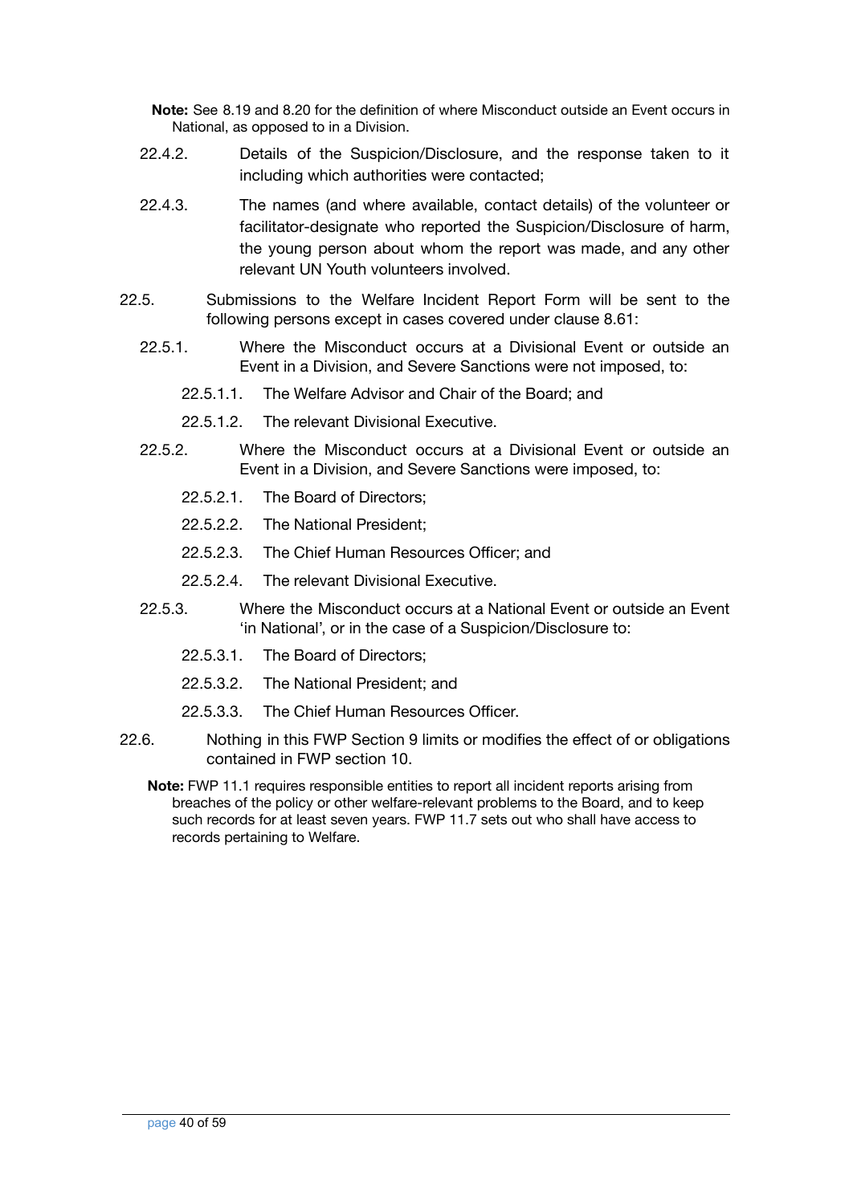**Note:** See 8.19 and 8.20 for the definition of where Misconduct outside an Event occurs in National, as opposed to in a Division.

22.4.2. Details of the Suspicion/Disclosure, and the response taken to it including which authorities were contacted;

22.4.3. The names (and where available, contact details) of the volunteer or facilitator-designate who reported the Suspicion/Disclosure of harm, the young person about whom the report was made, and any other relevant UN Youth volunteers involved.

22.5. Submissions to the Welfare Incident Report Form will be sent to the following persons except in cases covered under clause 8.61:

22.5.1. Where the Misconduct occurs at a Divisional Event or outside an Event in a Division, and Severe Sanctions were not imposed, to:

22.5.1.1. The Welfare Advisor and Chair of the Board; and

22.5.1.2. The relevant Divisional Executive.

22.5.2. Where the Misconduct occurs at a Divisional Event or outside an Event in a Division, and Severe Sanctions were imposed, to:

22.5.2.1. The Board of Directors;

22.5.2.2. The National President;

22.5.2.3. The Chief Human Resources Officer; and

22.5.2.4. The relevant Divisional Executive.

22.5.3. Where the Misconduct occurs at a National Event or outside an Event 'in National', or in the case of a Suspicion/Disclosure to:

22.5.3.1. The Board of Directors;

22.5.3.2. The National President; and

22.5.3.3. The Chief Human Resources Officer.

22.6. Nothing in this FWP Section 9 limits or modifies the effect of or obligations contained in FWP section 10.

**Note:** FWP 11.1 requires responsible entities to report all incident reports arising from breaches of the policy or other welfare-relevant problems to the Board, and to keep such records for at least seven years. FWP 11.7 sets out who shall have access to records pertaining to Welfare.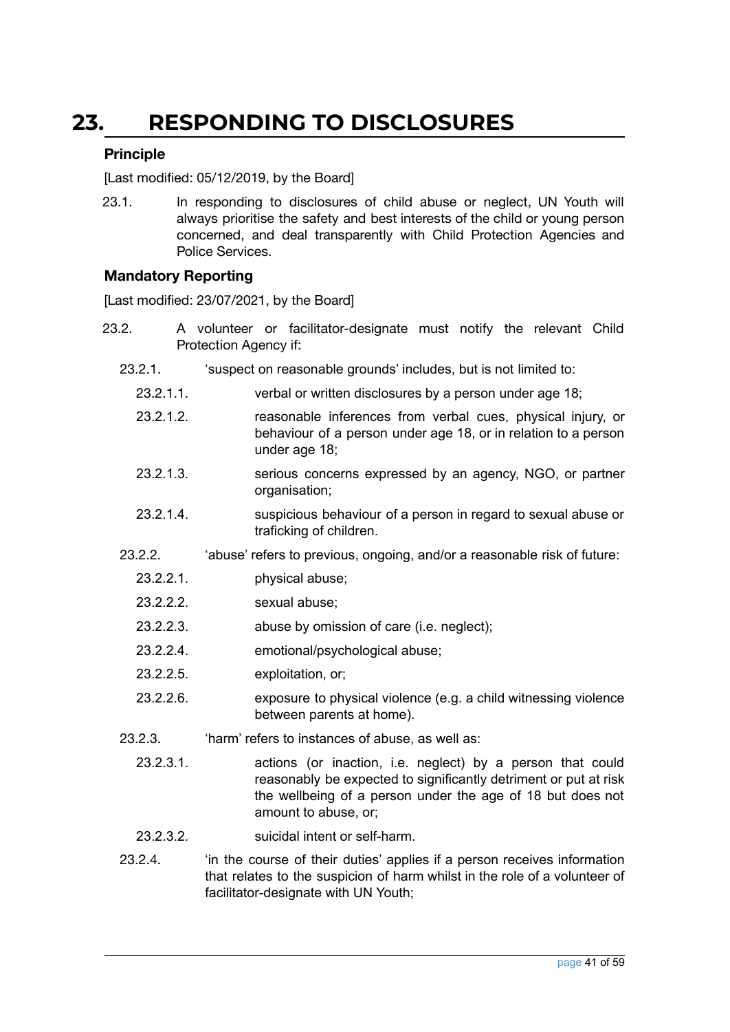# 23. RESPONDING TO DISCLOSURES

### Principle

[Last modified: 05/12/2019, by the Board]

23.1. In responding to disclosures of child abuse or neglect, UN Youth will always prioritise the safety and best interests of the child or young person concerned, and deal transparently with Child Protection Agencies and Police Services.

### Mandatory Reporting

[Last modified: 23/07/2021, by the Board]

23.2. A volunteer or facilitator-designate must notify the relevant Child Protection Agency if:

23.2.1. 'suspect on reasonable grounds' includes, but is not limited to:

23.2.1.1. verbal or written disclosures by a person under age 18;

23.2.1.2. reasonable inferences from verbal cues, physical injury, or behaviour of a person under age 18, or in relation to a person under age 18;

23.2.1.3. serious concerns expressed by an agency, NGO, or partner organisation;

23.2.1.4. suspicious behaviour of a person in regard to sexual abuse or traficking of children.

23.2.2. 'abuse' refers to previous, ongoing, and/or a reasonable risk of future:

23.2.2.1. physical abuse;

23.2.2.2. sexual abuse;

23.2.2.3. abuse by omission of care (i.e. neglect);

23.2.2.4. emotional/psychological abuse;

23.2.2.5. exploitation, or;

23.2.2.6. exposure to physical violence (e.g. a child witnessing violence between parents at home).

23.2.3. 'harm' refers to instances of abuse, as well as:

23.2.3.1. actions (or inaction, i.e. neglect) by a person that could reasonably be expected to significantly detriment or put at risk the wellbeing of a person under the age of 18 but does not amount to abuse, or;

23.2.3.2. suicidal intent or self-harm.

23.2.4. 'in the course of their duties' applies if a person receives information that relates to the suspicion of harm whilst in the role of a volunteer of facilitator-designate with UN Youth;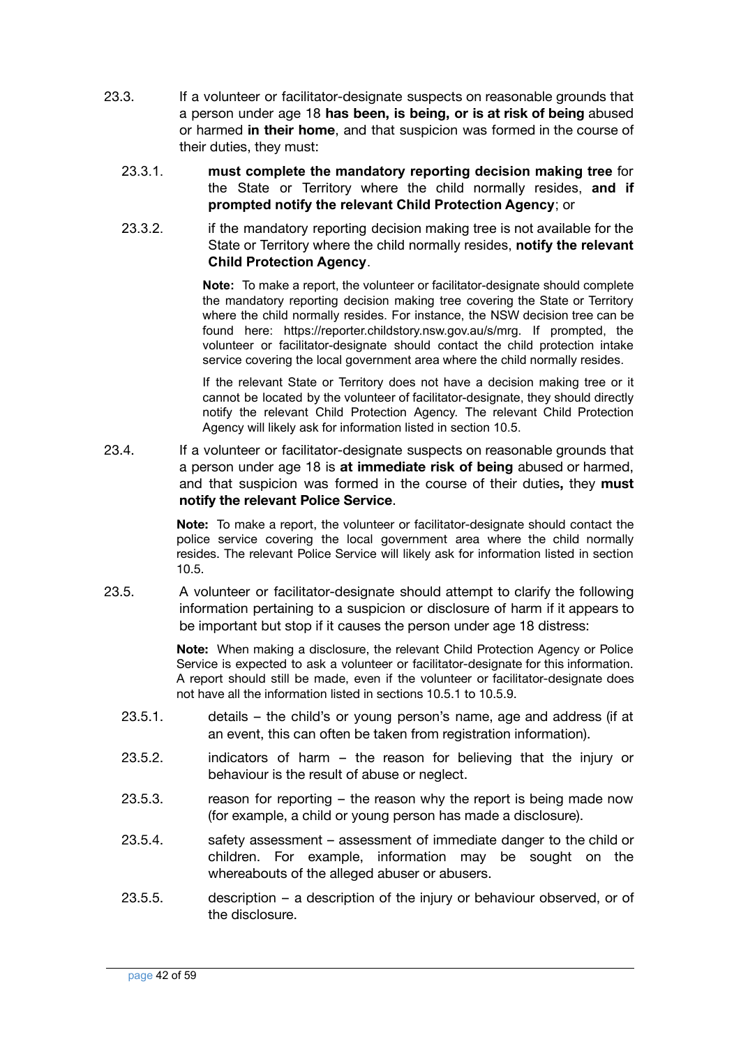23.3. If a volunteer or facilitator-designate suspects on reasonable grounds that a person under age 18 **has been, is being, or is at risk of being** abused or harmed **in their home**, and that suspicion was formed in the course of their duties, they must:

23.3.1. **must complete the mandatory reporting decision making tree** for the State or Territory where the child normally resides, **and if prompted notify the relevant Child Protection Agency**; or

23.3.2. if the mandatory reporting decision making tree is not available for the State or Territory where the child normally resides, **notify the relevant Child Protection Agency**.

> **Note:** To make a report, the volunteer or facilitator-designate should complete the mandatory reporting decision making tree covering the State or Territory where the child normally resides. For instance, the NSW decision tree can be found here: https://reporter.childstory.nsw.gov.au/s/mrg. If prompted, the volunteer or facilitator-designate should contact the child protection intake service covering the local government area where the child normally resides.
>
> If the relevant State or Territory does not have a decision making tree or it cannot be located by the volunteer of facilitator-designate, they should directly notify the relevant Child Protection Agency. The relevant Child Protection Agency will likely ask for information listed in section 10.5.

23.4. If a volunteer or facilitator-designate suspects on reasonable grounds that a person under age 18 is **at immediate risk of being** abused or harmed, and that suspicion was formed in the course of their duties**,** they **must notify the relevant Police Service**.

> **Note:** To make a report, the volunteer or facilitator-designate should contact the police service covering the local government area where the child normally resides. The relevant Police Service will likely ask for information listed in section 10.5.

23.5. A volunteer or facilitator-designate should attempt to clarify the following information pertaining to a suspicion or disclosure of harm if it appears to be important but stop if it causes the person under age 18 distress:

> **Note:** When making a disclosure, the relevant Child Protection Agency or Police Service is expected to ask a volunteer or facilitator-designate for this information. A report should still be made, even if the volunteer or facilitator-designate does not have all the information listed in sections 10.5.1 to 10.5.9.

23.5.1. details – the child's or young person's name, age and address (if at an event, this can often be taken from registration information).

23.5.2. indicators of harm – the reason for believing that the injury or behaviour is the result of abuse or neglect.

23.5.3. reason for reporting – the reason why the report is being made now (for example, a child or young person has made a disclosure).

23.5.4. safety assessment – assessment of immediate danger to the child or children. For example, information may be sought on the whereabouts of the alleged abuser or abusers.

23.5.5. description – a description of the injury or behaviour observed, or of the disclosure.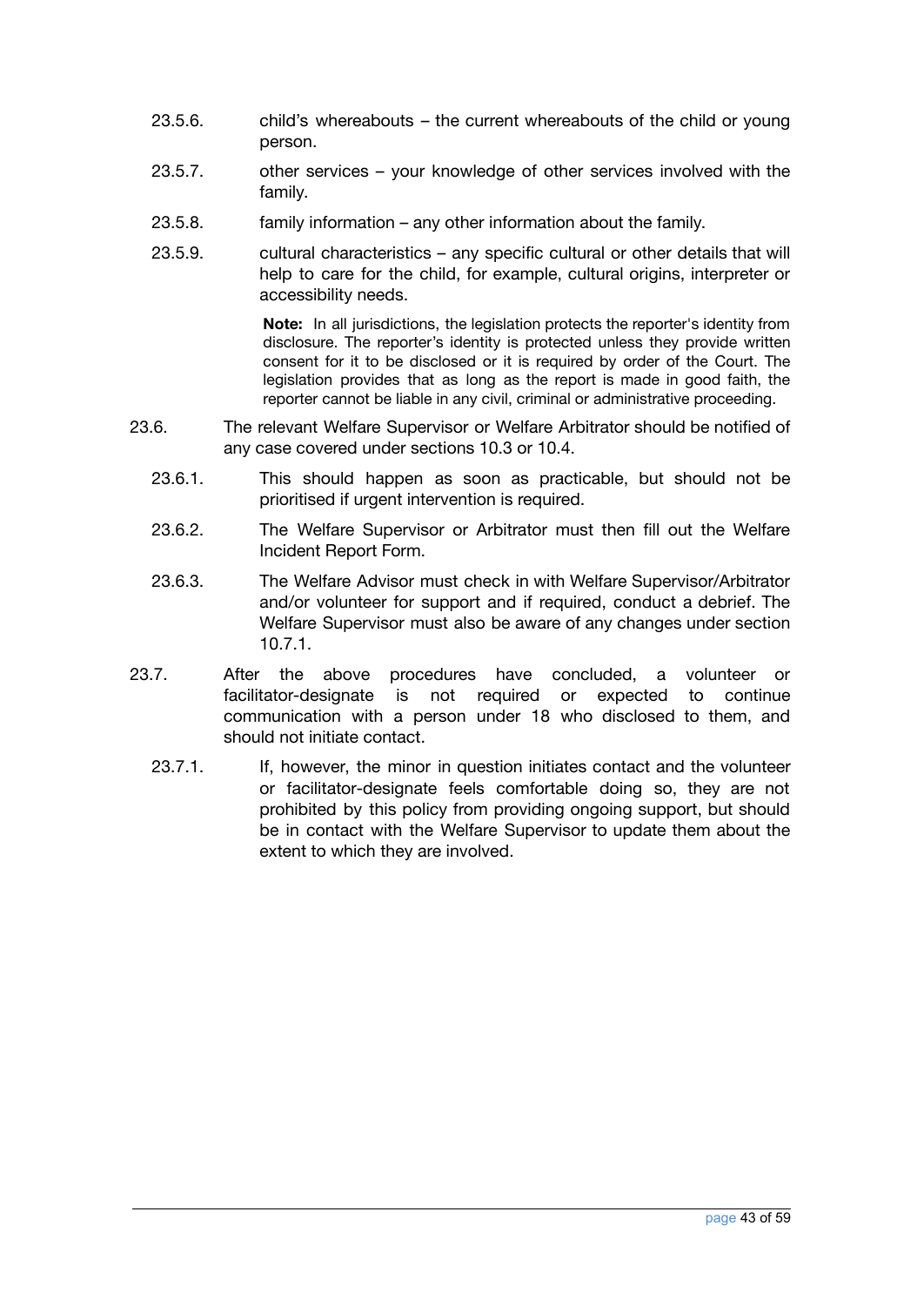23.5.6. child's whereabouts – the current whereabouts of the child or young person.

23.5.7. other services – your knowledge of other services involved with the family.

23.5.8. family information – any other information about the family.

23.5.9. cultural characteristics – any specific cultural or other details that will help to care for the child, for example, cultural origins, interpreter or accessibility needs.

> **Note:** In all jurisdictions, the legislation protects the reporter's identity from disclosure. The reporter's identity is protected unless they provide written consent for it to be disclosed or it is required by order of the Court. The legislation provides that as long as the report is made in good faith, the reporter cannot be liable in any civil, criminal or administrative proceeding.

23.6. The relevant Welfare Supervisor or Welfare Arbitrator should be notified of any case covered under sections 10.3 or 10.4.

23.6.1. This should happen as soon as practicable, but should not be prioritised if urgent intervention is required.

23.6.2. The Welfare Supervisor or Arbitrator must then fill out the Welfare Incident Report Form.

23.6.3. The Welfare Advisor must check in with Welfare Supervisor/Arbitrator and/or volunteer for support and if required, conduct a debrief. The Welfare Supervisor must also be aware of any changes under section 10.7.1.

23.7. After the above procedures have concluded, a volunteer or facilitator-designate is not required or expected to continue communication with a person under 18 who disclosed to them, and should not initiate contact.

23.7.1. If, however, the minor in question initiates contact and the volunteer or facilitator-designate feels comfortable doing so, they are not prohibited by this policy from providing ongoing support, but should be in contact with the Welfare Supervisor to update them about the extent to which they are involved.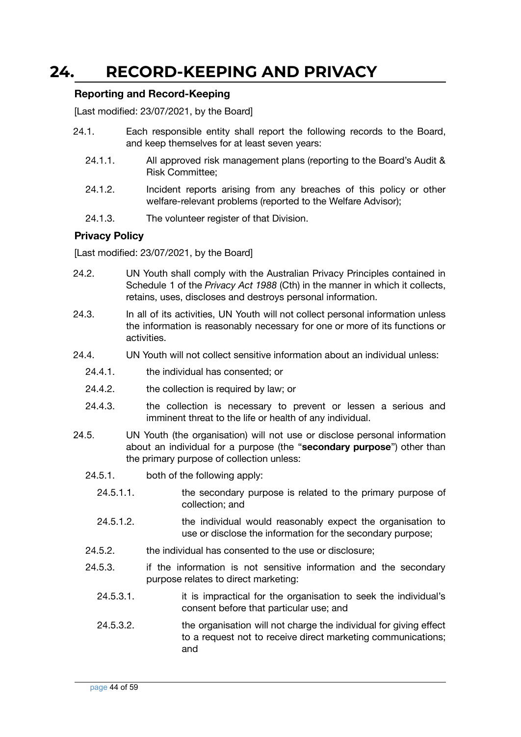# 24. RECORD-KEEPING AND PRIVACY

### Reporting and Record-Keeping

[Last modified: 23/07/2021, by the Board]

24.1. Each responsible entity shall report the following records to the Board, and keep themselves for at least seven years:

- 24.1.1. All approved risk management plans (reporting to the Board's Audit & Risk Committee;
- 24.1.2. Incident reports arising from any breaches of this policy or other welfare-relevant problems (reported to the Welfare Advisor);
- 24.1.3. The volunteer register of that Division.

### Privacy Policy

[Last modified: 23/07/2021, by the Board]

24.2. UN Youth shall comply with the Australian Privacy Principles contained in Schedule 1 of the *Privacy Act 1988* (Cth) in the manner in which it collects, retains, uses, discloses and destroys personal information.

24.3. In all of its activities, UN Youth will not collect personal information unless the information is reasonably necessary for one or more of its functions or activities.

24.4. UN Youth will not collect sensitive information about an individual unless:

- 24.4.1. the individual has consented; or
- 24.4.2. the collection is required by law; or
- 24.4.3. the collection is necessary to prevent or lessen a serious and imminent threat to the life or health of any individual.

24.5. UN Youth (the organisation) will not use or disclose personal information about an individual for a purpose (the "**secondary purpose**") other than the primary purpose of collection unless:

- 24.5.1. both of the following apply:
  - 24.5.1.1. the secondary purpose is related to the primary purpose of collection; and
  - 24.5.1.2. the individual would reasonably expect the organisation to use or disclose the information for the secondary purpose;
- 24.5.2. the individual has consented to the use or disclosure;
- 24.5.3. if the information is not sensitive information and the secondary purpose relates to direct marketing:
  - 24.5.3.1. it is impractical for the organisation to seek the individual's consent before that particular use; and
  - 24.5.3.2. the organisation will not charge the individual for giving effect to a request not to receive direct marketing communications; and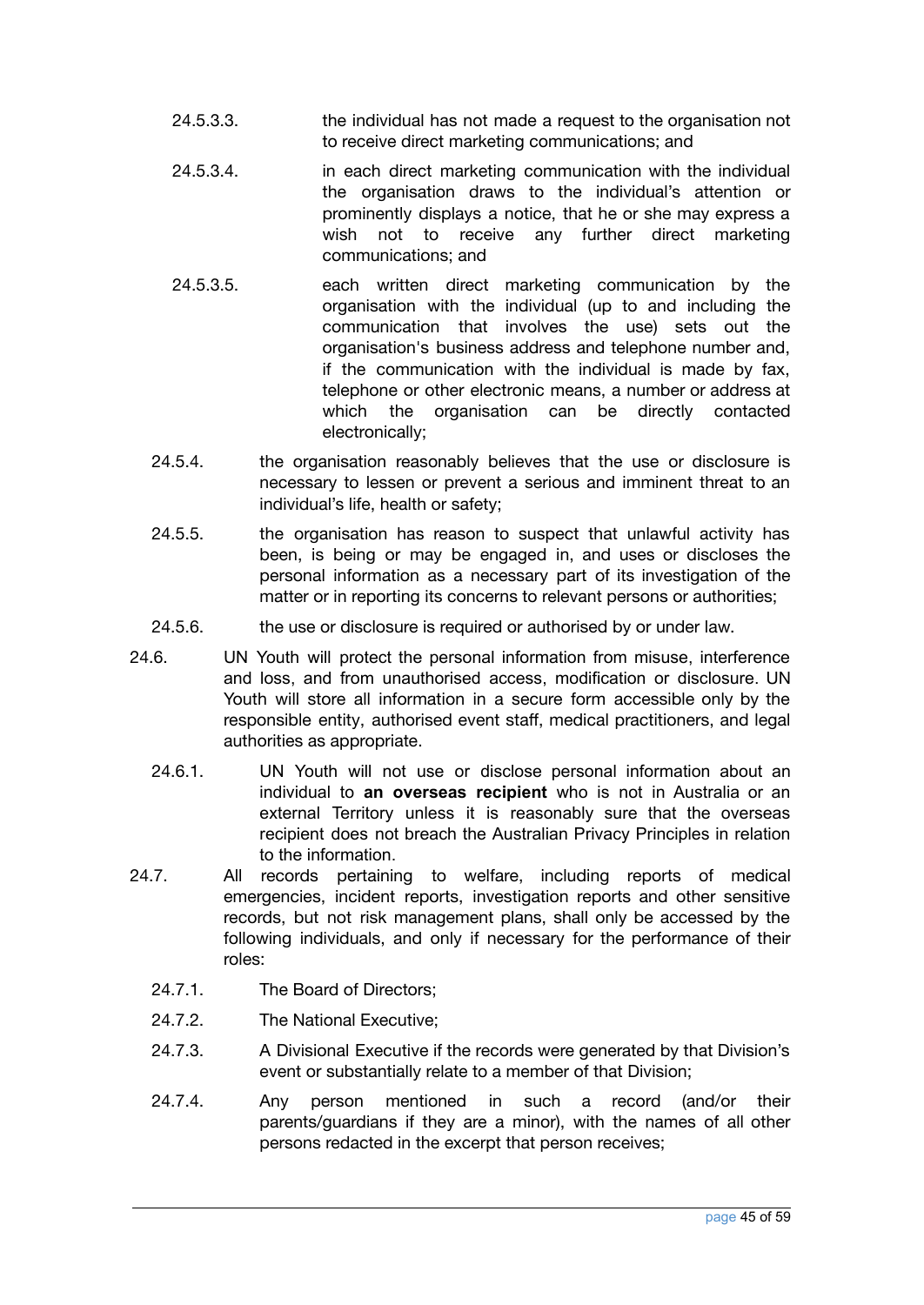24.5.3.3. the individual has not made a request to the organisation not to receive direct marketing communications; and

24.5.3.4. in each direct marketing communication with the individual the organisation draws to the individual's attention or prominently displays a notice, that he or she may express a wish not to receive any further direct marketing communications; and

24.5.3.5. each written direct marketing communication by the organisation with the individual (up to and including the communication that involves the use) sets out the organisation's business address and telephone number and, if the communication with the individual is made by fax, telephone or other electronic means, a number or address at which the organisation can be directly contacted electronically;

24.5.4. the organisation reasonably believes that the use or disclosure is necessary to lessen or prevent a serious and imminent threat to an individual's life, health or safety;

24.5.5. the organisation has reason to suspect that unlawful activity has been, is being or may be engaged in, and uses or discloses the personal information as a necessary part of its investigation of the matter or in reporting its concerns to relevant persons or authorities;

24.5.6. the use or disclosure is required or authorised by or under law.

24.6. UN Youth will protect the personal information from misuse, interference and loss, and from unauthorised access, modification or disclosure. UN Youth will store all information in a secure form accessible only by the responsible entity, authorised event staff, medical practitioners, and legal authorities as appropriate.

24.6.1. UN Youth will not use or disclose personal information about an individual to **an overseas recipient** who is not in Australia or an external Territory unless it is reasonably sure that the overseas recipient does not breach the Australian Privacy Principles in relation to the information.

24.7. All records pertaining to welfare, including reports of medical emergencies, incident reports, investigation reports and other sensitive records, but not risk management plans, shall only be accessed by the following individuals, and only if necessary for the performance of their roles:

24.7.1. The Board of Directors;

24.7.2. The National Executive;

24.7.3. A Divisional Executive if the records were generated by that Division's event or substantially relate to a member of that Division;

24.7.4. Any person mentioned in such a record (and/or their parents/guardians if they are a minor), with the names of all other persons redacted in the excerpt that person receives;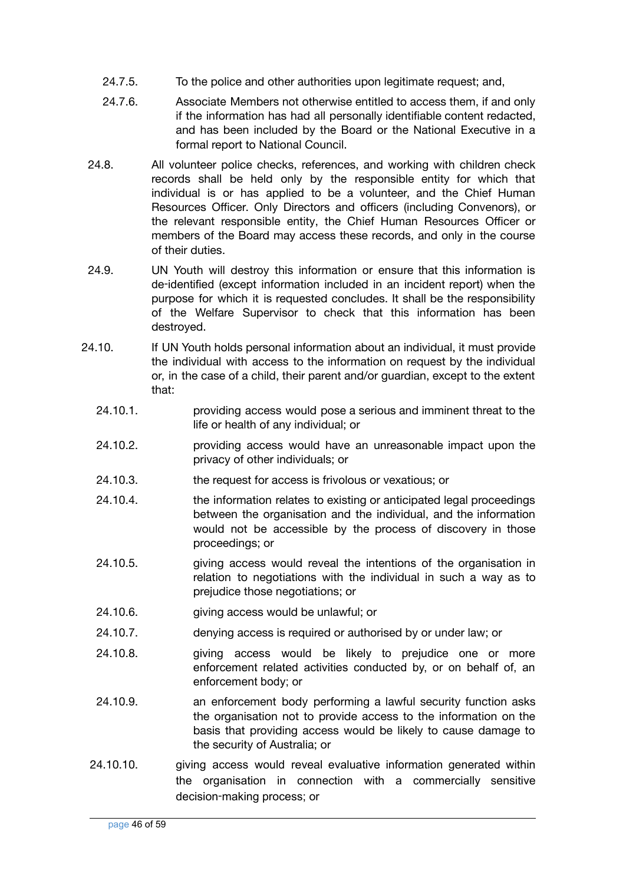24.7.5. To the police and other authorities upon legitimate request; and,

24.7.6. Associate Members not otherwise entitled to access them, if and only if the information has had all personally identifiable content redacted, and has been included by the Board or the National Executive in a formal report to National Council.

24.8. All volunteer police checks, references, and working with children check records shall be held only by the responsible entity for which that individual is or has applied to be a volunteer, and the Chief Human Resources Officer. Only Directors and officers (including Convenors), or the relevant responsible entity, the Chief Human Resources Officer or members of the Board may access these records, and only in the course of their duties.

24.9. UN Youth will destroy this information or ensure that this information is de-identified (except information included in an incident report) when the purpose for which it is requested concludes. It shall be the responsibility of the Welfare Supervisor to check that this information has been destroyed.

24.10. If UN Youth holds personal information about an individual, it must provide the individual with access to the information on request by the individual or, in the case of a child, their parent and/or guardian, except to the extent that:

24.10.1. providing access would pose a serious and imminent threat to the life or health of any individual; or

24.10.2. providing access would have an unreasonable impact upon the privacy of other individuals; or

24.10.3. the request for access is frivolous or vexatious; or

24.10.4. the information relates to existing or anticipated legal proceedings between the organisation and the individual, and the information would not be accessible by the process of discovery in those proceedings; or

24.10.5. giving access would reveal the intentions of the organisation in relation to negotiations with the individual in such a way as to prejudice those negotiations; or

24.10.6. giving access would be unlawful; or

24.10.7. denying access is required or authorised by or under law; or

24.10.8. giving access would be likely to prejudice one or more enforcement related activities conducted by, or on behalf of, an enforcement body; or

24.10.9. an enforcement body performing a lawful security function asks the organisation not to provide access to the information on the basis that providing access would be likely to cause damage to the security of Australia; or

24.10.10. giving access would reveal evaluative information generated within the organisation in connection with a commercially sensitive decision-making process; or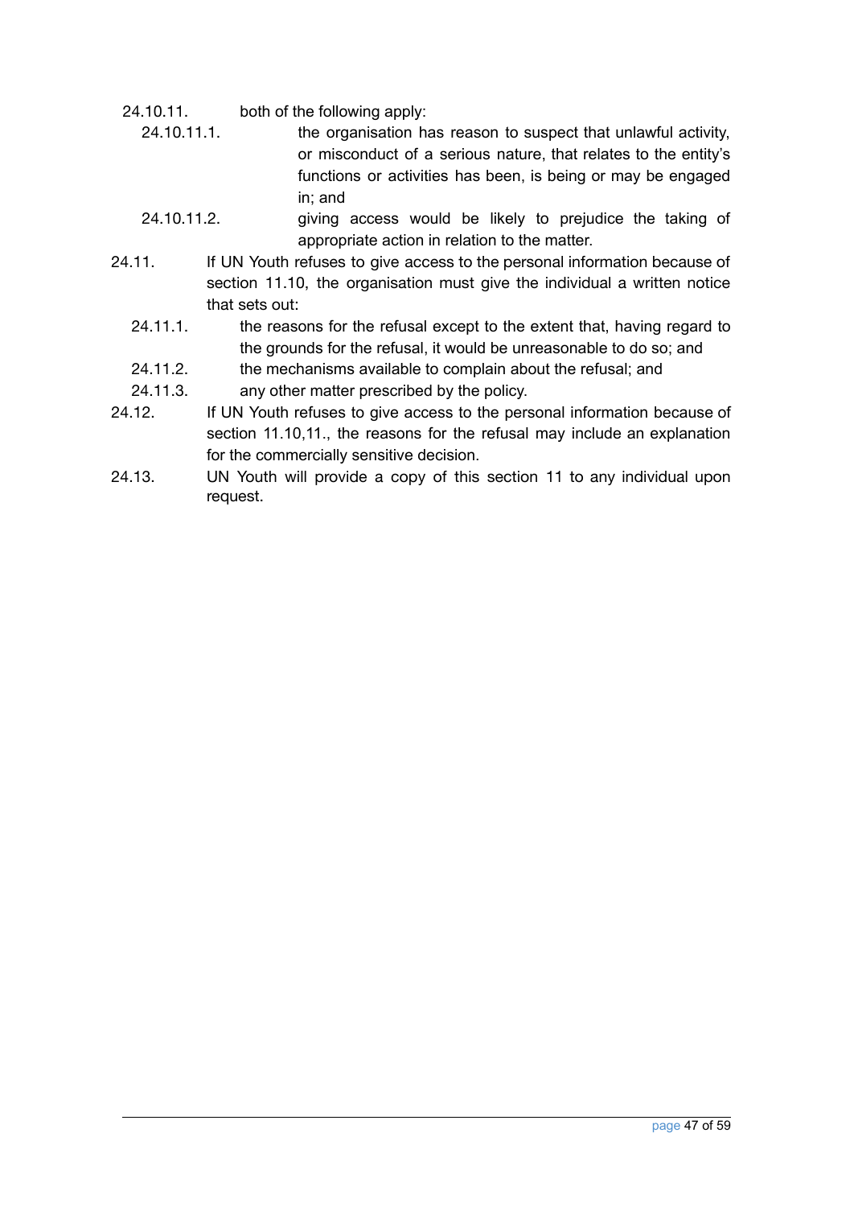24.10.11. both of the following apply:

24.10.11.1. the organisation has reason to suspect that unlawful activity, or misconduct of a serious nature, that relates to the entity's functions or activities has been, is being or may be engaged in; and

24.10.11.2. giving access would be likely to prejudice the taking of appropriate action in relation to the matter.

24.11. If UN Youth refuses to give access to the personal information because of section 11.10, the organisation must give the individual a written notice that sets out:

24.11.1. the reasons for the refusal except to the extent that, having regard to the grounds for the refusal, it would be unreasonable to do so; and

24.11.2. the mechanisms available to complain about the refusal; and

24.11.3. any other matter prescribed by the policy.

24.12. If UN Youth refuses to give access to the personal information because of section 11.10,11., the reasons for the refusal may include an explanation for the commercially sensitive decision.

24.13. UN Youth will provide a copy of this section 11 to any individual upon request.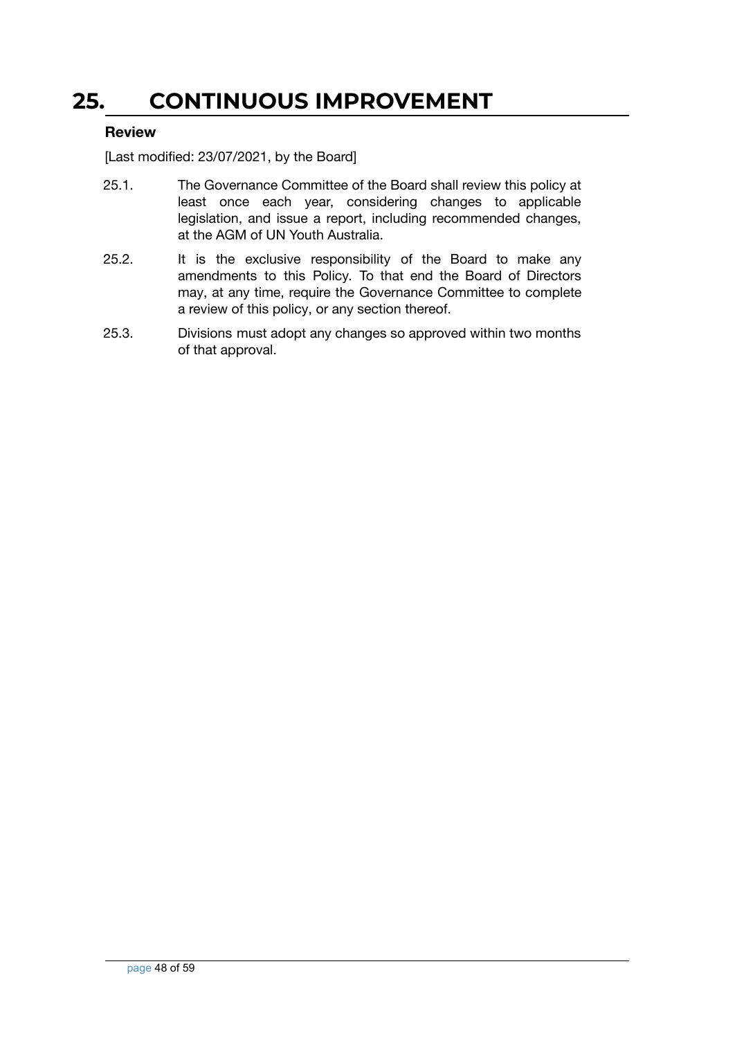# 25. CONTINUOUS IMPROVEMENT

### Review

[Last modified: 23/07/2021, by the Board]

25.1. The Governance Committee of the Board shall review this policy at least once each year, considering changes to applicable legislation, and issue a report, including recommended changes, at the AGM of UN Youth Australia.

25.2. It is the exclusive responsibility of the Board to make any amendments to this Policy. To that end the Board of Directors may, at any time, require the Governance Committee to complete a review of this policy, or any section thereof.

25.3. Divisions must adopt any changes so approved within two months of that approval.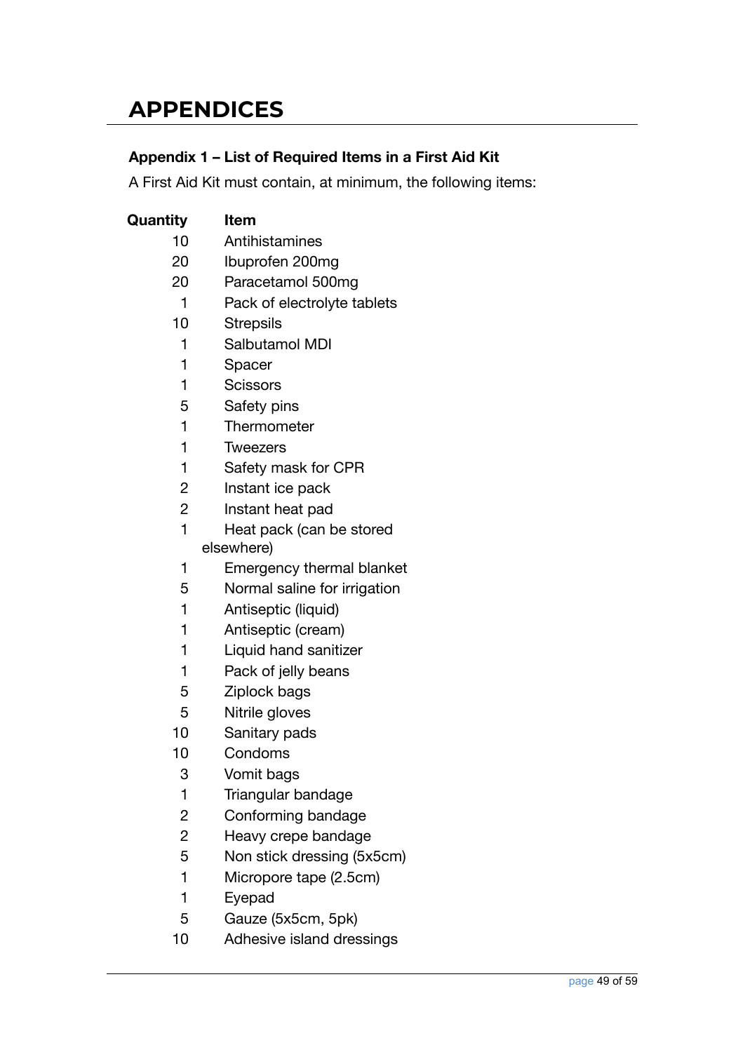# APPENDICES

### Appendix 1 – List of Required Items in a First Aid Kit

A First Aid Kit must contain, at minimum, the following items:

| Quantity | Item |
|---|---|
| 10 | Antihistamines |
| 20 | Ibuprofen 200mg |
| 20 | Paracetamol 500mg |
| 1 | Pack of electrolyte tablets |
| 10 | Strepsils |
| 1 | Salbutamol MDI |
| 1 | Spacer |
| 1 | Scissors |
| 5 | Safety pins |
| 1 | Thermometer |
| 1 | Tweezers |
| 1 | Safety mask for CPR |
| 2 | Instant ice pack |
| 2 | Instant heat pad |
| 1 | Heat pack (can be stored elsewhere) |
| 1 | Emergency thermal blanket |
| 5 | Normal saline for irrigation |
| 1 | Antiseptic (liquid) |
| 1 | Antiseptic (cream) |
| 1 | Liquid hand sanitizer |
| 1 | Pack of jelly beans |
| 5 | Ziplock bags |
| 5 | Nitrile gloves |
| 10 | Sanitary pads |
| 10 | Condoms |
| 3 | Vomit bags |
| 1 | Triangular bandage |
| 2 | Conforming bandage |
| 2 | Heavy crepe bandage |
| 5 | Non stick dressing (5x5cm) |
| 1 | Micropore tape (2.5cm) |
| 1 | Eyepad |
| 5 | Gauze (5x5cm, 5pk) |
| 10 | Adhesive island dressings |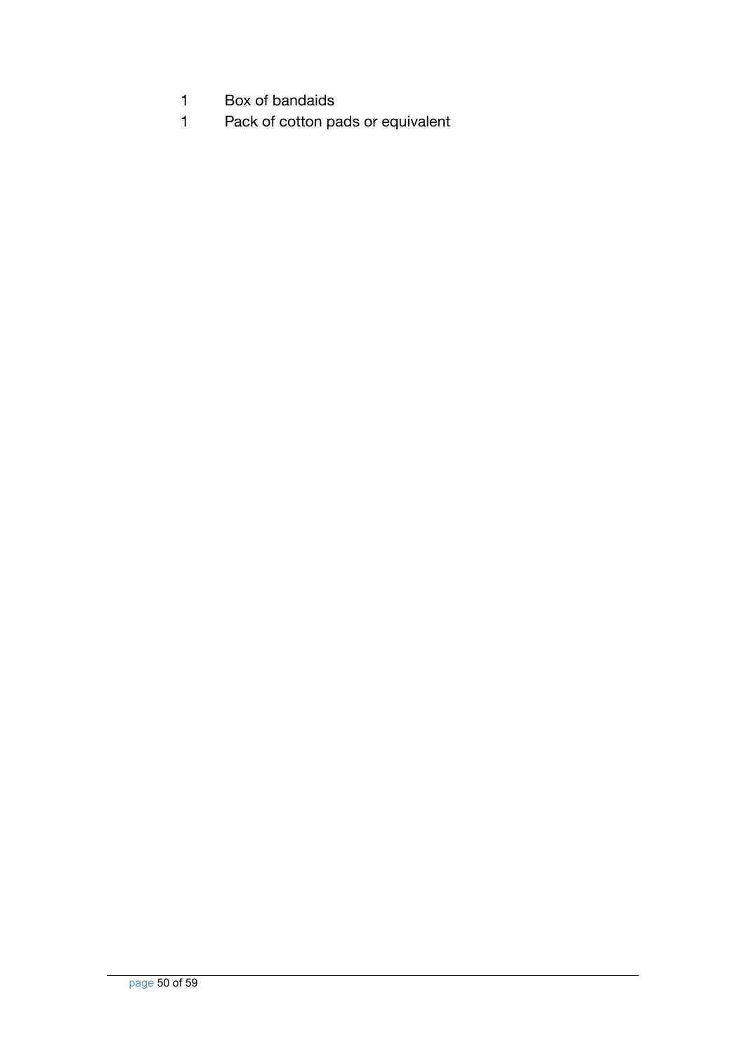| | |
|---|---|
| 1 | Box of bandaids |
| 1 | Pack of cotton pads or equivalent |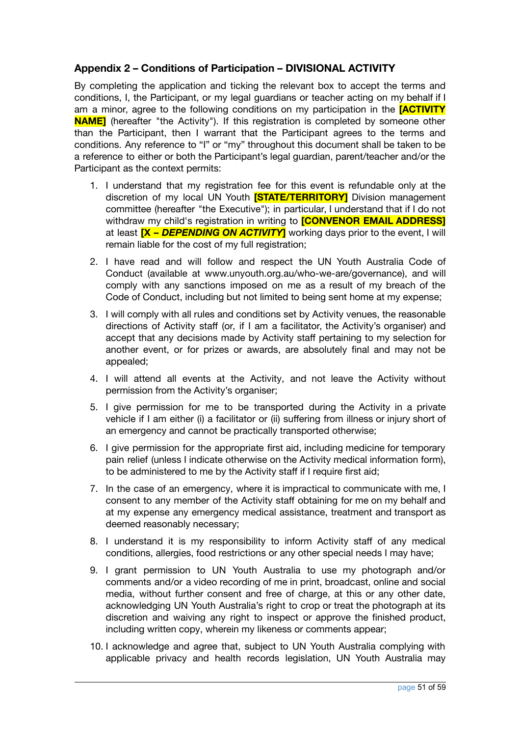### Appendix 2 – Conditions of Participation – DIVISIONAL ACTIVITY

By completing the application and ticking the relevant box to accept the terms and conditions, I, the Participant, or my legal guardians or teacher acting on my behalf if I am a minor, agree to the following conditions on my participation in the **[ACTIVITY NAME]** (hereafter "the Activity"). If this registration is completed by someone other than the Participant, then I warrant that the Participant agrees to the terms and conditions. Any reference to "I" or "my" throughout this document shall be taken to be a reference to either or both the Participant's legal guardian, parent/teacher and/or the Participant as the context permits:

1. I understand that my registration fee for this event is refundable only at the discretion of my local UN Youth **[STATE/TERRITORY]** Division management committee (hereafter "the Executive"); in particular, I understand that if I do not withdraw my child's registration in writing to **[CONVENOR EMAIL ADDRESS]** at least **[X – *DEPENDING ON ACTIVITY*]** working days prior to the event, I will remain liable for the cost of my full registration;
2. I have read and will follow and respect the UN Youth Australia Code of Conduct (available at www.unyouth.org.au/who-we-are/governance), and will comply with any sanctions imposed on me as a result of my breach of the Code of Conduct, including but not limited to being sent home at my expense;
3. I will comply with all rules and conditions set by Activity venues, the reasonable directions of Activity staff (or, if I am a facilitator, the Activity's organiser) and accept that any decisions made by Activity staff pertaining to my selection for another event, or for prizes or awards, are absolutely final and may not be appealed;
4. I will attend all events at the Activity, and not leave the Activity without permission from the Activity's organiser;
5. I give permission for me to be transported during the Activity in a private vehicle if I am either (i) a facilitator or (ii) suffering from illness or injury short of an emergency and cannot be practically transported otherwise;
6. I give permission for the appropriate first aid, including medicine for temporary pain relief (unless I indicate otherwise on the Activity medical information form), to be administered to me by the Activity staff if I require first aid;
7. In the case of an emergency, where it is impractical to communicate with me, I consent to any member of the Activity staff obtaining for me on my behalf and at my expense any emergency medical assistance, treatment and transport as deemed reasonably necessary;
8. I understand it is my responsibility to inform Activity staff of any medical conditions, allergies, food restrictions or any other special needs I may have;
9. I grant permission to UN Youth Australia to use my photograph and/or comments and/or a video recording of me in print, broadcast, online and social media, without further consent and free of charge, at this or any other date, acknowledging UN Youth Australia's right to crop or treat the photograph at its discretion and waiving any right to inspect or approve the finished product, including written copy, wherein my likeness or comments appear;
10. I acknowledge and agree that, subject to UN Youth Australia complying with applicable privacy and health records legislation, UN Youth Australia may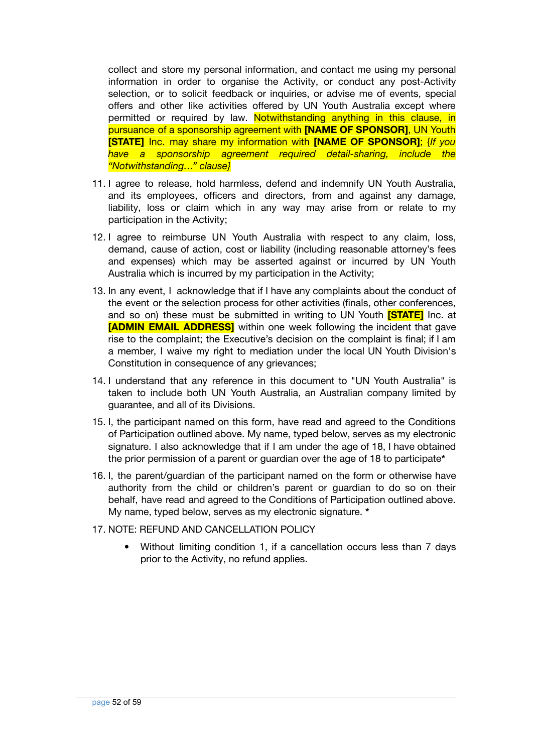collect and store my personal information, and contact me using my personal information in order to organise the Activity, or conduct any post-Activity selection, or to solicit feedback or inquiries, or advise me of events, special offers and other like activities offered by UN Youth Australia except where permitted or required by law. Notwithstanding anything in this clause, in pursuance of a sponsorship agreement with **[NAME OF SPONSOR]**, UN Youth **[STATE]** Inc. may share my information with **[NAME OF SPONSOR]**; {*If you have a sponsorship agreement required detail-sharing, include the "Notwithstanding…" clause}*

11. I agree to release, hold harmless, defend and indemnify UN Youth Australia, and its employees, officers and directors, from and against any damage, liability, loss or claim which in any way may arise from or relate to my participation in the Activity;
12. I agree to reimburse UN Youth Australia with respect to any claim, loss, demand, cause of action, cost or liability (including reasonable attorney's fees and expenses) which may be asserted against or incurred by UN Youth Australia which is incurred by my participation in the Activity;
13. In any event, I acknowledge that if I have any complaints about the conduct of the event or the selection process for other activities (finals, other conferences, and so on) these must be submitted in writing to UN Youth **[STATE]** Inc. at **[ADMIN EMAIL ADDRESS]** within one week following the incident that gave rise to the complaint; the Executive's decision on the complaint is final; if I am a member, I waive my right to mediation under the local UN Youth Division's Constitution in consequence of any grievances;
14. I understand that any reference in this document to "UN Youth Australia" is taken to include both UN Youth Australia, an Australian company limited by guarantee, and all of its Divisions.
15. I, the participant named on this form, have read and agreed to the Conditions of Participation outlined above. My name, typed below, serves as my electronic signature. I also acknowledge that if I am under the age of 18, I have obtained the prior permission of a parent or guardian over the age of 18 to participate*
16. I, the parent/guardian of the participant named on the form or otherwise have authority from the child or children's parent or guardian to do so on their behalf, have read and agreed to the Conditions of Participation outlined above. My name, typed below, serves as my electronic signature. *
17. NOTE: REFUND AND CANCELLATION POLICY
    - Without limiting condition 1, if a cancellation occurs less than 7 days prior to the Activity, no refund applies.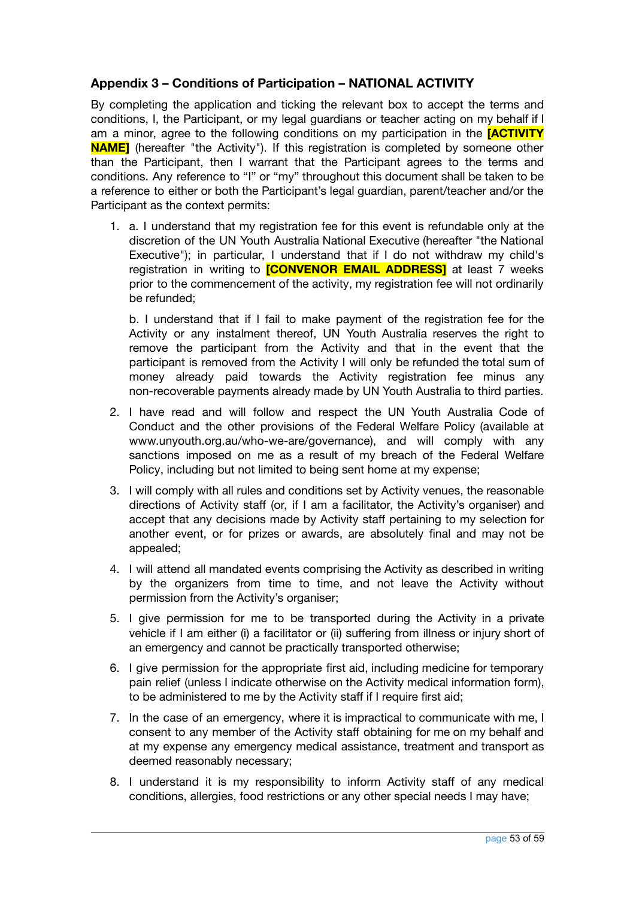### Appendix 3 – Conditions of Participation – NATIONAL ACTIVITY

By completing the application and ticking the relevant box to accept the terms and conditions, I, the Participant, or my legal guardians or teacher acting on my behalf if I am a minor, agree to the following conditions on my participation in the **[ACTIVITY NAME]** (hereafter "the Activity"). If this registration is completed by someone other than the Participant, then I warrant that the Participant agrees to the terms and conditions. Any reference to "I" or "my" throughout this document shall be taken to be a reference to either or both the Participant's legal guardian, parent/teacher and/or the Participant as the context permits:

1. a. I understand that my registration fee for this event is refundable only at the discretion of the UN Youth Australia National Executive (hereafter "the National Executive"); in particular, I understand that if I do not withdraw my child's registration in writing to **[CONVENOR EMAIL ADDRESS]** at least 7 weeks prior to the commencement of the activity, my registration fee will not ordinarily be refunded;

   b. I understand that if I fail to make payment of the registration fee for the Activity or any instalment thereof, UN Youth Australia reserves the right to remove the participant from the Activity and that in the event that the participant is removed from the Activity I will only be refunded the total sum of money already paid towards the Activity registration fee minus any non-recoverable payments already made by UN Youth Australia to third parties.

2. I have read and will follow and respect the UN Youth Australia Code of Conduct and the other provisions of the Federal Welfare Policy (available at www.unyouth.org.au/who-we-are/governance), and will comply with any sanctions imposed on me as a result of my breach of the Federal Welfare Policy, including but not limited to being sent home at my expense;

3. I will comply with all rules and conditions set by Activity venues, the reasonable directions of Activity staff (or, if I am a facilitator, the Activity's organiser) and accept that any decisions made by Activity staff pertaining to my selection for another event, or for prizes or awards, are absolutely final and may not be appealed;

4. I will attend all mandated events comprising the Activity as described in writing by the organizers from time to time, and not leave the Activity without permission from the Activity's organiser;

5. I give permission for me to be transported during the Activity in a private vehicle if I am either (i) a facilitator or (ii) suffering from illness or injury short of an emergency and cannot be practically transported otherwise;

6. I give permission for the appropriate first aid, including medicine for temporary pain relief (unless I indicate otherwise on the Activity medical information form), to be administered to me by the Activity staff if I require first aid;

7. In the case of an emergency, where it is impractical to communicate with me, I consent to any member of the Activity staff obtaining for me on my behalf and at my expense any emergency medical assistance, treatment and transport as deemed reasonably necessary;

8. I understand it is my responsibility to inform Activity staff of any medical conditions, allergies, food restrictions or any other special needs I may have;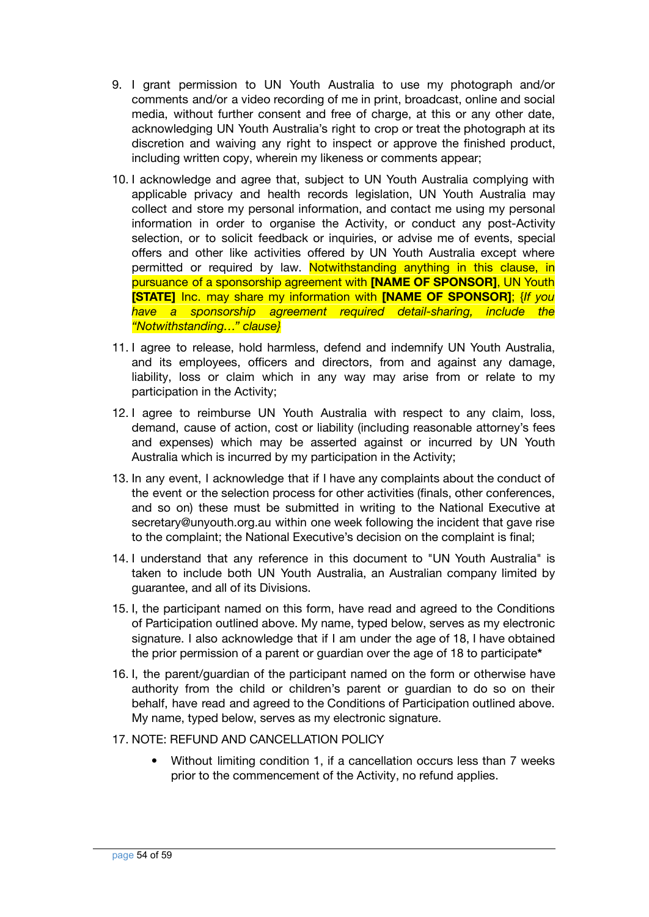9. I grant permission to UN Youth Australia to use my photograph and/or comments and/or a video recording of me in print, broadcast, online and social media, without further consent and free of charge, at this or any other date, acknowledging UN Youth Australia's right to crop or treat the photograph at its discretion and waiving any right to inspect or approve the finished product, including written copy, wherein my likeness or comments appear;

10. I acknowledge and agree that, subject to UN Youth Australia complying with applicable privacy and health records legislation, UN Youth Australia may collect and store my personal information, and contact me using my personal information in order to organise the Activity, or conduct any post-Activity selection, or to solicit feedback or inquiries, or advise me of events, special offers and other like activities offered by UN Youth Australia except where permitted or required by law. Notwithstanding anything in this clause, in pursuance of a sponsorship agreement with **[NAME OF SPONSOR]**, UN Youth **[STATE]** Inc. may share my information with **[NAME OF SPONSOR]**; {*If you have a sponsorship agreement required detail-sharing, include the "Notwithstanding…" clause*}

11. I agree to release, hold harmless, defend and indemnify UN Youth Australia, and its employees, officers and directors, from and against any damage, liability, loss or claim which in any way may arise from or relate to my participation in the Activity;

12. I agree to reimburse UN Youth Australia with respect to any claim, loss, demand, cause of action, cost or liability (including reasonable attorney's fees and expenses) which may be asserted against or incurred by UN Youth Australia which is incurred by my participation in the Activity;

13. In any event, I acknowledge that if I have any complaints about the conduct of the event or the selection process for other activities (finals, other conferences, and so on) these must be submitted in writing to the National Executive at secretary@unyouth.org.au within one week following the incident that gave rise to the complaint; the National Executive's decision on the complaint is final;

14. I understand that any reference in this document to "UN Youth Australia" is taken to include both UN Youth Australia, an Australian company limited by guarantee, and all of its Divisions.

15. I, the participant named on this form, have read and agreed to the Conditions of Participation outlined above. My name, typed below, serves as my electronic signature. I also acknowledge that if I am under the age of 18, I have obtained the prior permission of a parent or guardian over the age of 18 to participate*

16. I, the parent/guardian of the participant named on the form or otherwise have authority from the child or children's parent or guardian to do so on their behalf, have read and agreed to the Conditions of Participation outlined above. My name, typed below, serves as my electronic signature.

17. NOTE: REFUND AND CANCELLATION POLICY

    - Without limiting condition 1, if a cancellation occurs less than 7 weeks prior to the commencement of the Activity, no refund applies.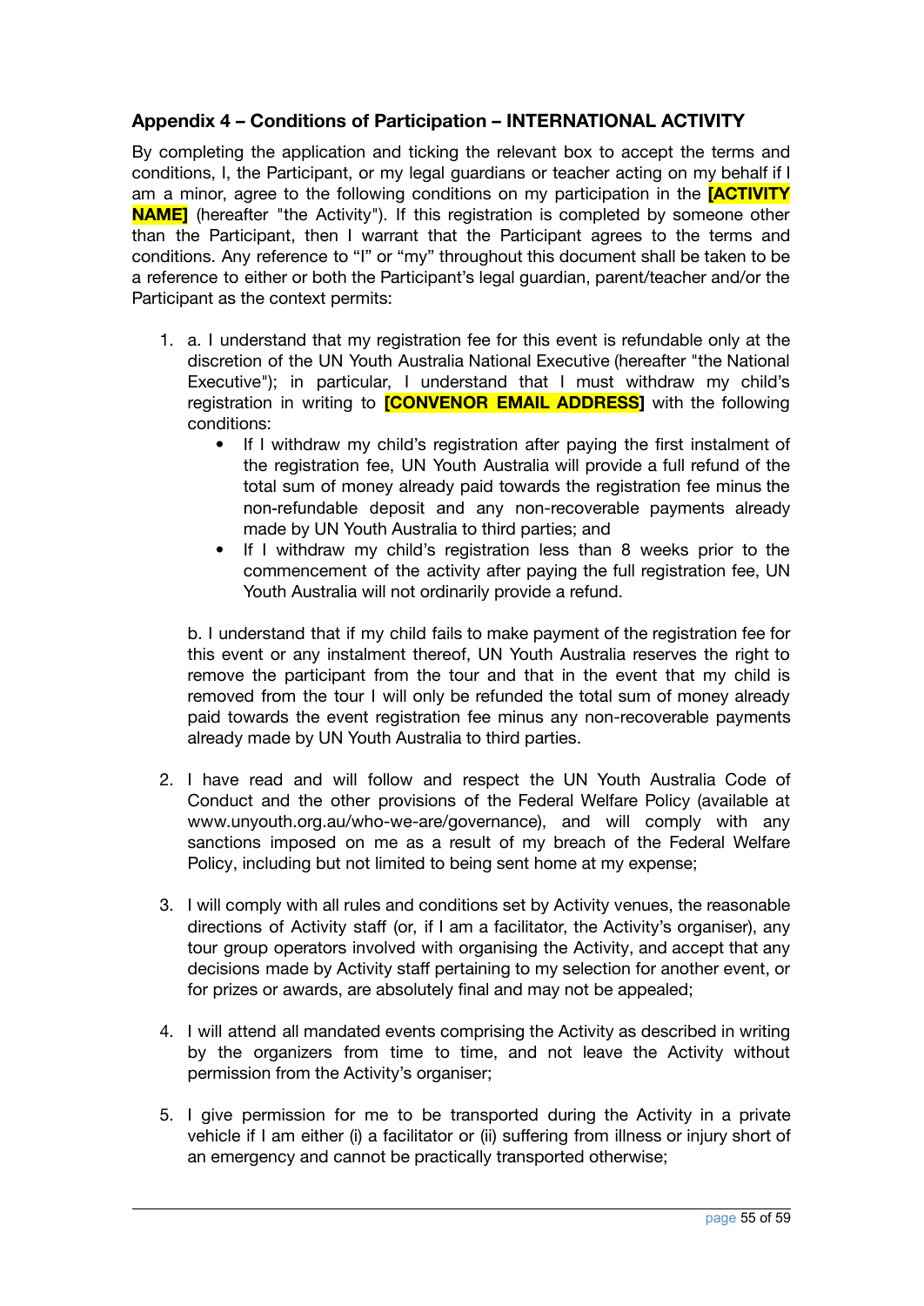## Appendix 4 – Conditions of Participation – INTERNATIONAL ACTIVITY

By completing the application and ticking the relevant box to accept the terms and conditions, I, the Participant, or my legal guardians or teacher acting on my behalf if I am a minor, agree to the following conditions on my participation in the **[ACTIVITY NAME]** (hereafter "the Activity"). If this registration is completed by someone other than the Participant, then I warrant that the Participant agrees to the terms and conditions. Any reference to "I" or "my" throughout this document shall be taken to be a reference to either or both the Participant's legal guardian, parent/teacher and/or the Participant as the context permits:

1. a. I understand that my registration fee for this event is refundable only at the discretion of the UN Youth Australia National Executive (hereafter "the National Executive"); in particular, I understand that I must withdraw my child's registration in writing to **[CONVENOR EMAIL ADDRESS]** with the following conditions:
   - If I withdraw my child's registration after paying the first instalment of the registration fee, UN Youth Australia will provide a full refund of the total sum of money already paid towards the registration fee minus the non-refundable deposit and any non-recoverable payments already made by UN Youth Australia to third parties; and
   - If I withdraw my child's registration less than 8 weeks prior to the commencement of the activity after paying the full registration fee, UN Youth Australia will not ordinarily provide a refund.

   b. I understand that if my child fails to make payment of the registration fee for this event or any instalment thereof, UN Youth Australia reserves the right to remove the participant from the tour and that in the event that my child is removed from the tour I will only be refunded the total sum of money already paid towards the event registration fee minus any non-recoverable payments already made by UN Youth Australia to third parties.

2. I have read and will follow and respect the UN Youth Australia Code of Conduct and the other provisions of the Federal Welfare Policy (available at www.unyouth.org.au/who-we-are/governance), and will comply with any sanctions imposed on me as a result of my breach of the Federal Welfare Policy, including but not limited to being sent home at my expense;

3. I will comply with all rules and conditions set by Activity venues, the reasonable directions of Activity staff (or, if I am a facilitator, the Activity's organiser), any tour group operators involved with organising the Activity, and accept that any decisions made by Activity staff pertaining to my selection for another event, or for prizes or awards, are absolutely final and may not be appealed;

4. I will attend all mandated events comprising the Activity as described in writing by the organizers from time to time, and not leave the Activity without permission from the Activity's organiser;

5. I give permission for me to be transported during the Activity in a private vehicle if I am either (i) a facilitator or (ii) suffering from illness or injury short of an emergency and cannot be practically transported otherwise;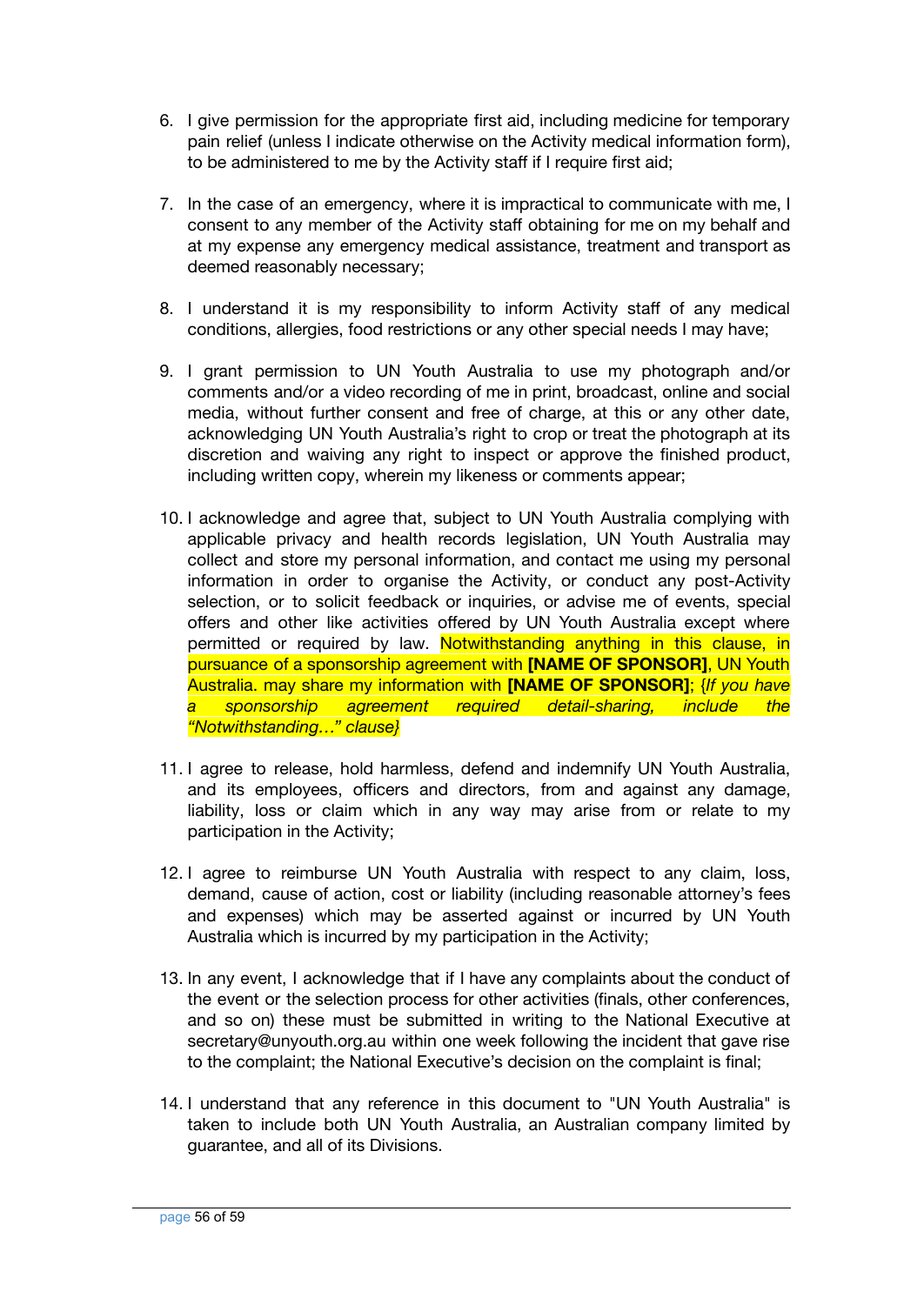6. I give permission for the appropriate first aid, including medicine for temporary pain relief (unless I indicate otherwise on the Activity medical information form), to be administered to me by the Activity staff if I require first aid;

7. In the case of an emergency, where it is impractical to communicate with me, I consent to any member of the Activity staff obtaining for me on my behalf and at my expense any emergency medical assistance, treatment and transport as deemed reasonably necessary;

8. I understand it is my responsibility to inform Activity staff of any medical conditions, allergies, food restrictions or any other special needs I may have;

9. I grant permission to UN Youth Australia to use my photograph and/or comments and/or a video recording of me in print, broadcast, online and social media, without further consent and free of charge, at this or any other date, acknowledging UN Youth Australia's right to crop or treat the photograph at its discretion and waiving any right to inspect or approve the finished product, including written copy, wherein my likeness or comments appear;

10. I acknowledge and agree that, subject to UN Youth Australia complying with applicable privacy and health records legislation, UN Youth Australia may collect and store my personal information, and contact me using my personal information in order to organise the Activity, or conduct any post-Activity selection, or to solicit feedback or inquiries, or advise me of events, special offers and other like activities offered by UN Youth Australia except where permitted or required by law. Notwithstanding anything in this clause, in pursuance of a sponsorship agreement with **[NAME OF SPONSOR]**, UN Youth Australia. may share my information with **[NAME OF SPONSOR]**; {*If you have a sponsorship agreement required detail-sharing, include the "Notwithstanding…" clause*}

11. I agree to release, hold harmless, defend and indemnify UN Youth Australia, and its employees, officers and directors, from and against any damage, liability, loss or claim which in any way may arise from or relate to my participation in the Activity;

12. I agree to reimburse UN Youth Australia with respect to any claim, loss, demand, cause of action, cost or liability (including reasonable attorney's fees and expenses) which may be asserted against or incurred by UN Youth Australia which is incurred by my participation in the Activity;

13. In any event, I acknowledge that if I have any complaints about the conduct of the event or the selection process for other activities (finals, other conferences, and so on) these must be submitted in writing to the National Executive at secretary@unyouth.org.au within one week following the incident that gave rise to the complaint; the National Executive's decision on the complaint is final;

14. I understand that any reference in this document to "UN Youth Australia" is taken to include both UN Youth Australia, an Australian company limited by guarantee, and all of its Divisions.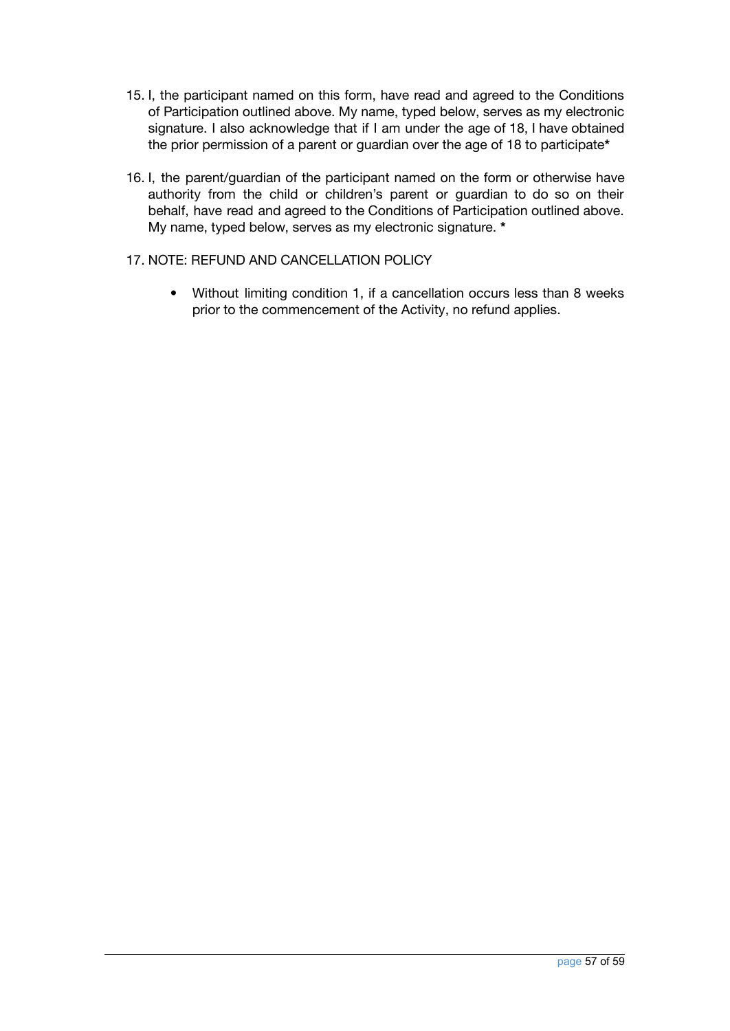15. I, the participant named on this form, have read and agreed to the Conditions of Participation outlined above. My name, typed below, serves as my electronic signature. I also acknowledge that if I am under the age of 18, I have obtained the prior permission of a parent or guardian over the age of 18 to participate*

16. I, the parent/guardian of the participant named on the form or otherwise have authority from the child or children's parent or guardian to do so on their behalf, have read and agreed to the Conditions of Participation outlined above. My name, typed below, serves as my electronic signature. *

17. NOTE: REFUND AND CANCELLATION POLICY

    - Without limiting condition 1, if a cancellation occurs less than 8 weeks prior to the commencement of the Activity, no refund applies.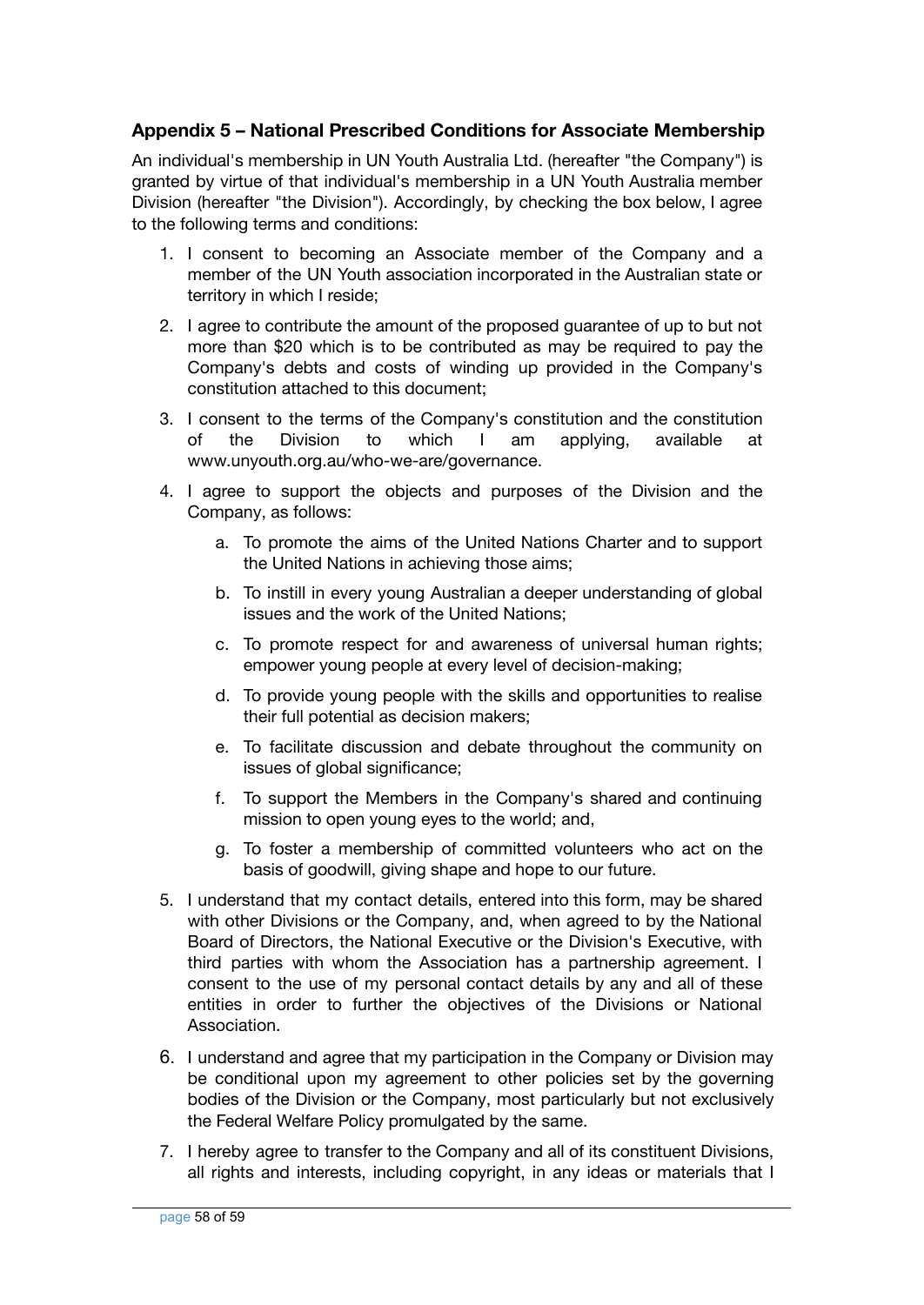### Appendix 5 – National Prescribed Conditions for Associate Membership

An individual's membership in UN Youth Australia Ltd. (hereafter "the Company") is granted by virtue of that individual's membership in a UN Youth Australia member Division (hereafter "the Division"). Accordingly, by checking the box below, I agree to the following terms and conditions:

1. I consent to becoming an Associate member of the Company and a member of the UN Youth association incorporated in the Australian state or territory in which I reside;
2. I agree to contribute the amount of the proposed guarantee of up to but not more than $20 which is to be contributed as may be required to pay the Company's debts and costs of winding up provided in the Company's constitution attached to this document;
3. I consent to the terms of the Company's constitution and the constitution of the Division to which I am applying, available at www.unyouth.org.au/who-we-are/governance.
4. I agree to support the objects and purposes of the Division and the Company, as follows:
    a. To promote the aims of the United Nations Charter and to support the United Nations in achieving those aims;
    b. To instill in every young Australian a deeper understanding of global issues and the work of the United Nations;
    c. To promote respect for and awareness of universal human rights; empower young people at every level of decision-making;
    d. To provide young people with the skills and opportunities to realise their full potential as decision makers;
    e. To facilitate discussion and debate throughout the community on issues of global significance;
    f. To support the Members in the Company's shared and continuing mission to open young eyes to the world; and,
    g. To foster a membership of committed volunteers who act on the basis of goodwill, giving shape and hope to our future.
5. I understand that my contact details, entered into this form, may be shared with other Divisions or the Company, and, when agreed to by the National Board of Directors, the National Executive or the Division's Executive, with third parties with whom the Association has a partnership agreement. I consent to the use of my personal contact details by any and all of these entities in order to further the objectives of the Divisions or National Association.
6. I understand and agree that my participation in the Company or Division may be conditional upon my agreement to other policies set by the governing bodies of the Division or the Company, most particularly but not exclusively the Federal Welfare Policy promulgated by the same.
7. I hereby agree to transfer to the Company and all of its constituent Divisions, all rights and interests, including copyright, in any ideas or materials that I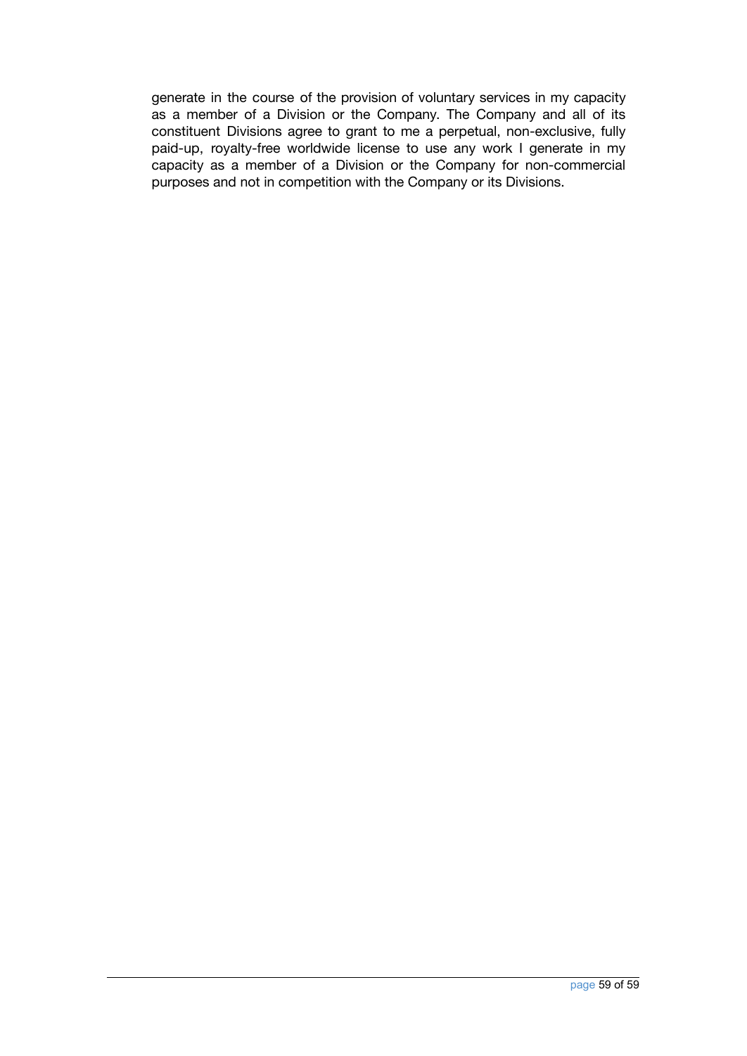generate in the course of the provision of voluntary services in my capacity as a member of a Division or the Company. The Company and all of its constituent Divisions agree to grant to me a perpetual, non-exclusive, fully paid-up, royalty-free worldwide license to use any work I generate in my capacity as a member of a Division or the Company for non-commercial purposes and not in competition with the Company or its Divisions.